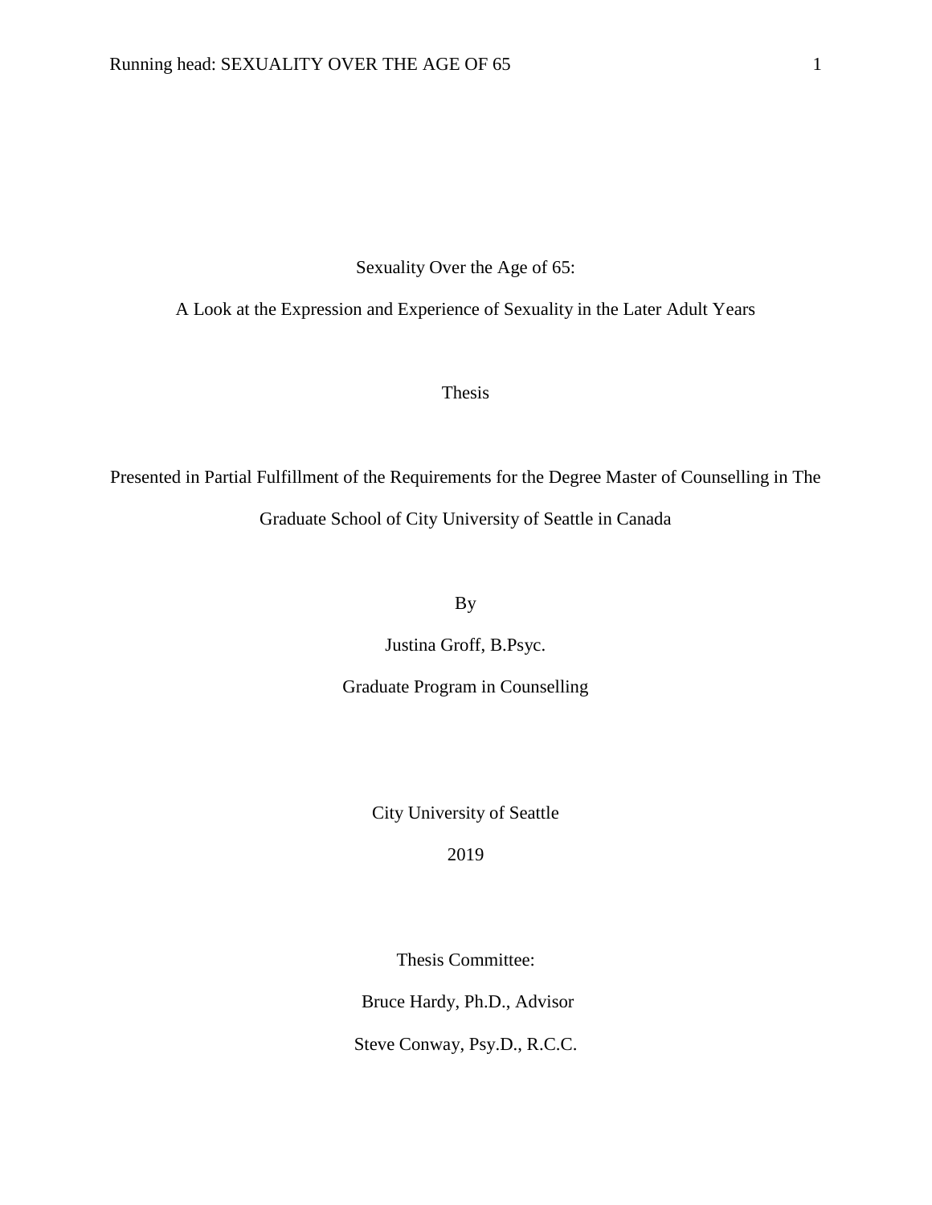# Sexuality Over the Age of 65:

## A Look at the Expression and Experience of Sexuality in the Later Adult Years

Thesis

Presented in Partial Fulfillment of the Requirements for the Degree Master of Counselling in The Graduate School of City University of Seattle in Canada

By

Justina Groff, B.Psyc.

Graduate Program in Counselling

City University of Seattle

2019

Thesis Committee:

Bruce Hardy, Ph.D., Advisor

Steve Conway, Psy.D., R.C.C.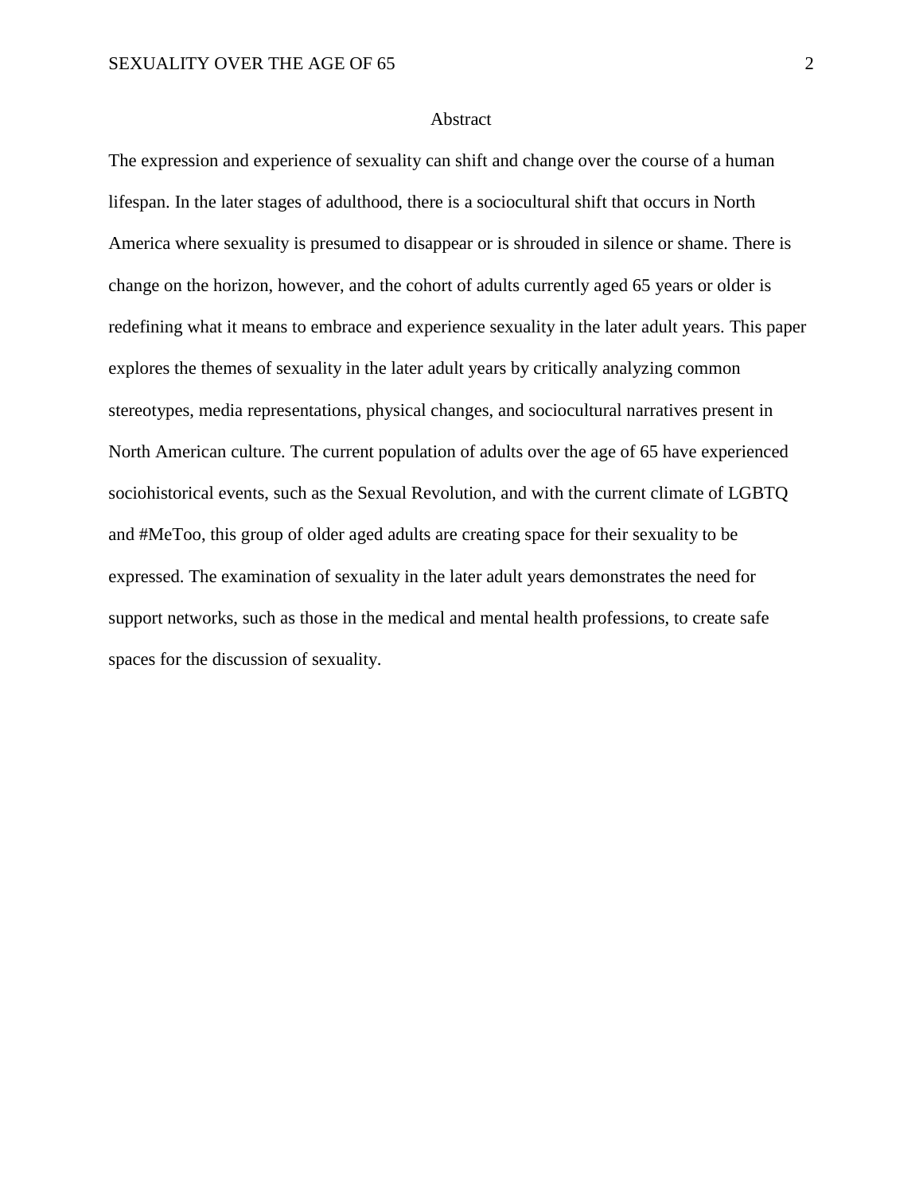# Abstract

The expression and experience of sexuality can shift and change over the course of a human lifespan. In the later stages of adulthood, there is a sociocultural shift that occurs in North America where sexuality is presumed to disappear or is shrouded in silence or shame. There is change on the horizon, however, and the cohort of adults currently aged 65 years or older is redefining what it means to embrace and experience sexuality in the later adult years. This paper explores the themes of sexuality in the later adult years by critically analyzing common stereotypes, media representations, physical changes, and sociocultural narratives present in North American culture. The current population of adults over the age of 65 have experienced sociohistorical events, such as the Sexual Revolution, and with the current climate of LGBTQ and #MeToo, this group of older aged adults are creating space for their sexuality to be expressed. The examination of sexuality in the later adult years demonstrates the need for support networks, such as those in the medical and mental health professions, to create safe spaces for the discussion of sexuality.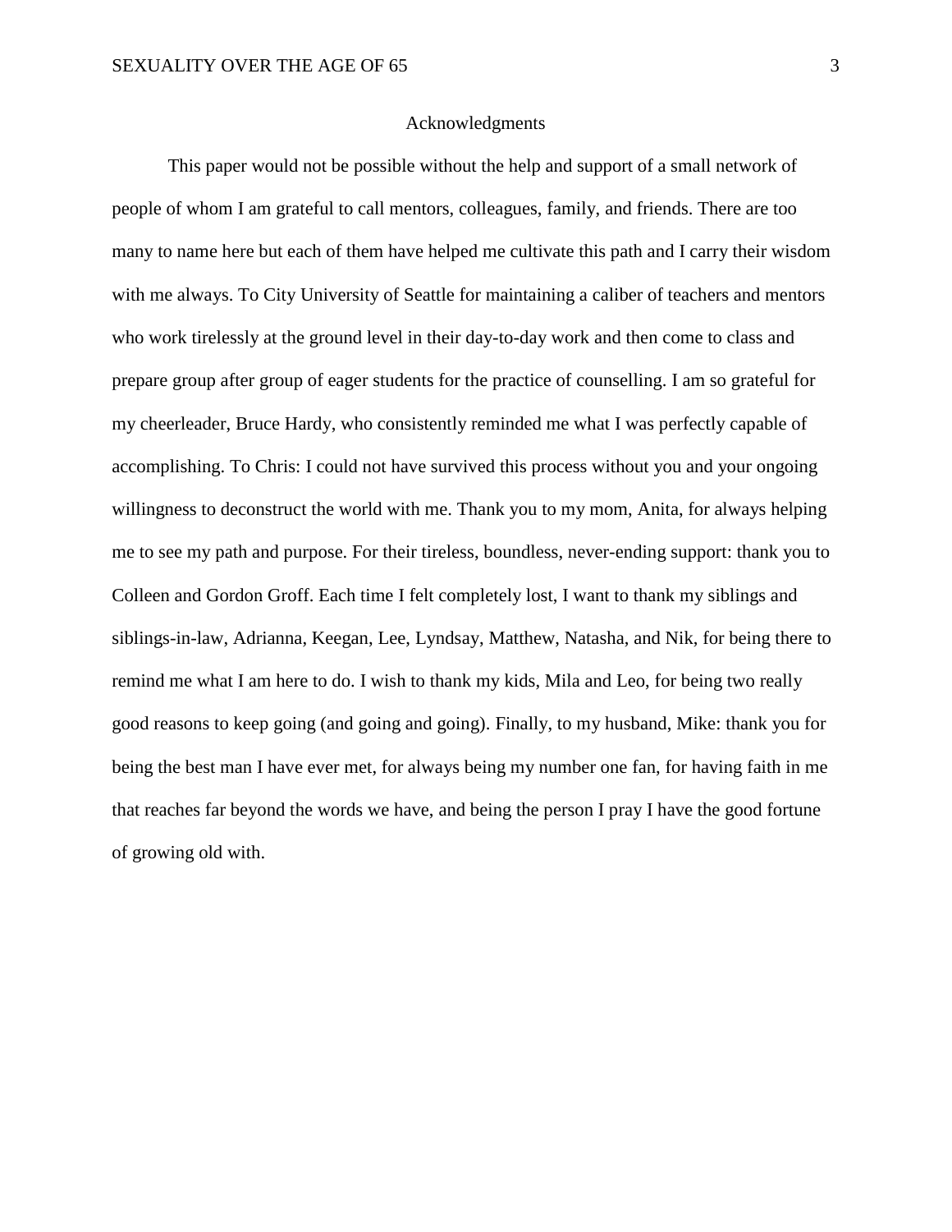# Acknowledgments

This paper would not be possible without the help and support of a small network of people of whom I am grateful to call mentors, colleagues, family, and friends. There are too many to name here but each of them have helped me cultivate this path and I carry their wisdom with me always. To City University of Seattle for maintaining a caliber of teachers and mentors who work tirelessly at the ground level in their day-to-day work and then come to class and prepare group after group of eager students for the practice of counselling. I am so grateful for my cheerleader, Bruce Hardy, who consistently reminded me what I was perfectly capable of accomplishing. To Chris: I could not have survived this process without you and your ongoing willingness to deconstruct the world with me. Thank you to my mom, Anita, for always helping me to see my path and purpose. For their tireless, boundless, never-ending support: thank you to Colleen and Gordon Groff. Each time I felt completely lost, I want to thank my siblings and siblings-in-law, Adrianna, Keegan, Lee, Lyndsay, Matthew, Natasha, and Nik, for being there to remind me what I am here to do. I wish to thank my kids, Mila and Leo, for being two really good reasons to keep going (and going and going). Finally, to my husband, Mike: thank you for being the best man I have ever met, for always being my number one fan, for having faith in me that reaches far beyond the words we have, and being the person I pray I have the good fortune of growing old with.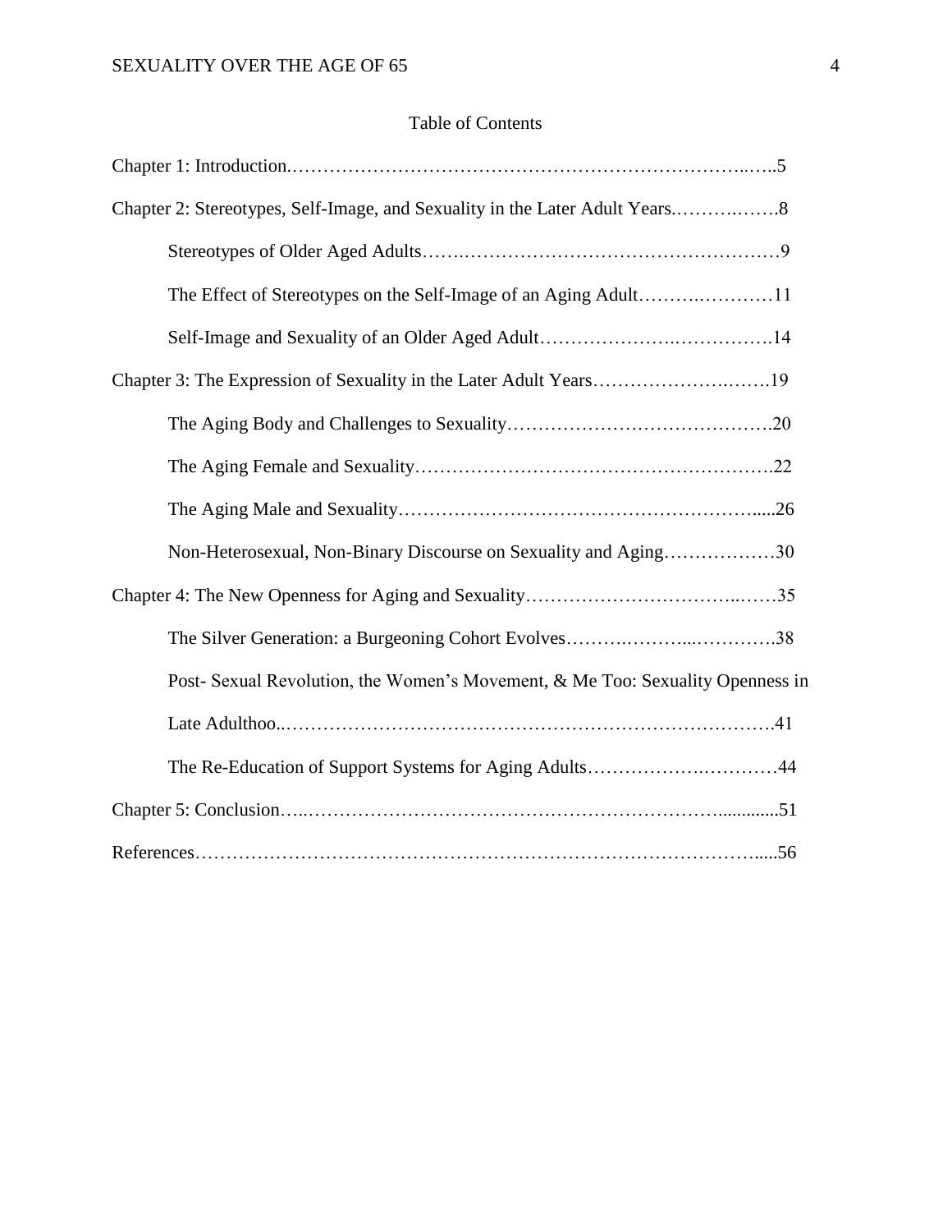# Table of Contents

Chapter 1: Introduction.……………………………………………………………..…..5

Chapter 2: Stereotypes, Self-Image, and Sexuality in the Later Adult Years.……….…….8

Stereotypes of Older Aged Adults…….……………………………………………9

The Effect of Stereotypes on the Self-Image of an Aging Adult……….…………11

Self-Image and Sexuality of an Older Aged Adult………………….…………….14

Chapter 3: The Expression of Sexuality in the Later Adult Years…………………….…….19

The Aging Body and Challenges to Sexuality…………………………………….20

The Aging Female and Sexuality………………………………………………….22

The Aging Male and Sexuality……………………………………………….....26

Non-Heterosexual, Non-Binary Discourse on Sexuality and Aging………………30

Chapter 4: The New Openness for Aging and Sexuality……………………………..……35

The Silver Generation: a Burgeoning Cohort Evolves…….………...………….38

Post- Sexual Revolution, the Women's Movement, & Me Too: Sexuality Openness in Late Adulthoo..……………………………………………………………………41

The Re-Education of Support Systems for Aging Adults…………….…………44

Chapter 5: Conclusion…..……………………………………………………….............51

References…………………………………………………………………………….....56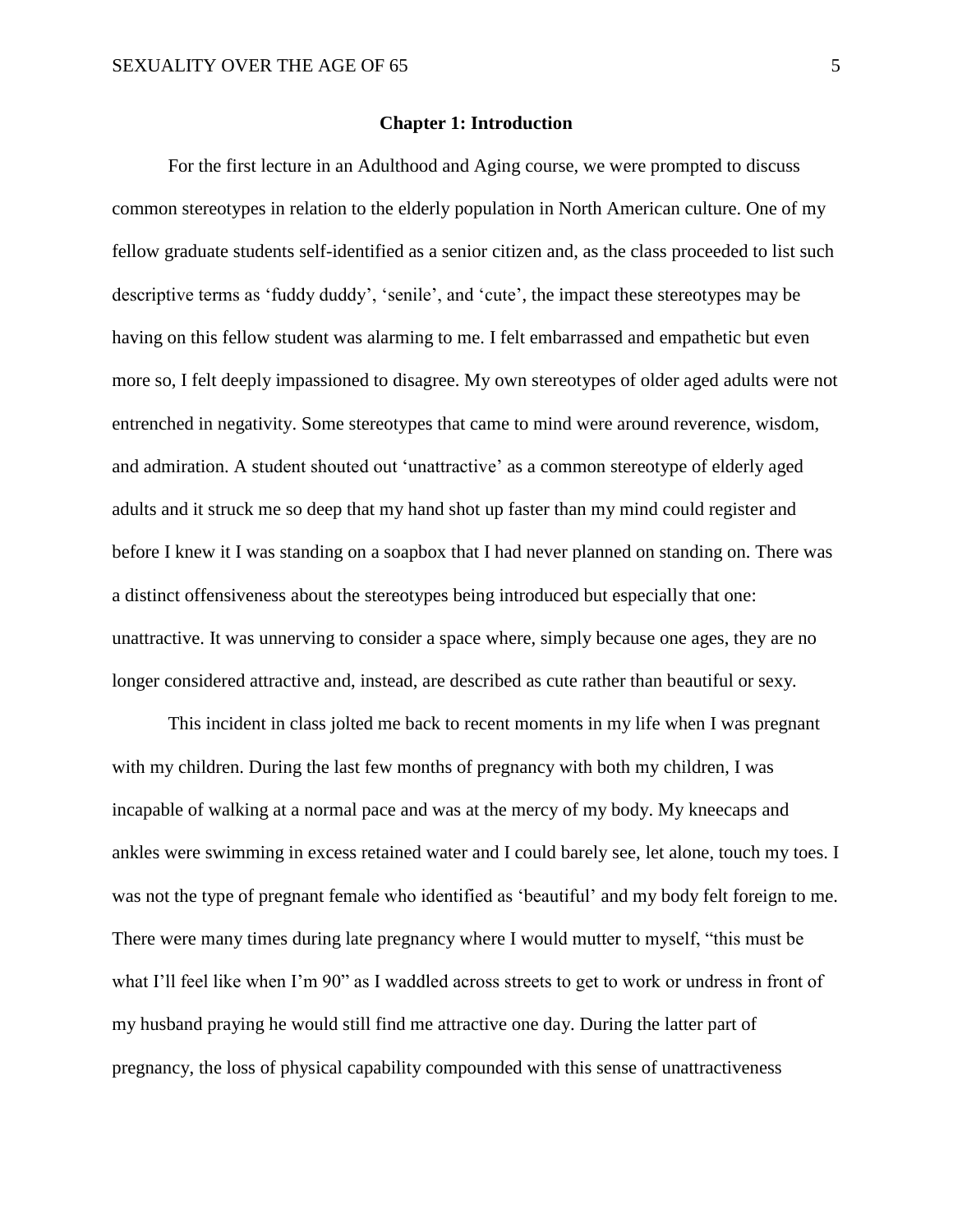## Chapter 1: Introduction

For the first lecture in an Adulthood and Aging course, we were prompted to discuss common stereotypes in relation to the elderly population in North American culture. One of my fellow graduate students self-identified as a senior citizen and, as the class proceeded to list such descriptive terms as 'fuddy duddy', 'senile', and 'cute', the impact these stereotypes may be having on this fellow student was alarming to me. I felt embarrassed and empathetic but even more so, I felt deeply impassioned to disagree. My own stereotypes of older aged adults were not entrenched in negativity. Some stereotypes that came to mind were around reverence, wisdom, and admiration. A student shouted out 'unattractive' as a common stereotype of elderly aged adults and it struck me so deep that my hand shot up faster than my mind could register and before I knew it I was standing on a soapbox that I had never planned on standing on. There was a distinct offensiveness about the stereotypes being introduced but especially that one: unattractive. It was unnerving to consider a space where, simply because one ages, they are no longer considered attractive and, instead, are described as cute rather than beautiful or sexy.

This incident in class jolted me back to recent moments in my life when I was pregnant with my children. During the last few months of pregnancy with both my children, I was incapable of walking at a normal pace and was at the mercy of my body. My kneecaps and ankles were swimming in excess retained water and I could barely see, let alone, touch my toes. I was not the type of pregnant female who identified as 'beautiful' and my body felt foreign to me. There were many times during late pregnancy where I would mutter to myself, "this must be what I'll feel like when I'm 90" as I waddled across streets to get to work or undress in front of my husband praying he would still find me attractive one day. During the latter part of pregnancy, the loss of physical capability compounded with this sense of unattractiveness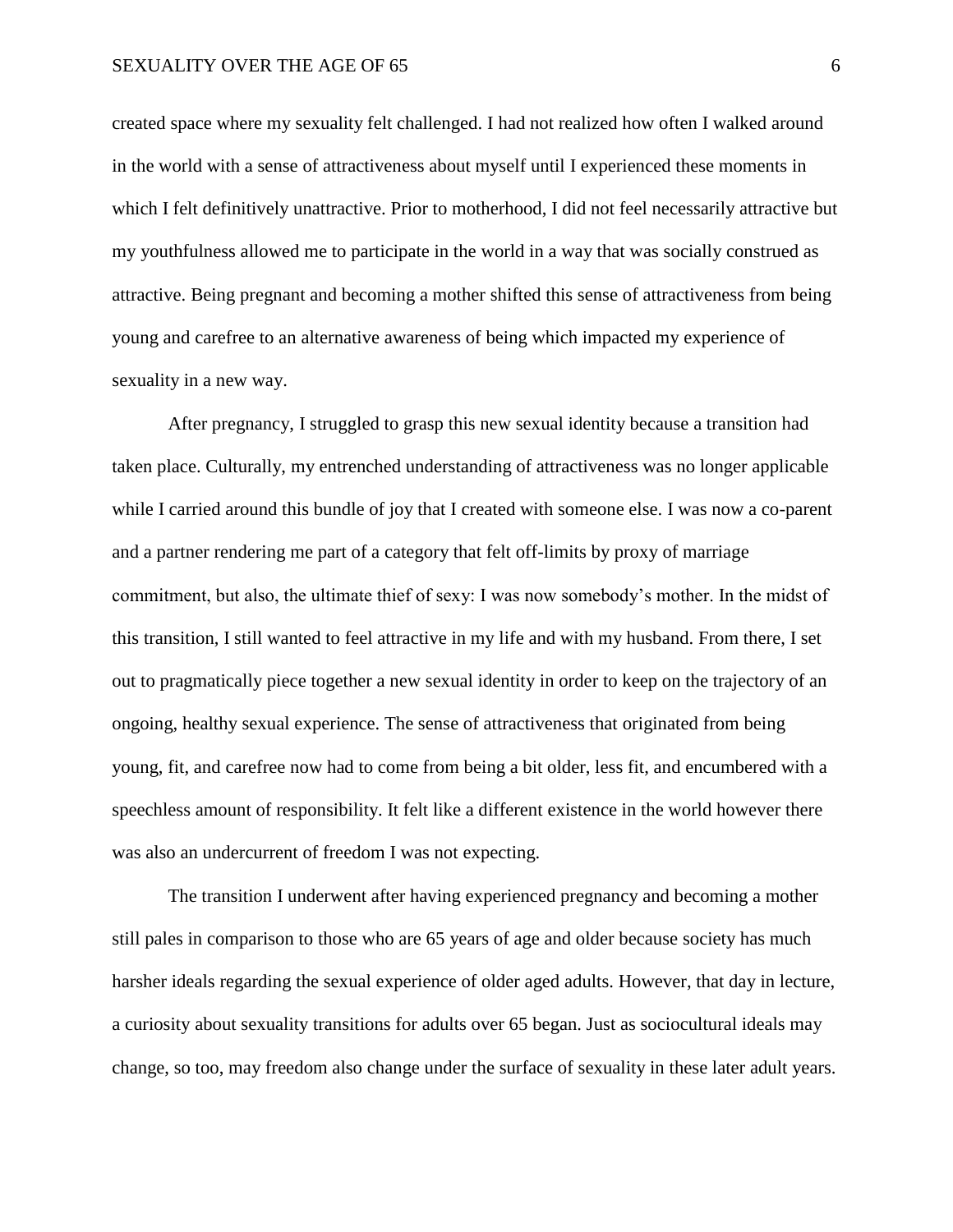created space where my sexuality felt challenged. I had not realized how often I walked around in the world with a sense of attractiveness about myself until I experienced these moments in which I felt definitively unattractive. Prior to motherhood, I did not feel necessarily attractive but my youthfulness allowed me to participate in the world in a way that was socially construed as attractive. Being pregnant and becoming a mother shifted this sense of attractiveness from being young and carefree to an alternative awareness of being which impacted my experience of sexuality in a new way.

After pregnancy, I struggled to grasp this new sexual identity because a transition had taken place. Culturally, my entrenched understanding of attractiveness was no longer applicable while I carried around this bundle of joy that I created with someone else. I was now a co-parent and a partner rendering me part of a category that felt off-limits by proxy of marriage commitment, but also, the ultimate thief of sexy: I was now somebody's mother. In the midst of this transition, I still wanted to feel attractive in my life and with my husband. From there, I set out to pragmatically piece together a new sexual identity in order to keep on the trajectory of an ongoing, healthy sexual experience. The sense of attractiveness that originated from being young, fit, and carefree now had to come from being a bit older, less fit, and encumbered with a speechless amount of responsibility. It felt like a different existence in the world however there was also an undercurrent of freedom I was not expecting.

The transition I underwent after having experienced pregnancy and becoming a mother still pales in comparison to those who are 65 years of age and older because society has much harsher ideals regarding the sexual experience of older aged adults. However, that day in lecture, a curiosity about sexuality transitions for adults over 65 began. Just as sociocultural ideals may change, so too, may freedom also change under the surface of sexuality in these later adult years.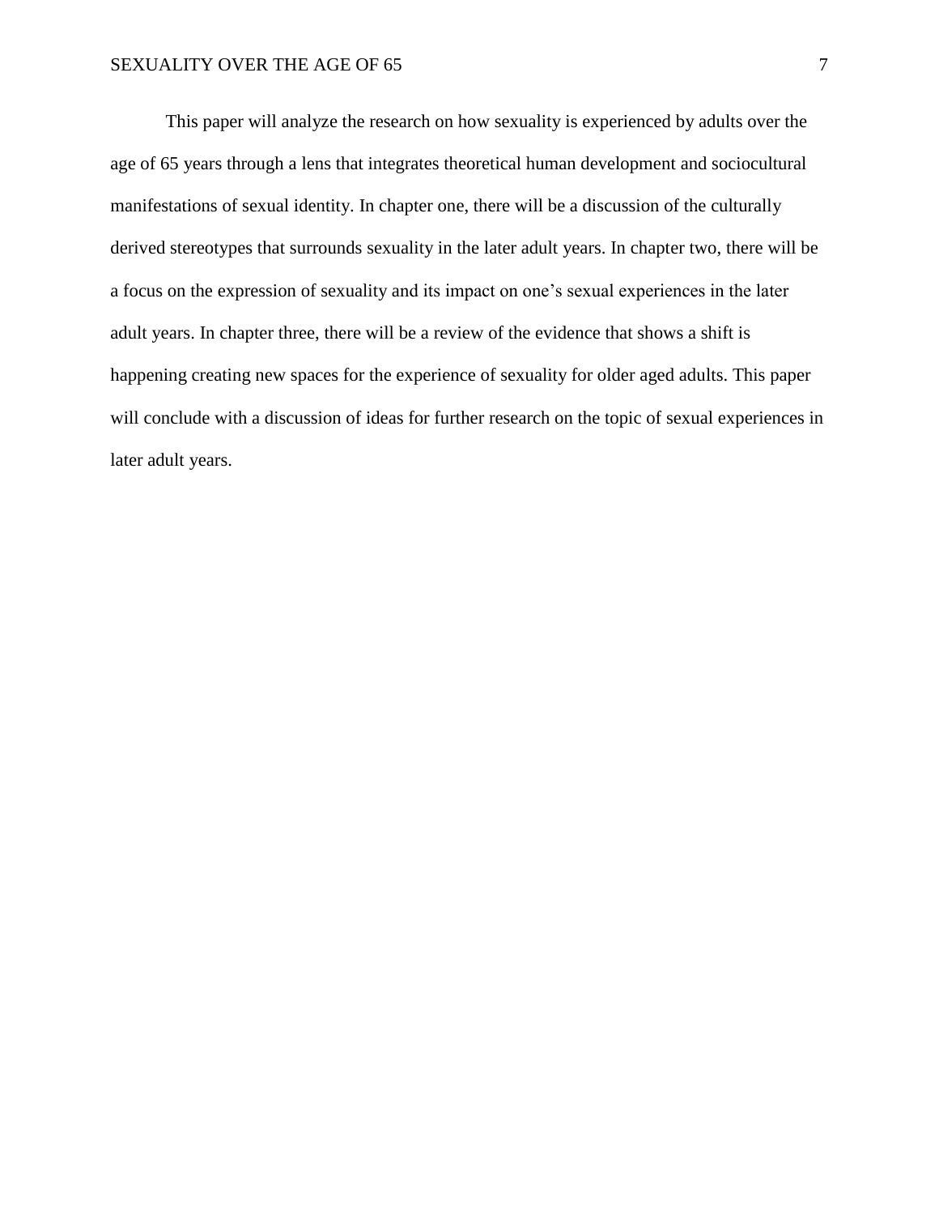This paper will analyze the research on how sexuality is experienced by adults over the age of 65 years through a lens that integrates theoretical human development and sociocultural manifestations of sexual identity. In chapter one, there will be a discussion of the culturally derived stereotypes that surrounds sexuality in the later adult years. In chapter two, there will be a focus on the expression of sexuality and its impact on one's sexual experiences in the later adult years. In chapter three, there will be a review of the evidence that shows a shift is happening creating new spaces for the experience of sexuality for older aged adults. This paper will conclude with a discussion of ideas for further research on the topic of sexual experiences in later adult years.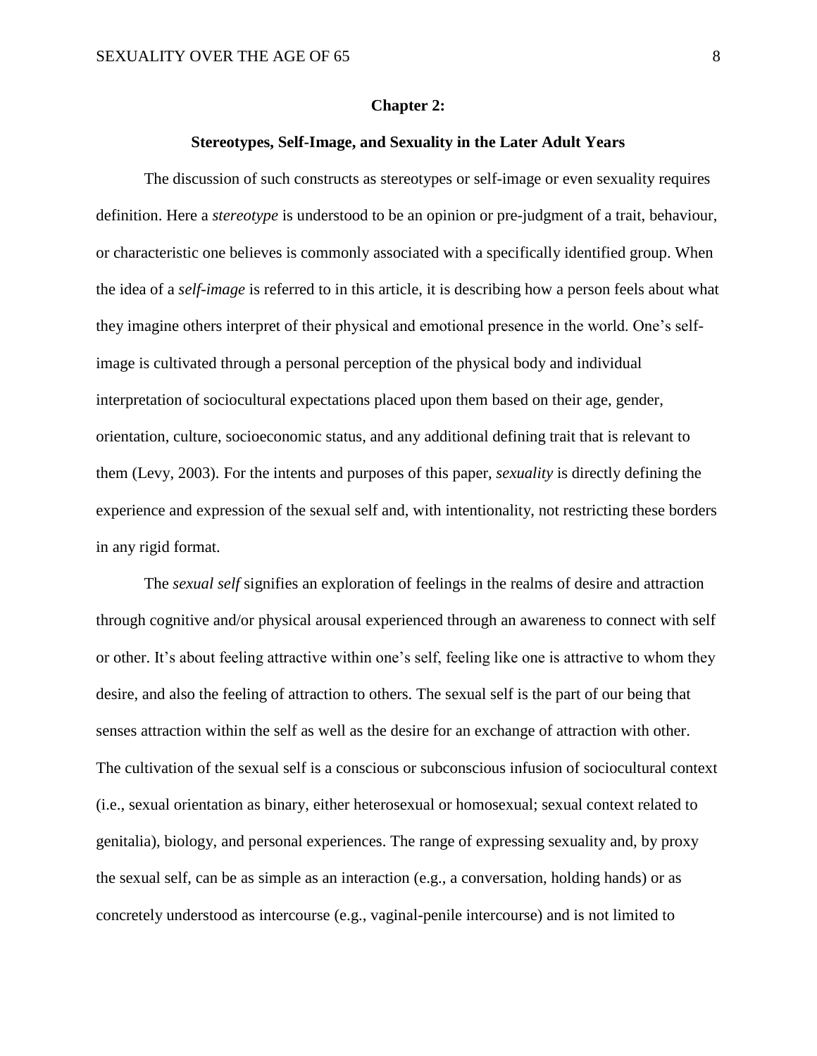## Chapter 2:

### Stereotypes, Self-Image, and Sexuality in the Later Adult Years

The discussion of such constructs as stereotypes or self-image or even sexuality requires definition. Here a *stereotype* is understood to be an opinion or pre-judgment of a trait, behaviour, or characteristic one believes is commonly associated with a specifically identified group. When the idea of a *self-image* is referred to in this article, it is describing how a person feels about what they imagine others interpret of their physical and emotional presence in the world. One's self-image is cultivated through a personal perception of the physical body and individual interpretation of sociocultural expectations placed upon them based on their age, gender, orientation, culture, socioeconomic status, and any additional defining trait that is relevant to them (Levy, 2003). For the intents and purposes of this paper, *sexuality* is directly defining the experience and expression of the sexual self and, with intentionality, not restricting these borders in any rigid format.

The *sexual self* signifies an exploration of feelings in the realms of desire and attraction through cognitive and/or physical arousal experienced through an awareness to connect with self or other. It's about feeling attractive within one's self, feeling like one is attractive to whom they desire, and also the feeling of attraction to others. The sexual self is the part of our being that senses attraction within the self as well as the desire for an exchange of attraction with other. The cultivation of the sexual self is a conscious or subconscious infusion of sociocultural context (i.e., sexual orientation as binary, either heterosexual or homosexual; sexual context related to genitalia), biology, and personal experiences. The range of expressing sexuality and, by proxy the sexual self, can be as simple as an interaction (e.g., a conversation, holding hands) or as concretely understood as intercourse (e.g., vaginal-penile intercourse) and is not limited to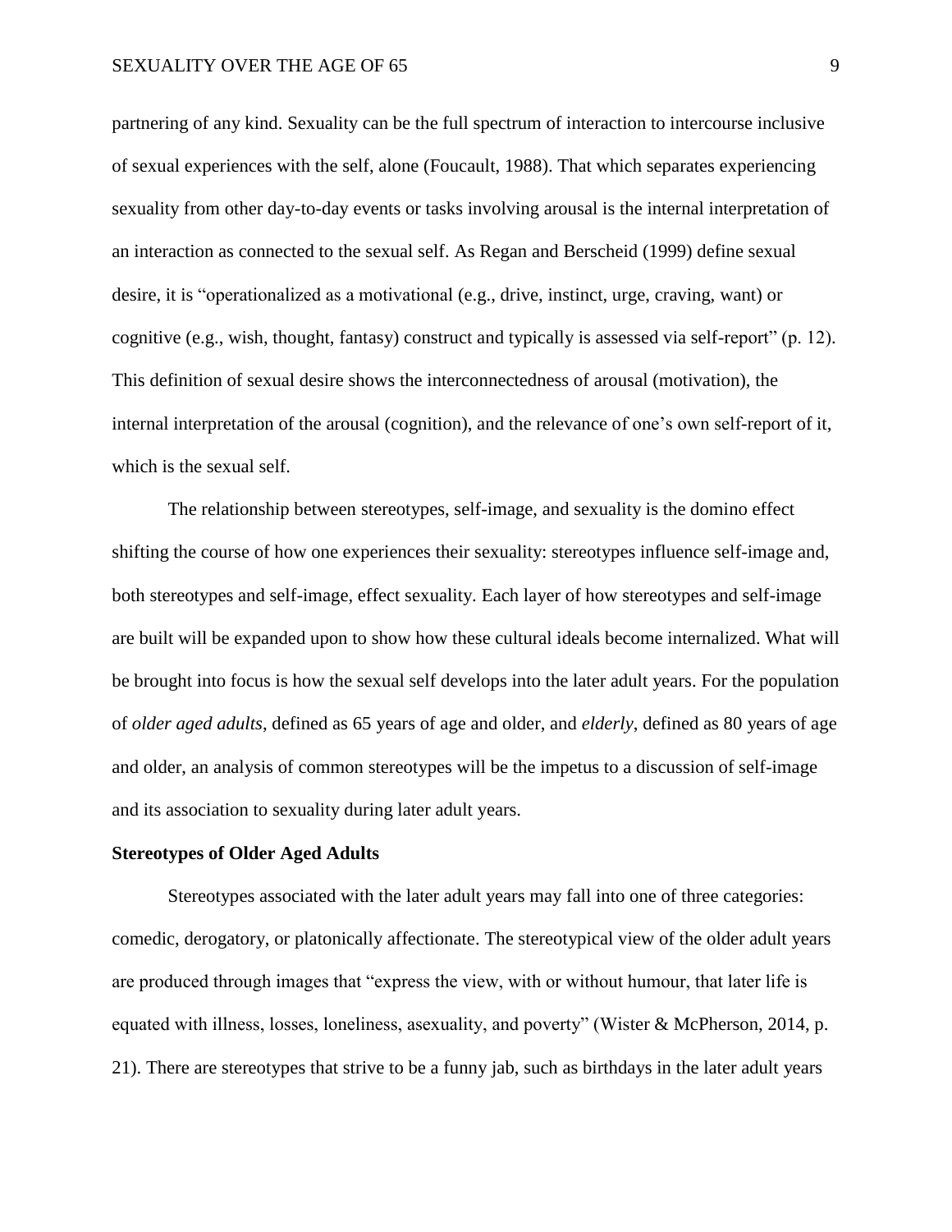partnering of any kind. Sexuality can be the full spectrum of interaction to intercourse inclusive of sexual experiences with the self, alone (Foucault, 1988). That which separates experiencing sexuality from other day-to-day events or tasks involving arousal is the internal interpretation of an interaction as connected to the sexual self. As Regan and Berscheid (1999) define sexual desire, it is "operationalized as a motivational (e.g., drive, instinct, urge, craving, want) or cognitive (e.g., wish, thought, fantasy) construct and typically is assessed via self-report" (p. 12). This definition of sexual desire shows the interconnectedness of arousal (motivation), the internal interpretation of the arousal (cognition), and the relevance of one's own self-report of it, which is the sexual self.

The relationship between stereotypes, self-image, and sexuality is the domino effect shifting the course of how one experiences their sexuality: stereotypes influence self-image and, both stereotypes and self-image, effect sexuality. Each layer of how stereotypes and self-image are built will be expanded upon to show how these cultural ideals become internalized. What will be brought into focus is how the sexual self develops into the later adult years. For the population of *older aged adults*, defined as 65 years of age and older, and *elderly*, defined as 80 years of age and older, an analysis of common stereotypes will be the impetus to a discussion of self-image and its association to sexuality during later adult years.

**Stereotypes of Older Aged Adults**

Stereotypes associated with the later adult years may fall into one of three categories: comedic, derogatory, or platonically affectionate. The stereotypical view of the older adult years are produced through images that "express the view, with or without humour, that later life is equated with illness, losses, loneliness, asexuality, and poverty" (Wister & McPherson, 2014, p. 21). There are stereotypes that strive to be a funny jab, such as birthdays in the later adult years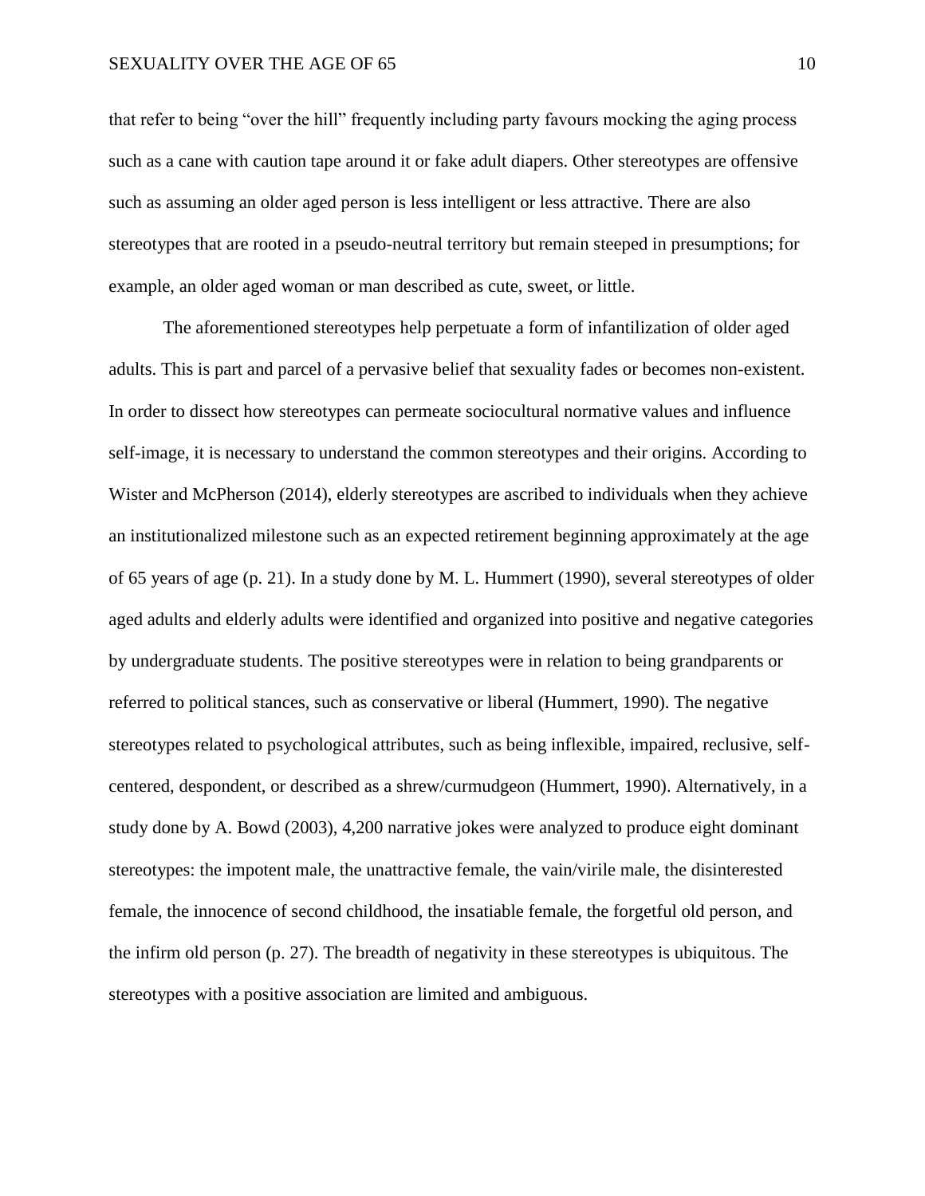that refer to being "over the hill" frequently including party favours mocking the aging process such as a cane with caution tape around it or fake adult diapers. Other stereotypes are offensive such as assuming an older aged person is less intelligent or less attractive. There are also stereotypes that are rooted in a pseudo-neutral territory but remain steeped in presumptions; for example, an older aged woman or man described as cute, sweet, or little.

The aforementioned stereotypes help perpetuate a form of infantilization of older aged adults. This is part and parcel of a pervasive belief that sexuality fades or becomes non-existent. In order to dissect how stereotypes can permeate sociocultural normative values and influence self-image, it is necessary to understand the common stereotypes and their origins. According to Wister and McPherson (2014), elderly stereotypes are ascribed to individuals when they achieve an institutionalized milestone such as an expected retirement beginning approximately at the age of 65 years of age (p. 21). In a study done by M. L. Hummert (1990), several stereotypes of older aged adults and elderly adults were identified and organized into positive and negative categories by undergraduate students. The positive stereotypes were in relation to being grandparents or referred to political stances, such as conservative or liberal (Hummert, 1990). The negative stereotypes related to psychological attributes, such as being inflexible, impaired, reclusive, self-centered, despondent, or described as a shrew/curmudgeon (Hummert, 1990). Alternatively, in a study done by A. Bowd (2003), 4,200 narrative jokes were analyzed to produce eight dominant stereotypes: the impotent male, the unattractive female, the vain/virile male, the disinterested female, the innocence of second childhood, the insatiable female, the forgetful old person, and the infirm old person (p. 27). The breadth of negativity in these stereotypes is ubiquitous. The stereotypes with a positive association are limited and ambiguous.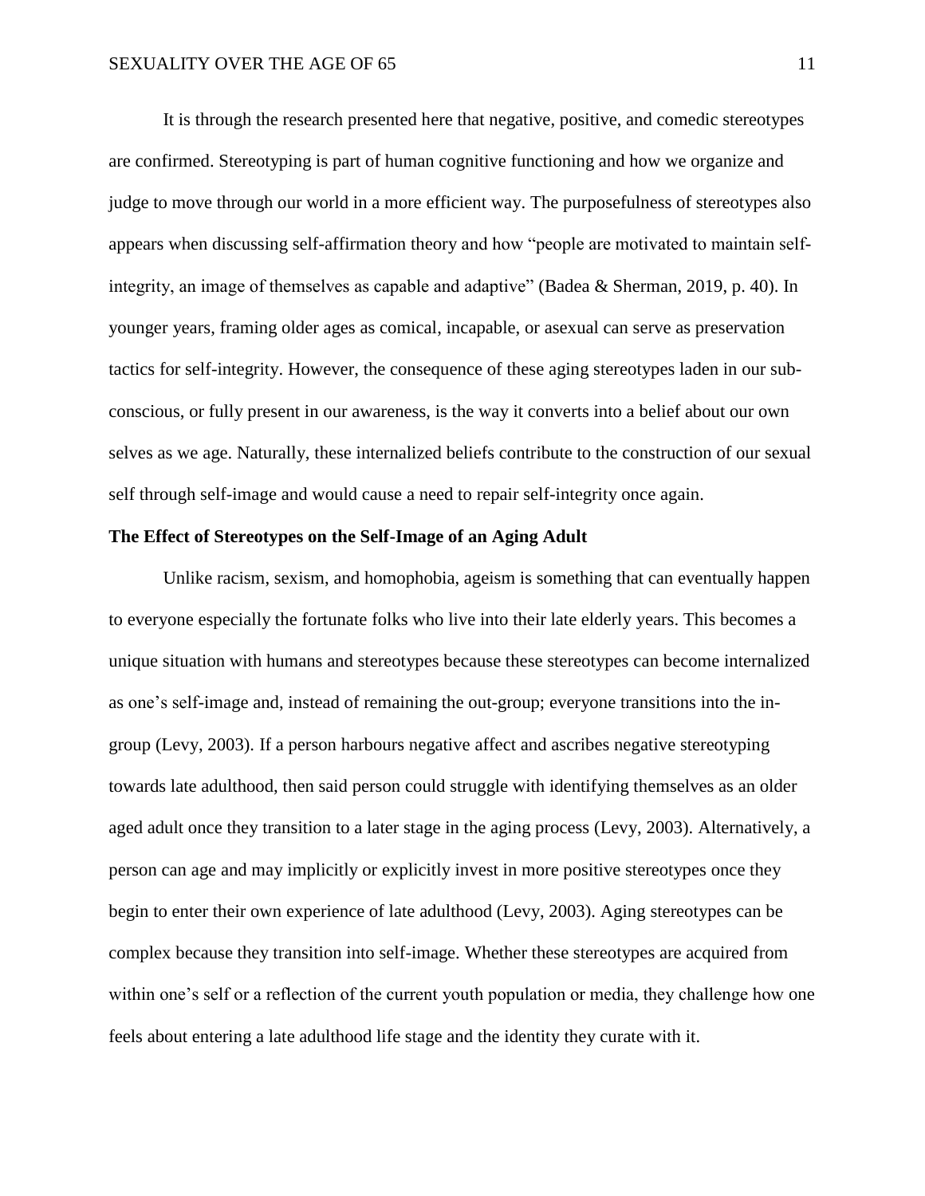It is through the research presented here that negative, positive, and comedic stereotypes are confirmed. Stereotyping is part of human cognitive functioning and how we organize and judge to move through our world in a more efficient way. The purposefulness of stereotypes also appears when discussing self-affirmation theory and how "people are motivated to maintain self-integrity, an image of themselves as capable and adaptive" (Badea & Sherman, 2019, p. 40). In younger years, framing older ages as comical, incapable, or asexual can serve as preservation tactics for self-integrity. However, the consequence of these aging stereotypes laden in our sub-conscious, or fully present in our awareness, is the way it converts into a belief about our own selves as we age. Naturally, these internalized beliefs contribute to the construction of our sexual self through self-image and would cause a need to repair self-integrity once again.

**The Effect of Stereotypes on the Self-Image of an Aging Adult**

Unlike racism, sexism, and homophobia, ageism is something that can eventually happen to everyone especially the fortunate folks who live into their late elderly years. This becomes a unique situation with humans and stereotypes because these stereotypes can become internalized as one's self-image and, instead of remaining the out-group; everyone transitions into the in-group (Levy, 2003). If a person harbours negative affect and ascribes negative stereotyping towards late adulthood, then said person could struggle with identifying themselves as an older aged adult once they transition to a later stage in the aging process (Levy, 2003). Alternatively, a person can age and may implicitly or explicitly invest in more positive stereotypes once they begin to enter their own experience of late adulthood (Levy, 2003). Aging stereotypes can be complex because they transition into self-image. Whether these stereotypes are acquired from within one's self or a reflection of the current youth population or media, they challenge how one feels about entering a late adulthood life stage and the identity they curate with it.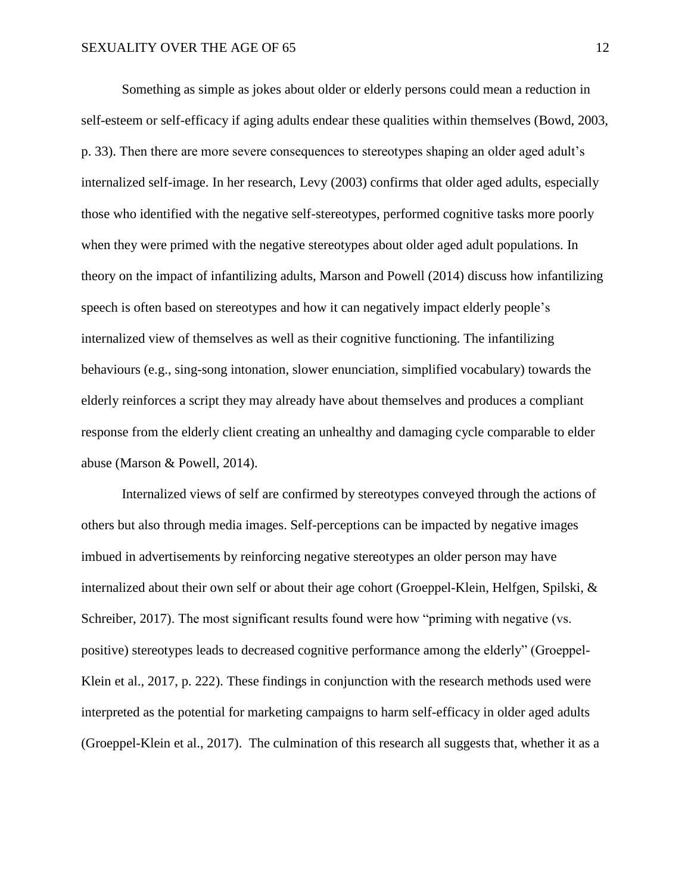Something as simple as jokes about older or elderly persons could mean a reduction in self-esteem or self-efficacy if aging adults endear these qualities within themselves (Bowd, 2003, p. 33). Then there are more severe consequences to stereotypes shaping an older aged adult's internalized self-image. In her research, Levy (2003) confirms that older aged adults, especially those who identified with the negative self-stereotypes, performed cognitive tasks more poorly when they were primed with the negative stereotypes about older aged adult populations. In theory on the impact of infantilizing adults, Marson and Powell (2014) discuss how infantilizing speech is often based on stereotypes and how it can negatively impact elderly people's internalized view of themselves as well as their cognitive functioning. The infantilizing behaviours (e.g., sing-song intonation, slower enunciation, simplified vocabulary) towards the elderly reinforces a script they may already have about themselves and produces a compliant response from the elderly client creating an unhealthy and damaging cycle comparable to elder abuse (Marson & Powell, 2014).

Internalized views of self are confirmed by stereotypes conveyed through the actions of others but also through media images. Self-perceptions can be impacted by negative images imbued in advertisements by reinforcing negative stereotypes an older person may have internalized about their own self or about their age cohort (Groeppel-Klein, Helfgen, Spilski, & Schreiber, 2017). The most significant results found were how "priming with negative (vs. positive) stereotypes leads to decreased cognitive performance among the elderly" (Groeppel-Klein et al., 2017, p. 222). These findings in conjunction with the research methods used were interpreted as the potential for marketing campaigns to harm self-efficacy in older aged adults (Groeppel-Klein et al., 2017). The culmination of this research all suggests that, whether it as a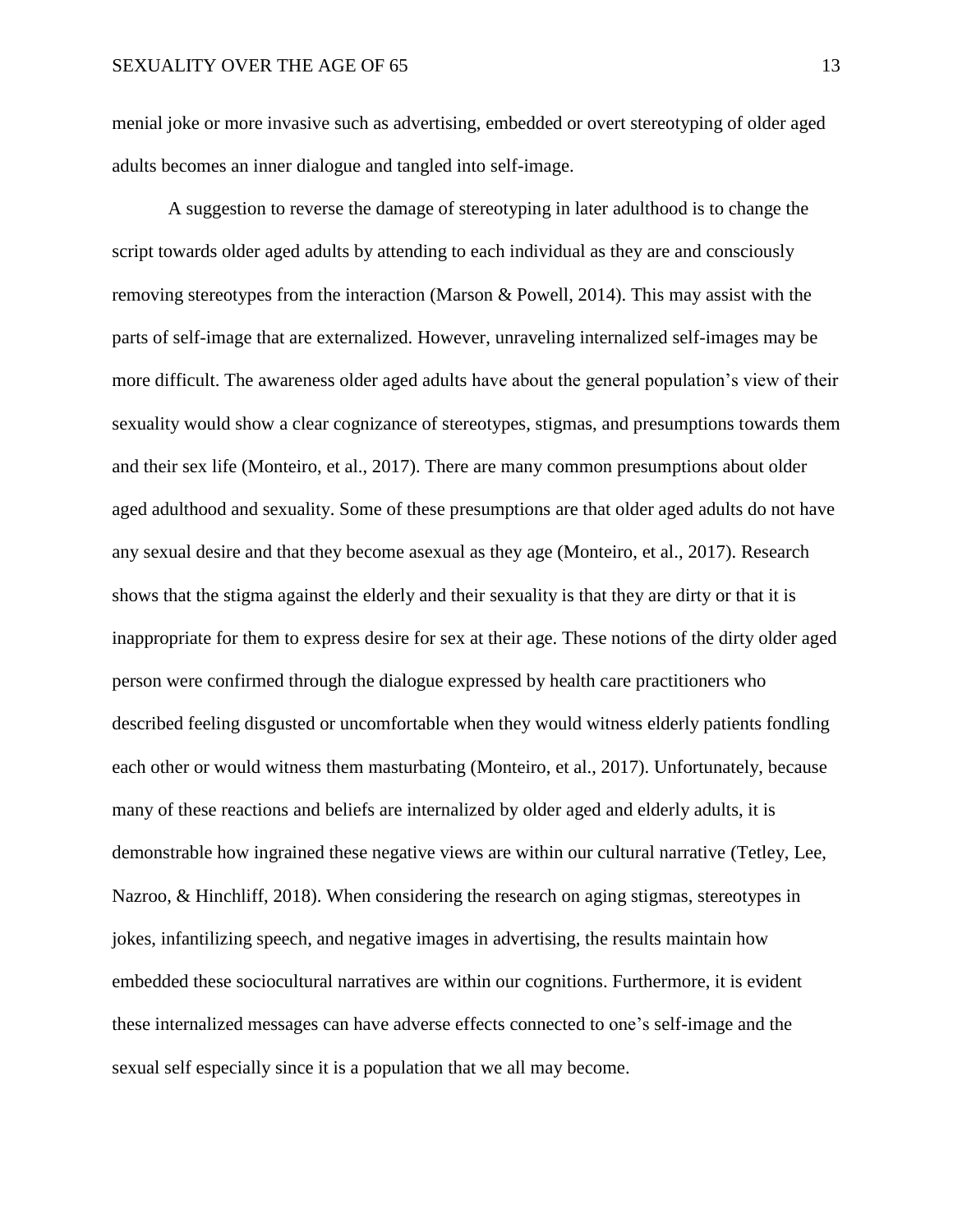menial joke or more invasive such as advertising, embedded or overt stereotyping of older aged adults becomes an inner dialogue and tangled into self-image.

A suggestion to reverse the damage of stereotyping in later adulthood is to change the script towards older aged adults by attending to each individual as they are and consciously removing stereotypes from the interaction (Marson & Powell, 2014). This may assist with the parts of self-image that are externalized. However, unraveling internalized self-images may be more difficult. The awareness older aged adults have about the general population's view of their sexuality would show a clear cognizance of stereotypes, stigmas, and presumptions towards them and their sex life (Monteiro, et al., 2017). There are many common presumptions about older aged adulthood and sexuality. Some of these presumptions are that older aged adults do not have any sexual desire and that they become asexual as they age (Monteiro, et al., 2017). Research shows that the stigma against the elderly and their sexuality is that they are dirty or that it is inappropriate for them to express desire for sex at their age. These notions of the dirty older aged person were confirmed through the dialogue expressed by health care practitioners who described feeling disgusted or uncomfortable when they would witness elderly patients fondling each other or would witness them masturbating (Monteiro, et al., 2017). Unfortunately, because many of these reactions and beliefs are internalized by older aged and elderly adults, it is demonstrable how ingrained these negative views are within our cultural narrative (Tetley, Lee, Nazroo, & Hinchliff, 2018). When considering the research on aging stigmas, stereotypes in jokes, infantilizing speech, and negative images in advertising, the results maintain how embedded these sociocultural narratives are within our cognitions. Furthermore, it is evident these internalized messages can have adverse effects connected to one's self-image and the sexual self especially since it is a population that we all may become.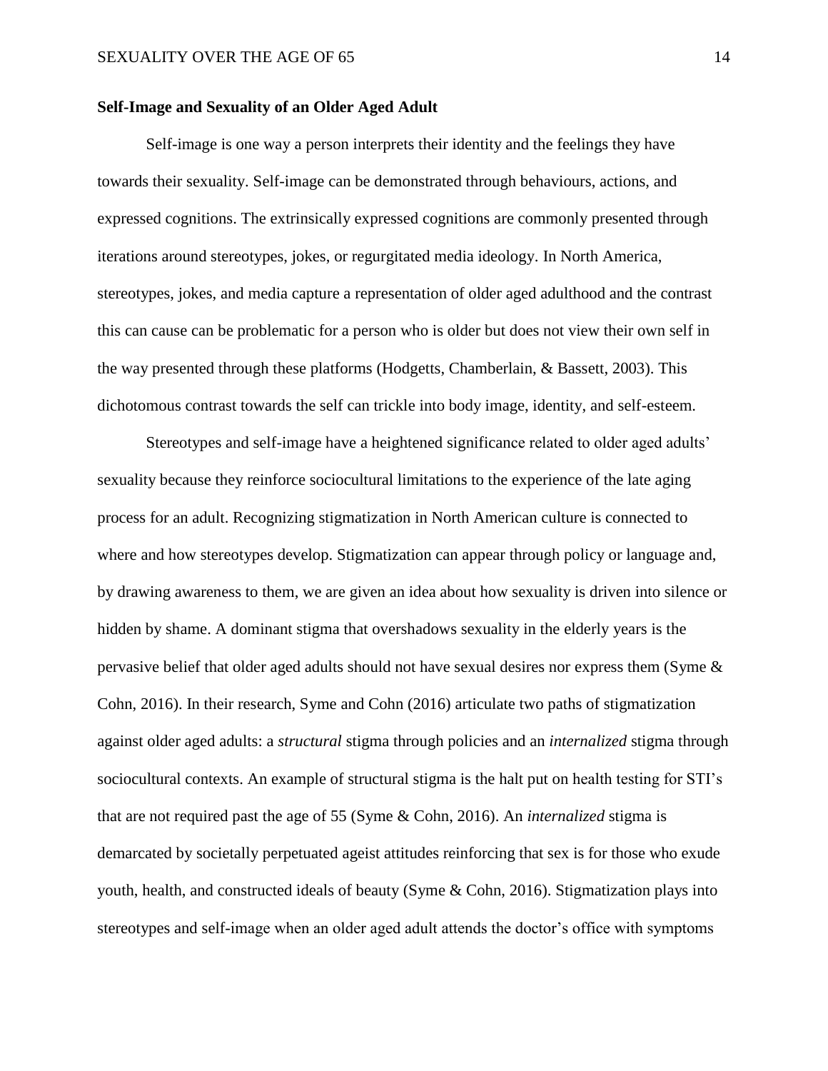**Self-Image and Sexuality of an Older Aged Adult**

Self-image is one way a person interprets their identity and the feelings they have towards their sexuality. Self-image can be demonstrated through behaviours, actions, and expressed cognitions. The extrinsically expressed cognitions are commonly presented through iterations around stereotypes, jokes, or regurgitated media ideology. In North America, stereotypes, jokes, and media capture a representation of older aged adulthood and the contrast this can cause can be problematic for a person who is older but does not view their own self in the way presented through these platforms (Hodgetts, Chamberlain, & Bassett, 2003). This dichotomous contrast towards the self can trickle into body image, identity, and self-esteem.

Stereotypes and self-image have a heightened significance related to older aged adults' sexuality because they reinforce sociocultural limitations to the experience of the late aging process for an adult. Recognizing stigmatization in North American culture is connected to where and how stereotypes develop. Stigmatization can appear through policy or language and, by drawing awareness to them, we are given an idea about how sexuality is driven into silence or hidden by shame. A dominant stigma that overshadows sexuality in the elderly years is the pervasive belief that older aged adults should not have sexual desires nor express them (Syme & Cohn, 2016). In their research, Syme and Cohn (2016) articulate two paths of stigmatization against older aged adults: a *structural* stigma through policies and an *internalized* stigma through sociocultural contexts. An example of structural stigma is the halt put on health testing for STI's that are not required past the age of 55 (Syme & Cohn, 2016). An *internalized* stigma is demarcated by societally perpetuated ageist attitudes reinforcing that sex is for those who exude youth, health, and constructed ideals of beauty (Syme & Cohn, 2016). Stigmatization plays into stereotypes and self-image when an older aged adult attends the doctor's office with symptoms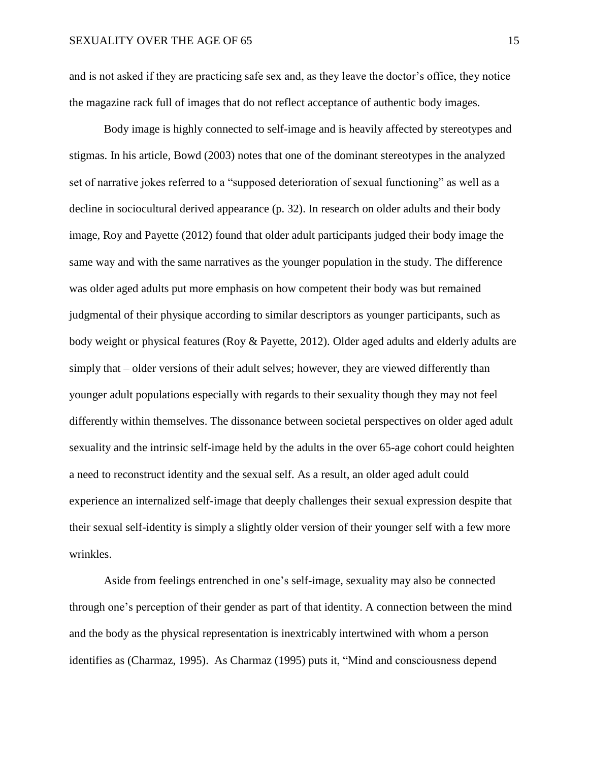and is not asked if they are practicing safe sex and, as they leave the doctor's office, they notice the magazine rack full of images that do not reflect acceptance of authentic body images.

Body image is highly connected to self-image and is heavily affected by stereotypes and stigmas. In his article, Bowd (2003) notes that one of the dominant stereotypes in the analyzed set of narrative jokes referred to a "supposed deterioration of sexual functioning" as well as a decline in sociocultural derived appearance (p. 32). In research on older adults and their body image, Roy and Payette (2012) found that older adult participants judged their body image the same way and with the same narratives as the younger population in the study. The difference was older aged adults put more emphasis on how competent their body was but remained judgmental of their physique according to similar descriptors as younger participants, such as body weight or physical features (Roy & Payette, 2012). Older aged adults and elderly adults are simply that – older versions of their adult selves; however, they are viewed differently than younger adult populations especially with regards to their sexuality though they may not feel differently within themselves. The dissonance between societal perspectives on older aged adult sexuality and the intrinsic self-image held by the adults in the over 65-age cohort could heighten a need to reconstruct identity and the sexual self. As a result, an older aged adult could experience an internalized self-image that deeply challenges their sexual expression despite that their sexual self-identity is simply a slightly older version of their younger self with a few more wrinkles.

Aside from feelings entrenched in one's self-image, sexuality may also be connected through one's perception of their gender as part of that identity. A connection between the mind and the body as the physical representation is inextricably intertwined with whom a person identifies as (Charmaz, 1995). As Charmaz (1995) puts it, "Mind and consciousness depend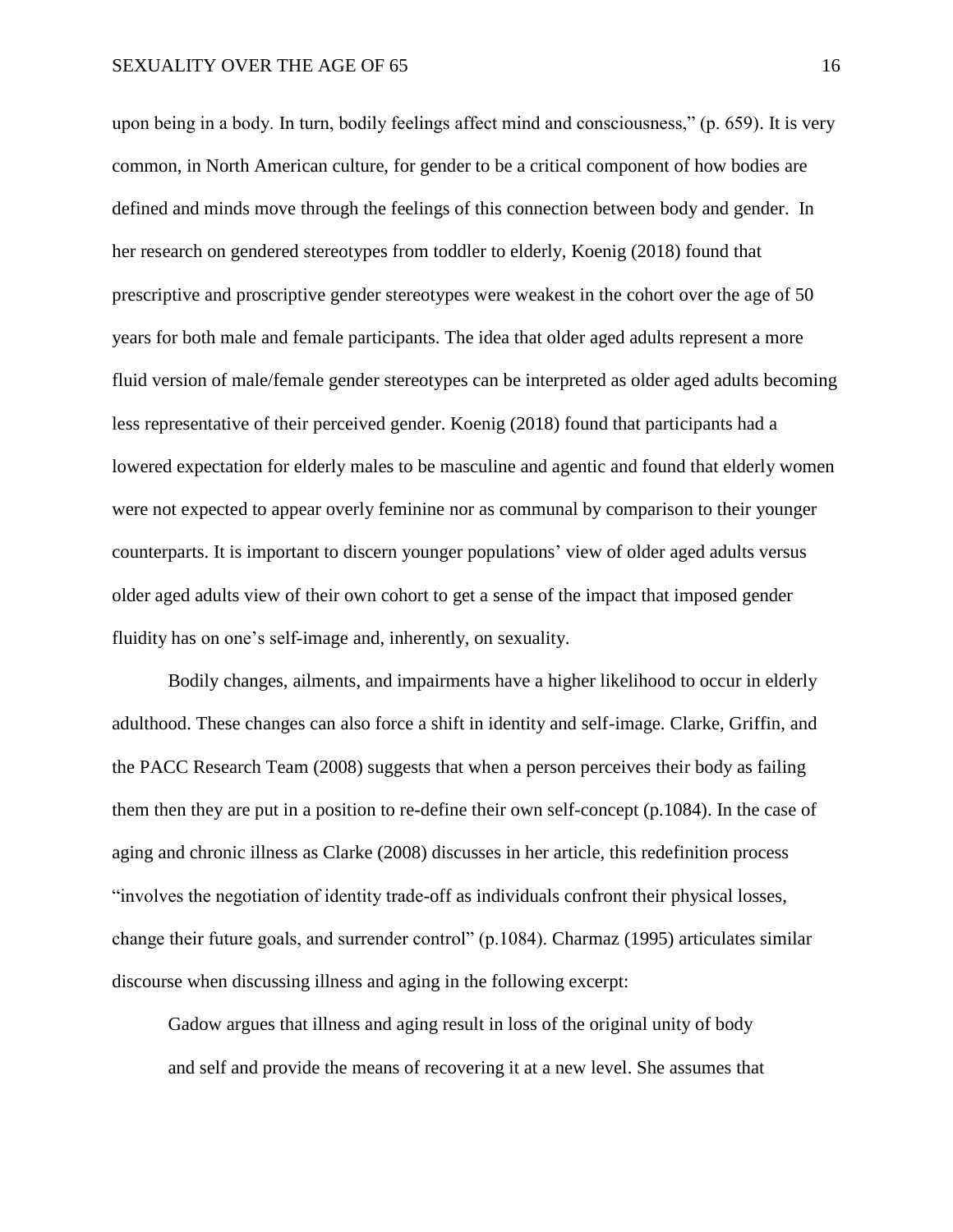upon being in a body. In turn, bodily feelings affect mind and consciousness," (p. 659). It is very common, in North American culture, for gender to be a critical component of how bodies are defined and minds move through the feelings of this connection between body and gender. In her research on gendered stereotypes from toddler to elderly, Koenig (2018) found that prescriptive and proscriptive gender stereotypes were weakest in the cohort over the age of 50 years for both male and female participants. The idea that older aged adults represent a more fluid version of male/female gender stereotypes can be interpreted as older aged adults becoming less representative of their perceived gender. Koenig (2018) found that participants had a lowered expectation for elderly males to be masculine and agentic and found that elderly women were not expected to appear overly feminine nor as communal by comparison to their younger counterparts. It is important to discern younger populations' view of older aged adults versus older aged adults view of their own cohort to get a sense of the impact that imposed gender fluidity has on one's self-image and, inherently, on sexuality.

Bodily changes, ailments, and impairments have a higher likelihood to occur in elderly adulthood. These changes can also force a shift in identity and self-image. Clarke, Griffin, and the PACC Research Team (2008) suggests that when a person perceives their body as failing them then they are put in a position to re-define their own self-concept (p.1084). In the case of aging and chronic illness as Clarke (2008) discusses in her article, this redefinition process "involves the negotiation of identity trade-off as individuals confront their physical losses, change their future goals, and surrender control" (p.1084). Charmaz (1995) articulates similar discourse when discussing illness and aging in the following excerpt:

> Gadow argues that illness and aging result in loss of the original unity of body and self and provide the means of recovering it at a new level. She assumes that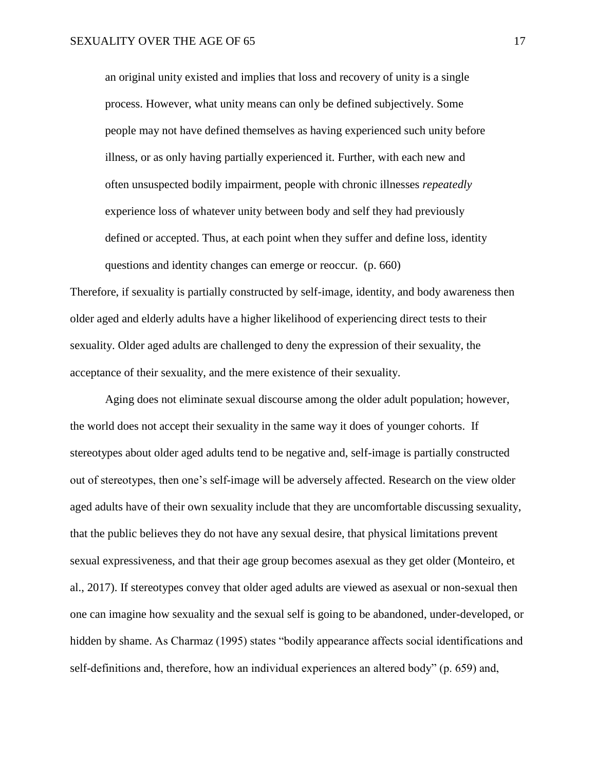> an original unity existed and implies that loss and recovery of unity is a single process. However, what unity means can only be defined subjectively. Some people may not have defined themselves as having experienced such unity before illness, or as only having partially experienced it. Further, with each new and often unsuspected bodily impairment, people with chronic illnesses *repeatedly* experience loss of whatever unity between body and self they had previously defined or accepted. Thus, at each point when they suffer and define loss, identity questions and identity changes can emerge or reoccur. (p. 660)

Therefore, if sexuality is partially constructed by self-image, identity, and body awareness then older aged and elderly adults have a higher likelihood of experiencing direct tests to their sexuality. Older aged adults are challenged to deny the expression of their sexuality, the acceptance of their sexuality, and the mere existence of their sexuality.

Aging does not eliminate sexual discourse among the older adult population; however, the world does not accept their sexuality in the same way it does of younger cohorts. If stereotypes about older aged adults tend to be negative and, self-image is partially constructed out of stereotypes, then one's self-image will be adversely affected. Research on the view older aged adults have of their own sexuality include that they are uncomfortable discussing sexuality, that the public believes they do not have any sexual desire, that physical limitations prevent sexual expressiveness, and that their age group becomes asexual as they get older (Monteiro, et al., 2017). If stereotypes convey that older aged adults are viewed as asexual or non-sexual then one can imagine how sexuality and the sexual self is going to be abandoned, under-developed, or hidden by shame. As Charmaz (1995) states "bodily appearance affects social identifications and self-definitions and, therefore, how an individual experiences an altered body" (p. 659) and,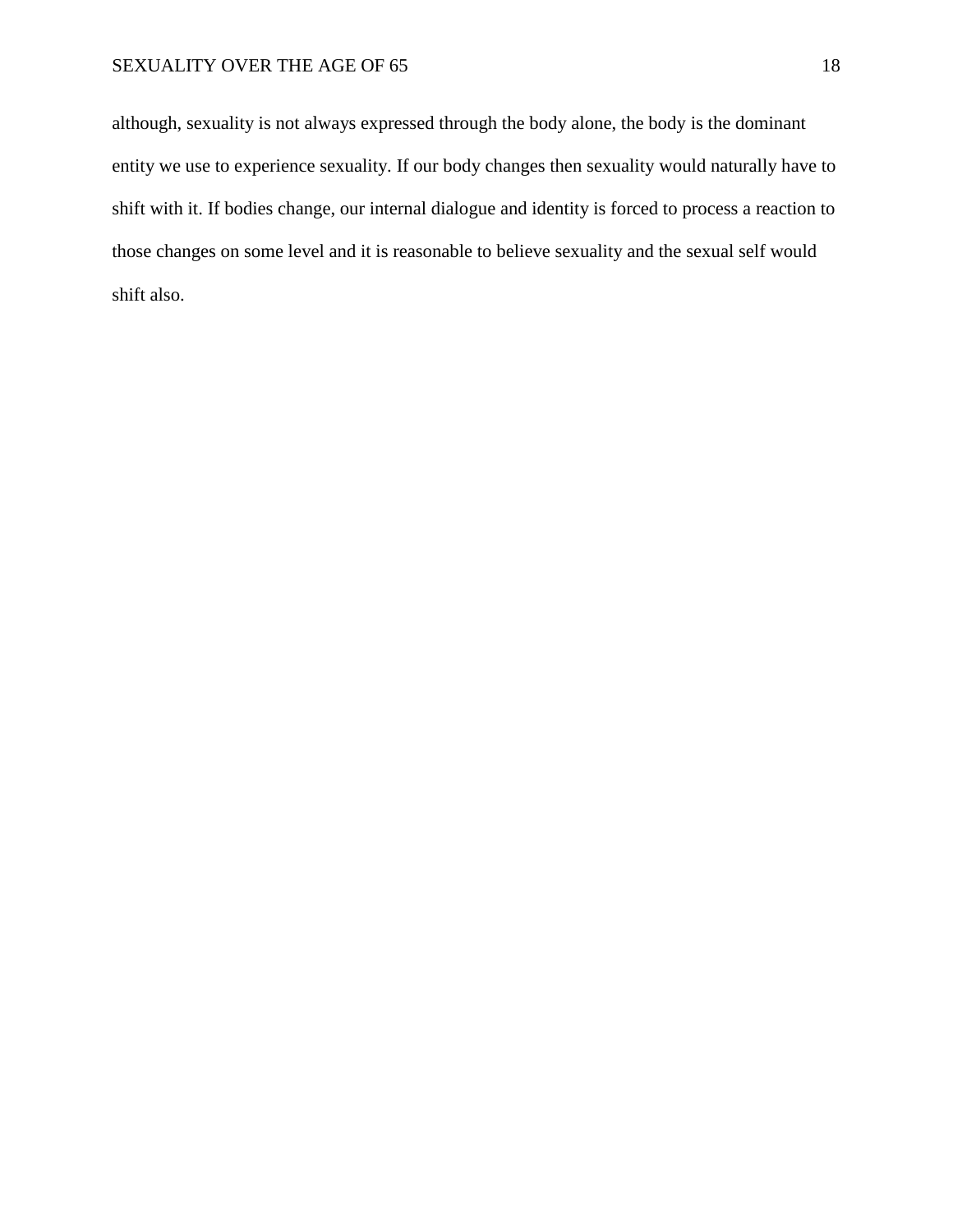although, sexuality is not always expressed through the body alone, the body is the dominant entity we use to experience sexuality. If our body changes then sexuality would naturally have to shift with it. If bodies change, our internal dialogue and identity is forced to process a reaction to those changes on some level and it is reasonable to believe sexuality and the sexual self would shift also.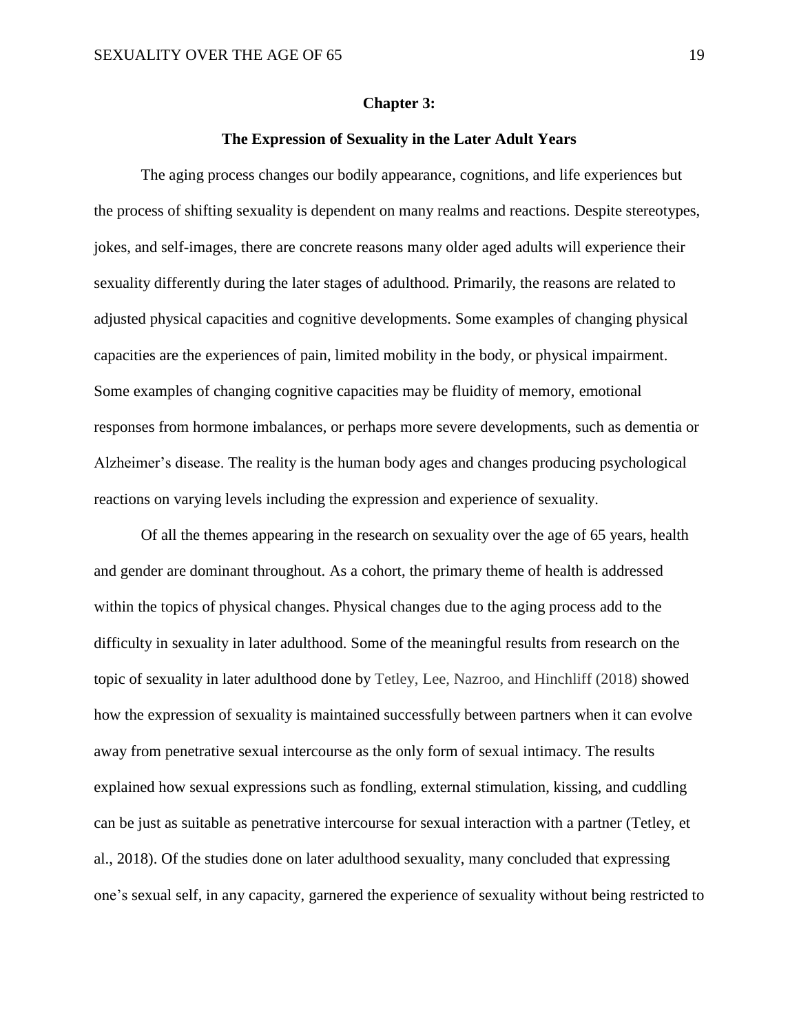## Chapter 3:

### The Expression of Sexuality in the Later Adult Years

The aging process changes our bodily appearance, cognitions, and life experiences but the process of shifting sexuality is dependent on many realms and reactions. Despite stereotypes, jokes, and self-images, there are concrete reasons many older aged adults will experience their sexuality differently during the later stages of adulthood. Primarily, the reasons are related to adjusted physical capacities and cognitive developments. Some examples of changing physical capacities are the experiences of pain, limited mobility in the body, or physical impairment. Some examples of changing cognitive capacities may be fluidity of memory, emotional responses from hormone imbalances, or perhaps more severe developments, such as dementia or Alzheimer's disease. The reality is the human body ages and changes producing psychological reactions on varying levels including the expression and experience of sexuality.

Of all the themes appearing in the research on sexuality over the age of 65 years, health and gender are dominant throughout. As a cohort, the primary theme of health is addressed within the topics of physical changes. Physical changes due to the aging process add to the difficulty in sexuality in later adulthood. Some of the meaningful results from research on the topic of sexuality in later adulthood done by Tetley, Lee, Nazroo, and Hinchliff (2018) showed how the expression of sexuality is maintained successfully between partners when it can evolve away from penetrative sexual intercourse as the only form of sexual intimacy. The results explained how sexual expressions such as fondling, external stimulation, kissing, and cuddling can be just as suitable as penetrative intercourse for sexual interaction with a partner (Tetley, et al., 2018). Of the studies done on later adulthood sexuality, many concluded that expressing one's sexual self, in any capacity, garnered the experience of sexuality without being restricted to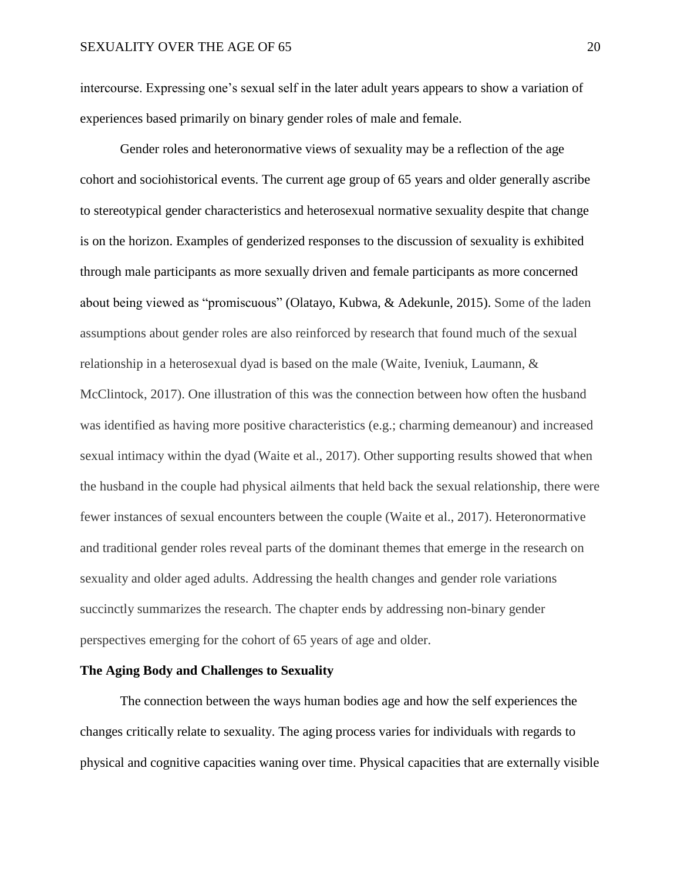intercourse. Expressing one's sexual self in the later adult years appears to show a variation of experiences based primarily on binary gender roles of male and female.

Gender roles and heteronormative views of sexuality may be a reflection of the age cohort and sociohistorical events. The current age group of 65 years and older generally ascribe to stereotypical gender characteristics and heterosexual normative sexuality despite that change is on the horizon. Examples of genderized responses to the discussion of sexuality is exhibited through male participants as more sexually driven and female participants as more concerned about being viewed as "promiscuous" (Olatayo, Kubwa, & Adekunle, 2015). Some of the laden assumptions about gender roles are also reinforced by research that found much of the sexual relationship in a heterosexual dyad is based on the male (Waite, Iveniuk, Laumann, & McClintock, 2017). One illustration of this was the connection between how often the husband was identified as having more positive characteristics (e.g.; charming demeanour) and increased sexual intimacy within the dyad (Waite et al., 2017). Other supporting results showed that when the husband in the couple had physical ailments that held back the sexual relationship, there were fewer instances of sexual encounters between the couple (Waite et al., 2017). Heteronormative and traditional gender roles reveal parts of the dominant themes that emerge in the research on sexuality and older aged adults. Addressing the health changes and gender role variations succinctly summarizes the research. The chapter ends by addressing non-binary gender perspectives emerging for the cohort of 65 years of age and older.

**The Aging Body and Challenges to Sexuality**

The connection between the ways human bodies age and how the self experiences the changes critically relate to sexuality. The aging process varies for individuals with regards to physical and cognitive capacities waning over time. Physical capacities that are externally visible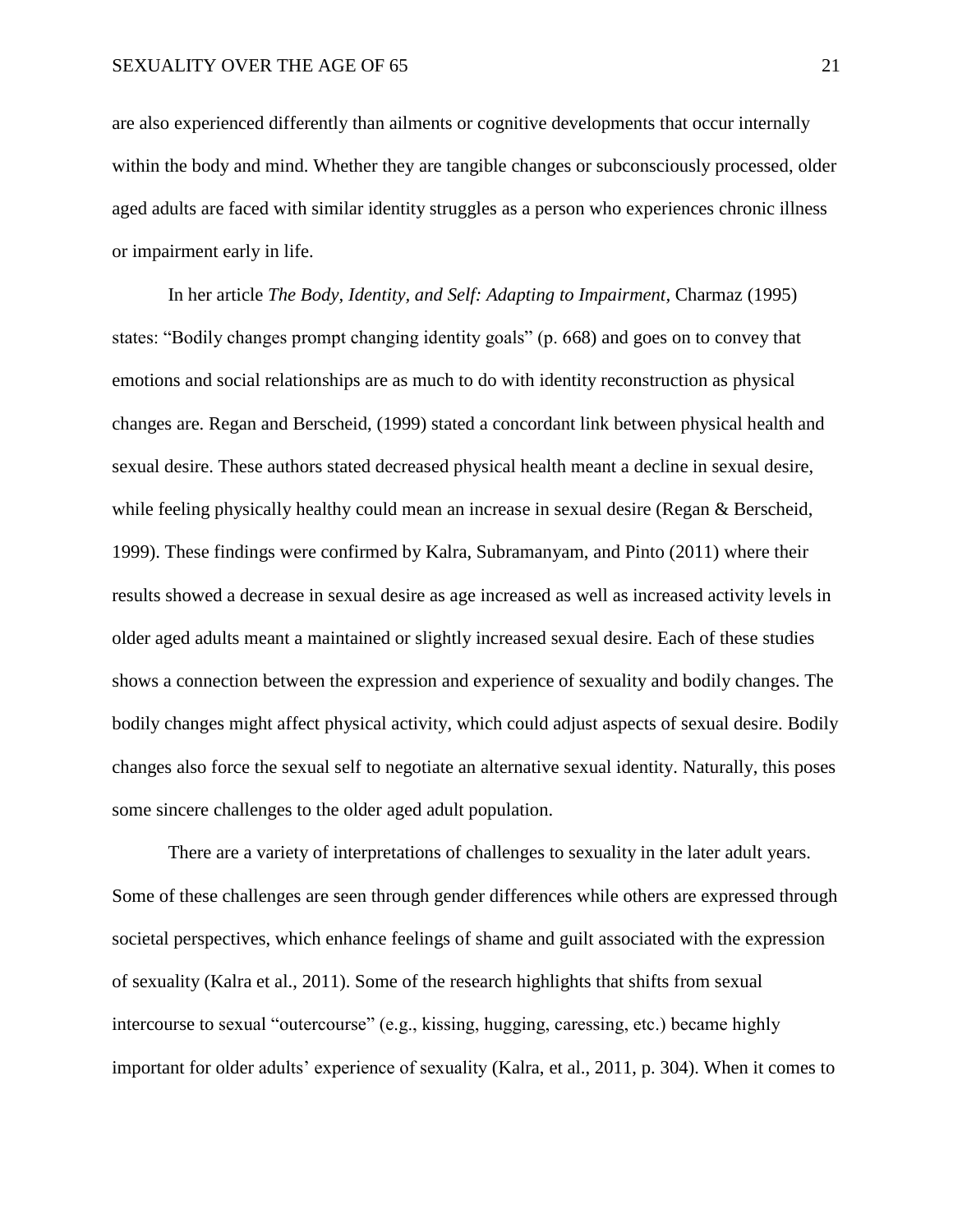are also experienced differently than ailments or cognitive developments that occur internally within the body and mind. Whether they are tangible changes or subconsciously processed, older aged adults are faced with similar identity struggles as a person who experiences chronic illness or impairment early in life.

In her article *The Body, Identity, and Self: Adapting to Impairment*, Charmaz (1995) states: "Bodily changes prompt changing identity goals" (p. 668) and goes on to convey that emotions and social relationships are as much to do with identity reconstruction as physical changes are. Regan and Berscheid, (1999) stated a concordant link between physical health and sexual desire. These authors stated decreased physical health meant a decline in sexual desire, while feeling physically healthy could mean an increase in sexual desire (Regan & Berscheid, 1999). These findings were confirmed by Kalra, Subramanyam, and Pinto (2011) where their results showed a decrease in sexual desire as age increased as well as increased activity levels in older aged adults meant a maintained or slightly increased sexual desire. Each of these studies shows a connection between the expression and experience of sexuality and bodily changes. The bodily changes might affect physical activity, which could adjust aspects of sexual desire. Bodily changes also force the sexual self to negotiate an alternative sexual identity. Naturally, this poses some sincere challenges to the older aged adult population.

There are a variety of interpretations of challenges to sexuality in the later adult years. Some of these challenges are seen through gender differences while others are expressed through societal perspectives, which enhance feelings of shame and guilt associated with the expression of sexuality (Kalra et al., 2011). Some of the research highlights that shifts from sexual intercourse to sexual "outercourse" (e.g., kissing, hugging, caressing, etc.) became highly important for older adults' experience of sexuality (Kalra, et al., 2011, p. 304). When it comes to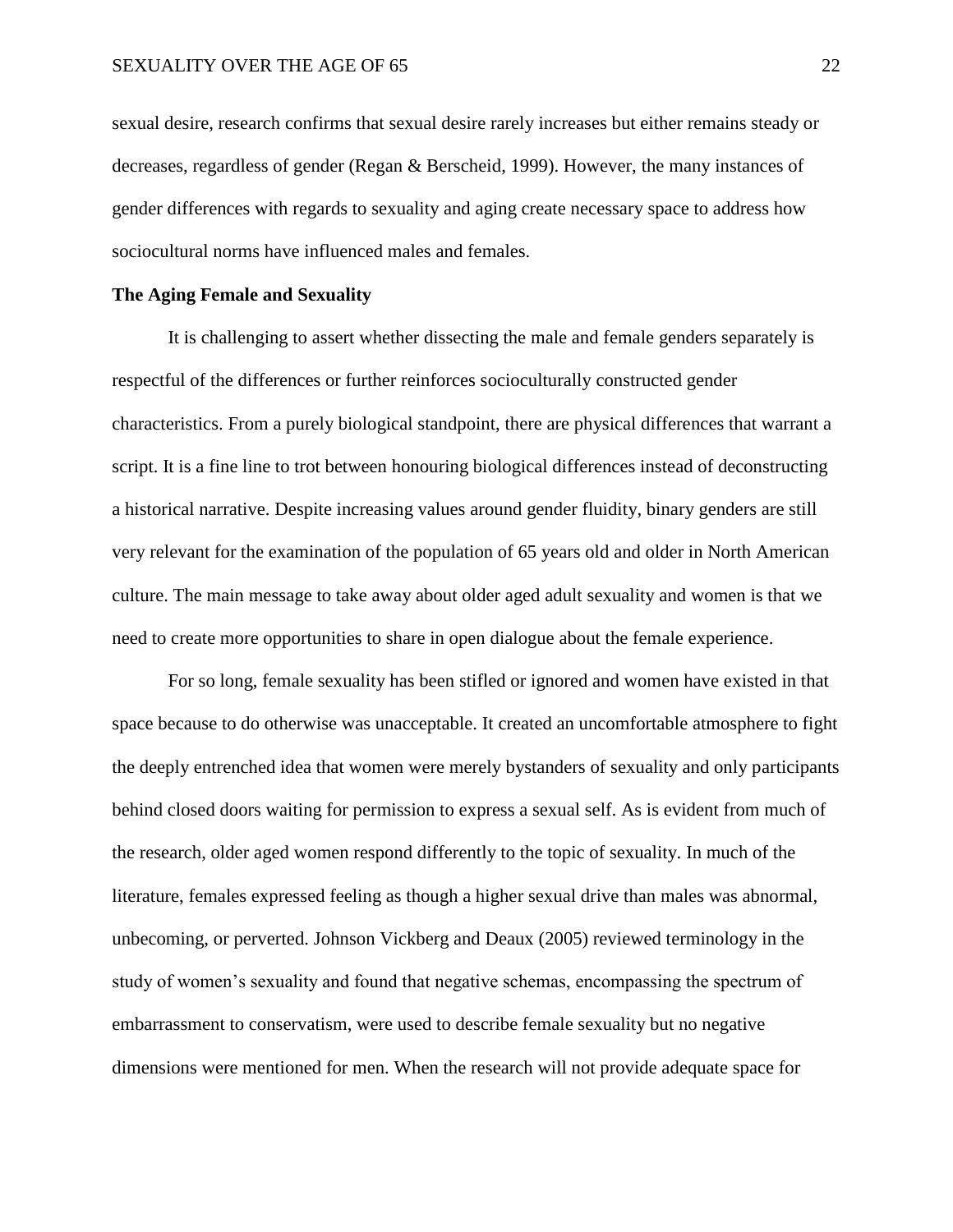sexual desire, research confirms that sexual desire rarely increases but either remains steady or decreases, regardless of gender (Regan & Berscheid, 1999). However, the many instances of gender differences with regards to sexuality and aging create necessary space to address how sociocultural norms have influenced males and females.

**The Aging Female and Sexuality**

It is challenging to assert whether dissecting the male and female genders separately is respectful of the differences or further reinforces socioculturally constructed gender characteristics. From a purely biological standpoint, there are physical differences that warrant a script. It is a fine line to trot between honouring biological differences instead of deconstructing a historical narrative. Despite increasing values around gender fluidity, binary genders are still very relevant for the examination of the population of 65 years old and older in North American culture. The main message to take away about older aged adult sexuality and women is that we need to create more opportunities to share in open dialogue about the female experience.

For so long, female sexuality has been stifled or ignored and women have existed in that space because to do otherwise was unacceptable. It created an uncomfortable atmosphere to fight the deeply entrenched idea that women were merely bystanders of sexuality and only participants behind closed doors waiting for permission to express a sexual self. As is evident from much of the research, older aged women respond differently to the topic of sexuality. In much of the literature, females expressed feeling as though a higher sexual drive than males was abnormal, unbecoming, or perverted. Johnson Vickberg and Deaux (2005) reviewed terminology in the study of women's sexuality and found that negative schemas, encompassing the spectrum of embarrassment to conservatism, were used to describe female sexuality but no negative dimensions were mentioned for men. When the research will not provide adequate space for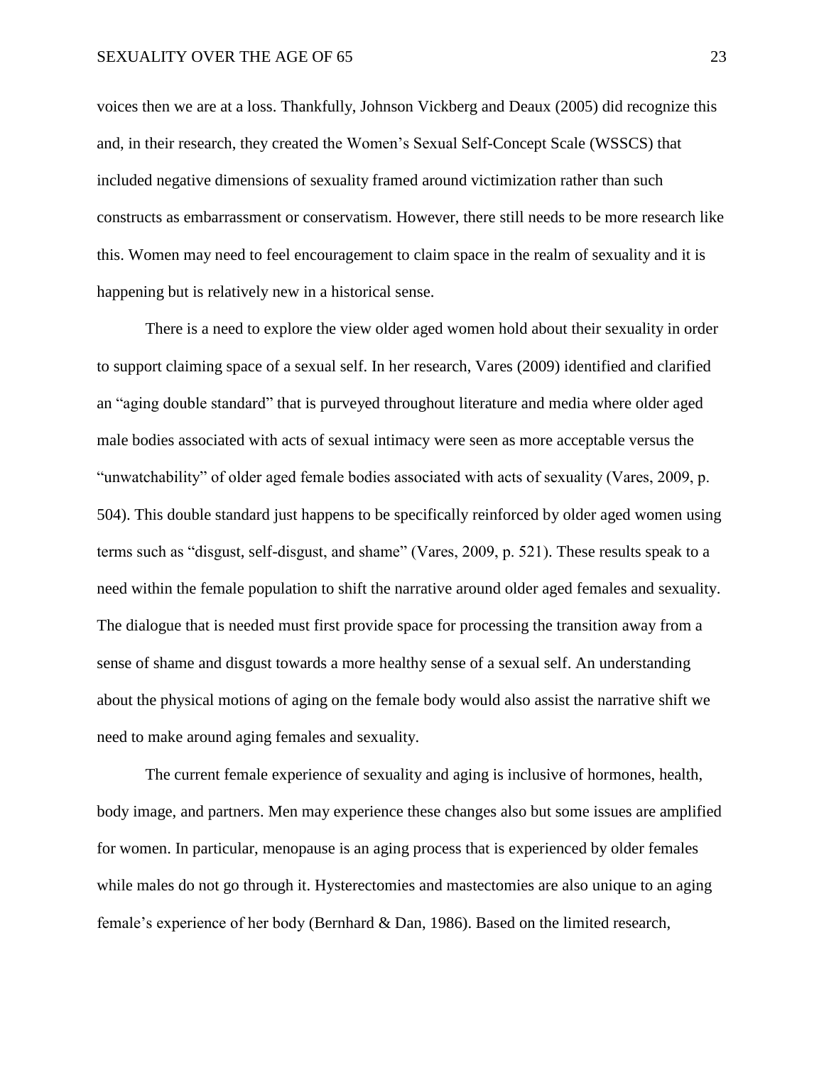voices then we are at a loss. Thankfully, Johnson Vickberg and Deaux (2005) did recognize this and, in their research, they created the Women's Sexual Self-Concept Scale (WSSCS) that included negative dimensions of sexuality framed around victimization rather than such constructs as embarrassment or conservatism. However, there still needs to be more research like this. Women may need to feel encouragement to claim space in the realm of sexuality and it is happening but is relatively new in a historical sense.

There is a need to explore the view older aged women hold about their sexuality in order to support claiming space of a sexual self. In her research, Vares (2009) identified and clarified an "aging double standard" that is purveyed throughout literature and media where older aged male bodies associated with acts of sexual intimacy were seen as more acceptable versus the "unwatchability" of older aged female bodies associated with acts of sexuality (Vares, 2009, p. 504). This double standard just happens to be specifically reinforced by older aged women using terms such as "disgust, self-disgust, and shame" (Vares, 2009, p. 521). These results speak to a need within the female population to shift the narrative around older aged females and sexuality. The dialogue that is needed must first provide space for processing the transition away from a sense of shame and disgust towards a more healthy sense of a sexual self. An understanding about the physical motions of aging on the female body would also assist the narrative shift we need to make around aging females and sexuality.

The current female experience of sexuality and aging is inclusive of hormones, health, body image, and partners. Men may experience these changes also but some issues are amplified for women. In particular, menopause is an aging process that is experienced by older females while males do not go through it. Hysterectomies and mastectomies are also unique to an aging female's experience of her body (Bernhard & Dan, 1986). Based on the limited research,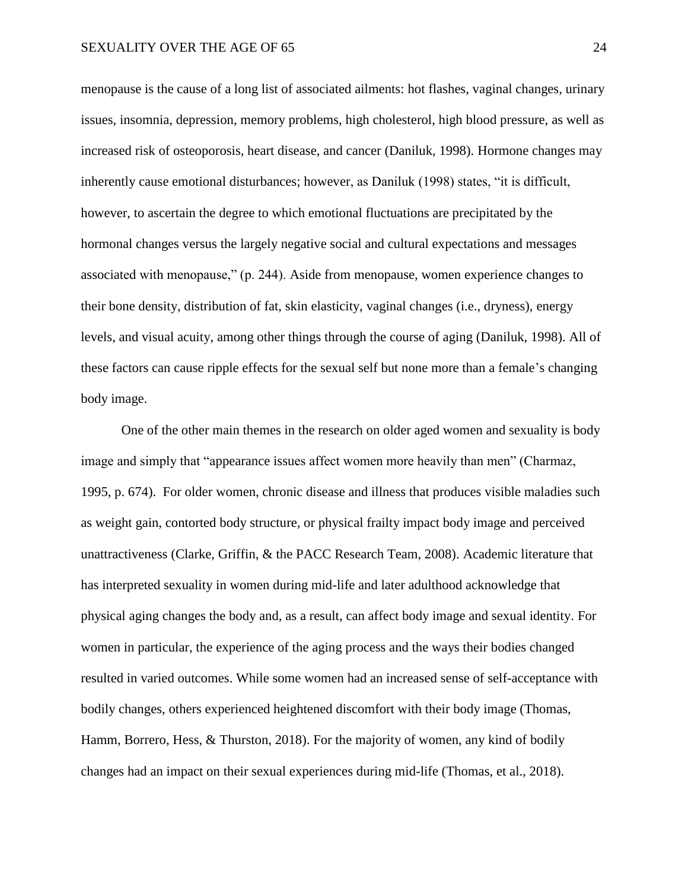menopause is the cause of a long list of associated ailments: hot flashes, vaginal changes, urinary issues, insomnia, depression, memory problems, high cholesterol, high blood pressure, as well as increased risk of osteoporosis, heart disease, and cancer (Daniluk, 1998). Hormone changes may inherently cause emotional disturbances; however, as Daniluk (1998) states, "it is difficult, however, to ascertain the degree to which emotional fluctuations are precipitated by the hormonal changes versus the largely negative social and cultural expectations and messages associated with menopause," (p. 244). Aside from menopause, women experience changes to their bone density, distribution of fat, skin elasticity, vaginal changes (i.e., dryness), energy levels, and visual acuity, among other things through the course of aging (Daniluk, 1998). All of these factors can cause ripple effects for the sexual self but none more than a female's changing body image.

One of the other main themes in the research on older aged women and sexuality is body image and simply that "appearance issues affect women more heavily than men" (Charmaz, 1995, p. 674). For older women, chronic disease and illness that produces visible maladies such as weight gain, contorted body structure, or physical frailty impact body image and perceived unattractiveness (Clarke, Griffin, & the PACC Research Team, 2008). Academic literature that has interpreted sexuality in women during mid-life and later adulthood acknowledge that physical aging changes the body and, as a result, can affect body image and sexual identity. For women in particular, the experience of the aging process and the ways their bodies changed resulted in varied outcomes. While some women had an increased sense of self-acceptance with bodily changes, others experienced heightened discomfort with their body image (Thomas, Hamm, Borrero, Hess, & Thurston, 2018). For the majority of women, any kind of bodily changes had an impact on their sexual experiences during mid-life (Thomas, et al., 2018).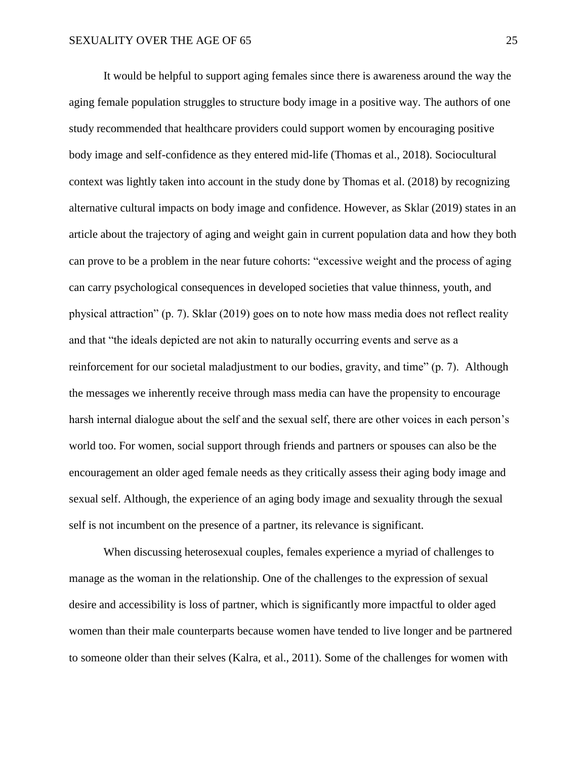It would be helpful to support aging females since there is awareness around the way the aging female population struggles to structure body image in a positive way. The authors of one study recommended that healthcare providers could support women by encouraging positive body image and self-confidence as they entered mid-life (Thomas et al., 2018). Sociocultural context was lightly taken into account in the study done by Thomas et al. (2018) by recognizing alternative cultural impacts on body image and confidence. However, as Sklar (2019) states in an article about the trajectory of aging and weight gain in current population data and how they both can prove to be a problem in the near future cohorts: "excessive weight and the process of aging can carry psychological consequences in developed societies that value thinness, youth, and physical attraction" (p. 7). Sklar (2019) goes on to note how mass media does not reflect reality and that "the ideals depicted are not akin to naturally occurring events and serve as a reinforcement for our societal maladjustment to our bodies, gravity, and time" (p. 7). Although the messages we inherently receive through mass media can have the propensity to encourage harsh internal dialogue about the self and the sexual self, there are other voices in each person's world too. For women, social support through friends and partners or spouses can also be the encouragement an older aged female needs as they critically assess their aging body image and sexual self. Although, the experience of an aging body image and sexuality through the sexual self is not incumbent on the presence of a partner, its relevance is significant.

When discussing heterosexual couples, females experience a myriad of challenges to manage as the woman in the relationship. One of the challenges to the expression of sexual desire and accessibility is loss of partner, which is significantly more impactful to older aged women than their male counterparts because women have tended to live longer and be partnered to someone older than their selves (Kalra, et al., 2011). Some of the challenges for women with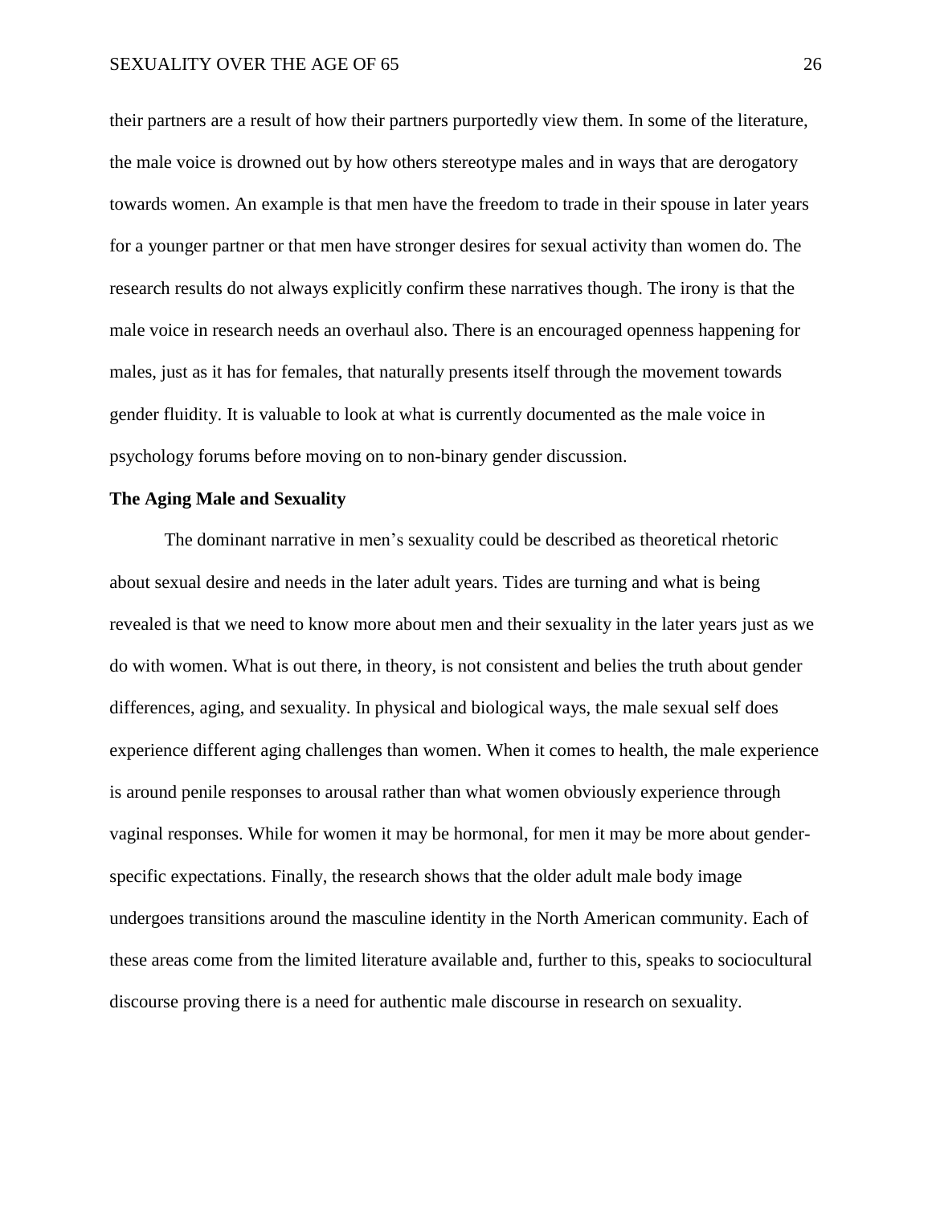their partners are a result of how their partners purportedly view them. In some of the literature, the male voice is drowned out by how others stereotype males and in ways that are derogatory towards women. An example is that men have the freedom to trade in their spouse in later years for a younger partner or that men have stronger desires for sexual activity than women do. The research results do not always explicitly confirm these narratives though. The irony is that the male voice in research needs an overhaul also. There is an encouraged openness happening for males, just as it has for females, that naturally presents itself through the movement towards gender fluidity. It is valuable to look at what is currently documented as the male voice in psychology forums before moving on to non-binary gender discussion.

**The Aging Male and Sexuality**

The dominant narrative in men's sexuality could be described as theoretical rhetoric about sexual desire and needs in the later adult years. Tides are turning and what is being revealed is that we need to know more about men and their sexuality in the later years just as we do with women. What is out there, in theory, is not consistent and belies the truth about gender differences, aging, and sexuality. In physical and biological ways, the male sexual self does experience different aging challenges than women. When it comes to health, the male experience is around penile responses to arousal rather than what women obviously experience through vaginal responses. While for women it may be hormonal, for men it may be more about gender-specific expectations. Finally, the research shows that the older adult male body image undergoes transitions around the masculine identity in the North American community. Each of these areas come from the limited literature available and, further to this, speaks to sociocultural discourse proving there is a need for authentic male discourse in research on sexuality.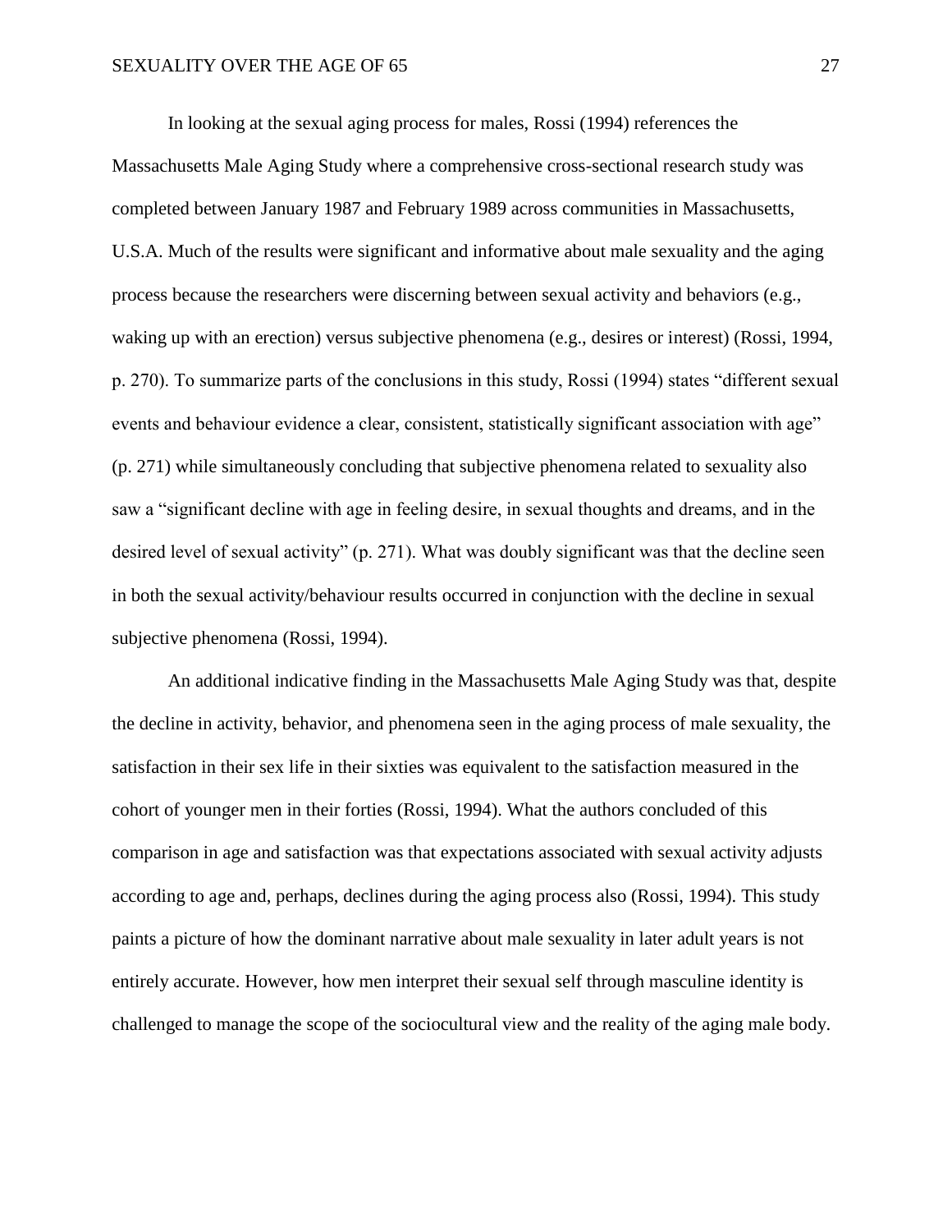In looking at the sexual aging process for males, Rossi (1994) references the Massachusetts Male Aging Study where a comprehensive cross-sectional research study was completed between January 1987 and February 1989 across communities in Massachusetts, U.S.A. Much of the results were significant and informative about male sexuality and the aging process because the researchers were discerning between sexual activity and behaviors (e.g., waking up with an erection) versus subjective phenomena (e.g., desires or interest) (Rossi, 1994, p. 270). To summarize parts of the conclusions in this study, Rossi (1994) states "different sexual events and behaviour evidence a clear, consistent, statistically significant association with age" (p. 271) while simultaneously concluding that subjective phenomena related to sexuality also saw a "significant decline with age in feeling desire, in sexual thoughts and dreams, and in the desired level of sexual activity" (p. 271). What was doubly significant was that the decline seen in both the sexual activity/behaviour results occurred in conjunction with the decline in sexual subjective phenomena (Rossi, 1994).

An additional indicative finding in the Massachusetts Male Aging Study was that, despite the decline in activity, behavior, and phenomena seen in the aging process of male sexuality, the satisfaction in their sex life in their sixties was equivalent to the satisfaction measured in the cohort of younger men in their forties (Rossi, 1994). What the authors concluded of this comparison in age and satisfaction was that expectations associated with sexual activity adjusts according to age and, perhaps, declines during the aging process also (Rossi, 1994). This study paints a picture of how the dominant narrative about male sexuality in later adult years is not entirely accurate. However, how men interpret their sexual self through masculine identity is challenged to manage the scope of the sociocultural view and the reality of the aging male body.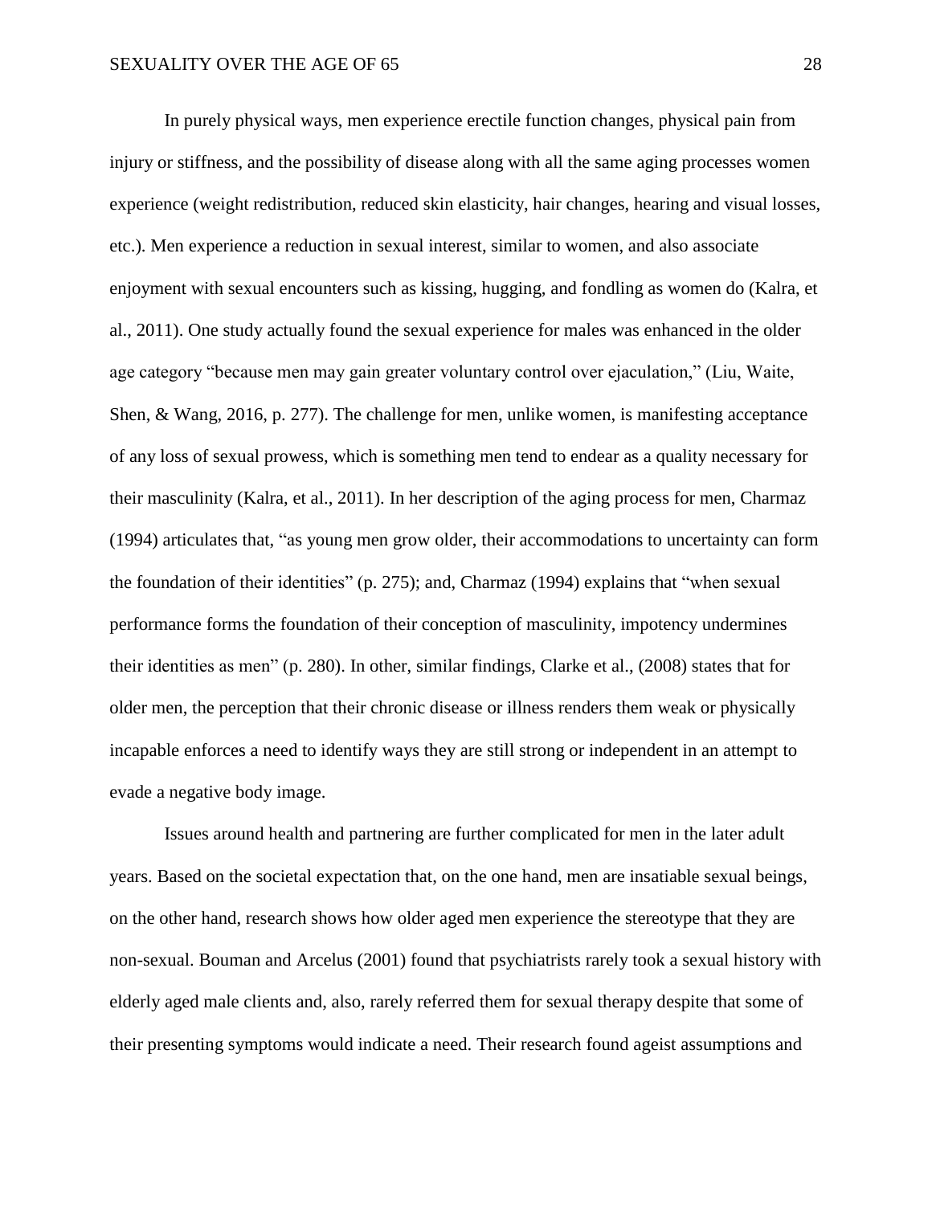In purely physical ways, men experience erectile function changes, physical pain from injury or stiffness, and the possibility of disease along with all the same aging processes women experience (weight redistribution, reduced skin elasticity, hair changes, hearing and visual losses, etc.). Men experience a reduction in sexual interest, similar to women, and also associate enjoyment with sexual encounters such as kissing, hugging, and fondling as women do (Kalra, et al., 2011). One study actually found the sexual experience for males was enhanced in the older age category "because men may gain greater voluntary control over ejaculation," (Liu, Waite, Shen, & Wang, 2016, p. 277). The challenge for men, unlike women, is manifesting acceptance of any loss of sexual prowess, which is something men tend to endear as a quality necessary for their masculinity (Kalra, et al., 2011). In her description of the aging process for men, Charmaz (1994) articulates that, "as young men grow older, their accommodations to uncertainty can form the foundation of their identities" (p. 275); and, Charmaz (1994) explains that "when sexual performance forms the foundation of their conception of masculinity, impotency undermines their identities as men" (p. 280). In other, similar findings, Clarke et al., (2008) states that for older men, the perception that their chronic disease or illness renders them weak or physically incapable enforces a need to identify ways they are still strong or independent in an attempt to evade a negative body image.

Issues around health and partnering are further complicated for men in the later adult years. Based on the societal expectation that, on the one hand, men are insatiable sexual beings, on the other hand, research shows how older aged men experience the stereotype that they are non-sexual. Bouman and Arcelus (2001) found that psychiatrists rarely took a sexual history with elderly aged male clients and, also, rarely referred them for sexual therapy despite that some of their presenting symptoms would indicate a need. Their research found ageist assumptions and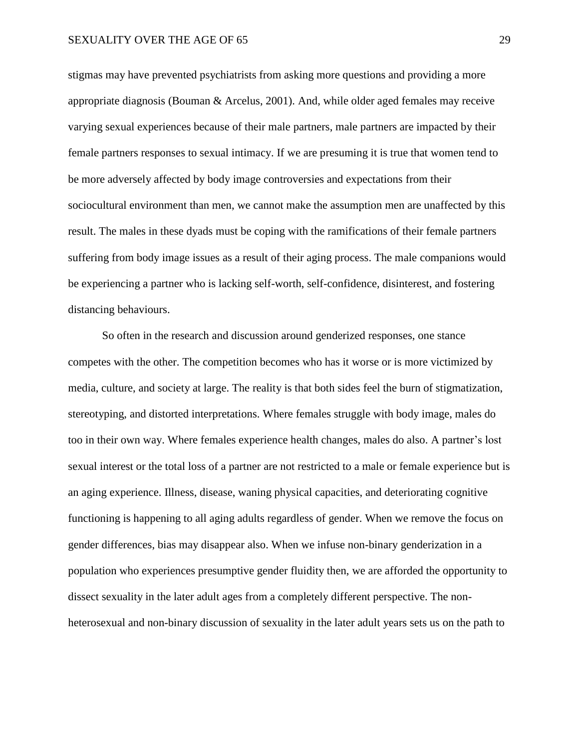stigmas may have prevented psychiatrists from asking more questions and providing a more appropriate diagnosis (Bouman & Arcelus, 2001). And, while older aged females may receive varying sexual experiences because of their male partners, male partners are impacted by their female partners responses to sexual intimacy. If we are presuming it is true that women tend to be more adversely affected by body image controversies and expectations from their sociocultural environment than men, we cannot make the assumption men are unaffected by this result. The males in these dyads must be coping with the ramifications of their female partners suffering from body image issues as a result of their aging process. The male companions would be experiencing a partner who is lacking self-worth, self-confidence, disinterest, and fostering distancing behaviours.

So often in the research and discussion around genderized responses, one stance competes with the other. The competition becomes who has it worse or is more victimized by media, culture, and society at large. The reality is that both sides feel the burn of stigmatization, stereotyping, and distorted interpretations. Where females struggle with body image, males do too in their own way. Where females experience health changes, males do also. A partner's lost sexual interest or the total loss of a partner are not restricted to a male or female experience but is an aging experience. Illness, disease, waning physical capacities, and deteriorating cognitive functioning is happening to all aging adults regardless of gender. When we remove the focus on gender differences, bias may disappear also. When we infuse non-binary genderization in a population who experiences presumptive gender fluidity then, we are afforded the opportunity to dissect sexuality in the later adult ages from a completely different perspective. The non-heterosexual and non-binary discussion of sexuality in the later adult years sets us on the path to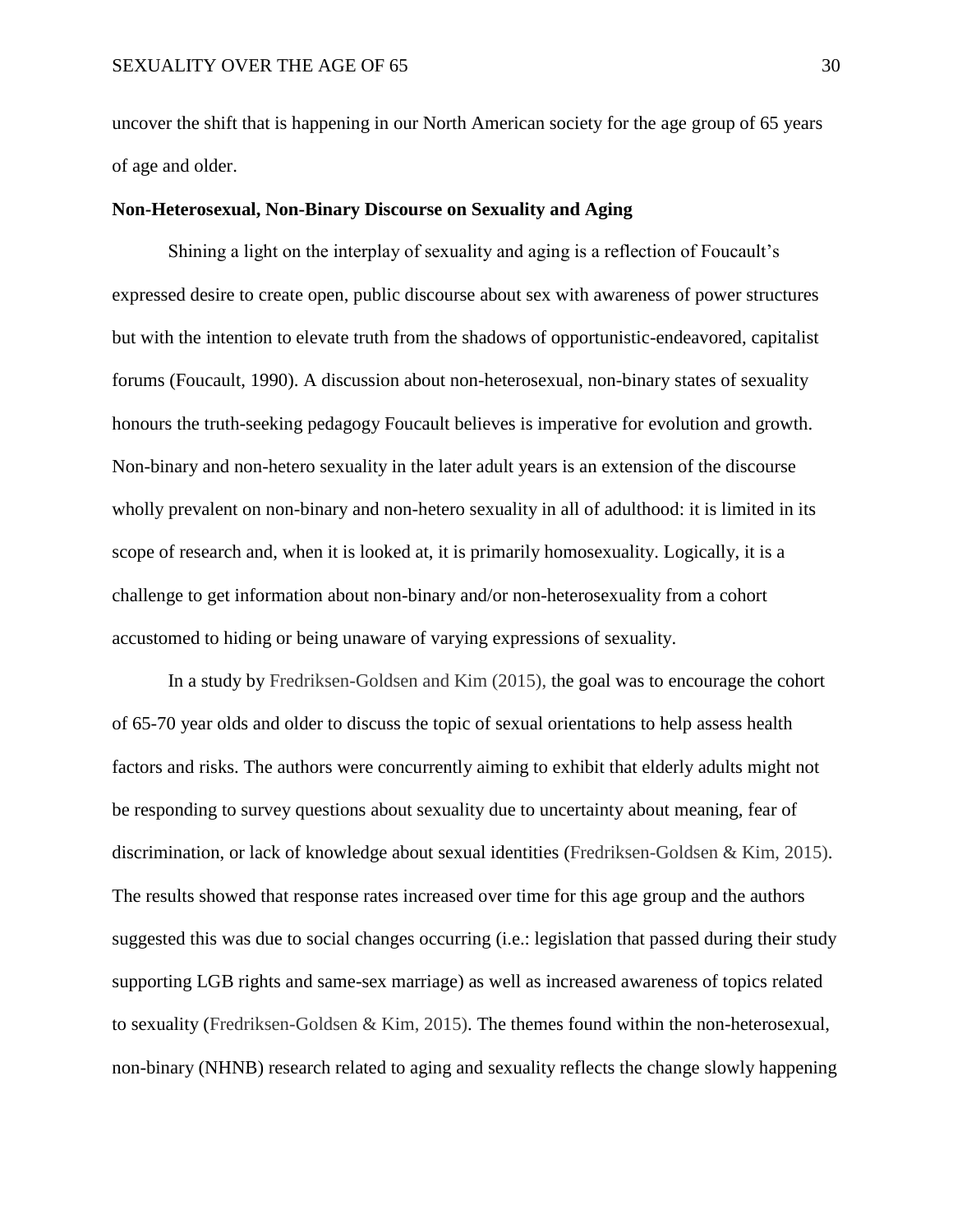uncover the shift that is happening in our North American society for the age group of 65 years of age and older.

### Non-Heterosexual, Non-Binary Discourse on Sexuality and Aging

Shining a light on the interplay of sexuality and aging is a reflection of Foucault's expressed desire to create open, public discourse about sex with awareness of power structures but with the intention to elevate truth from the shadows of opportunistic-endeavored, capitalist forums (Foucault, 1990). A discussion about non-heterosexual, non-binary states of sexuality honours the truth-seeking pedagogy Foucault believes is imperative for evolution and growth. Non-binary and non-hetero sexuality in the later adult years is an extension of the discourse wholly prevalent on non-binary and non-hetero sexuality in all of adulthood: it is limited in its scope of research and, when it is looked at, it is primarily homosexuality. Logically, it is a challenge to get information about non-binary and/or non-heterosexuality from a cohort accustomed to hiding or being unaware of varying expressions of sexuality.

In a study by Fredriksen-Goldsen and Kim (2015), the goal was to encourage the cohort of 65-70 year olds and older to discuss the topic of sexual orientations to help assess health factors and risks. The authors were concurrently aiming to exhibit that elderly adults might not be responding to survey questions about sexuality due to uncertainty about meaning, fear of discrimination, or lack of knowledge about sexual identities (Fredriksen-Goldsen & Kim, 2015). The results showed that response rates increased over time for this age group and the authors suggested this was due to social changes occurring (i.e.: legislation that passed during their study supporting LGB rights and same-sex marriage) as well as increased awareness of topics related to sexuality (Fredriksen-Goldsen & Kim, 2015). The themes found within the non-heterosexual, non-binary (NHNB) research related to aging and sexuality reflects the change slowly happening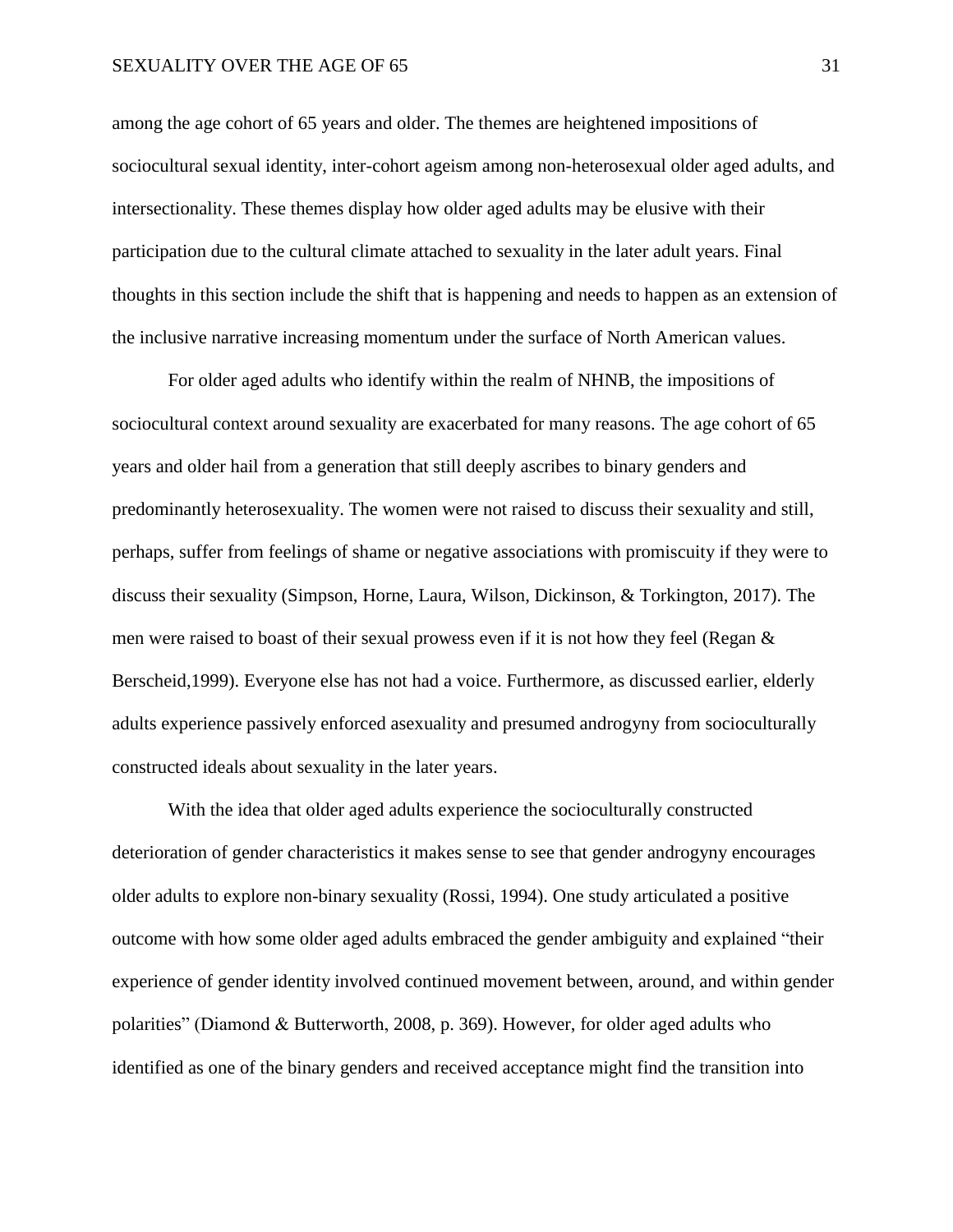among the age cohort of 65 years and older. The themes are heightened impositions of sociocultural sexual identity, inter-cohort ageism among non-heterosexual older aged adults, and intersectionality. These themes display how older aged adults may be elusive with their participation due to the cultural climate attached to sexuality in the later adult years. Final thoughts in this section include the shift that is happening and needs to happen as an extension of the inclusive narrative increasing momentum under the surface of North American values.

For older aged adults who identify within the realm of NHNB, the impositions of sociocultural context around sexuality are exacerbated for many reasons. The age cohort of 65 years and older hail from a generation that still deeply ascribes to binary genders and predominantly heterosexuality. The women were not raised to discuss their sexuality and still, perhaps, suffer from feelings of shame or negative associations with promiscuity if they were to discuss their sexuality (Simpson, Horne, Laura, Wilson, Dickinson, & Torkington, 2017). The men were raised to boast of their sexual prowess even if it is not how they feel (Regan & Berscheid,1999). Everyone else has not had a voice. Furthermore, as discussed earlier, elderly adults experience passively enforced asexuality and presumed androgyny from socioculturally constructed ideals about sexuality in the later years.

With the idea that older aged adults experience the socioculturally constructed deterioration of gender characteristics it makes sense to see that gender androgyny encourages older adults to explore non-binary sexuality (Rossi, 1994). One study articulated a positive outcome with how some older aged adults embraced the gender ambiguity and explained "their experience of gender identity involved continued movement between, around, and within gender polarities" (Diamond & Butterworth, 2008, p. 369). However, for older aged adults who identified as one of the binary genders and received acceptance might find the transition into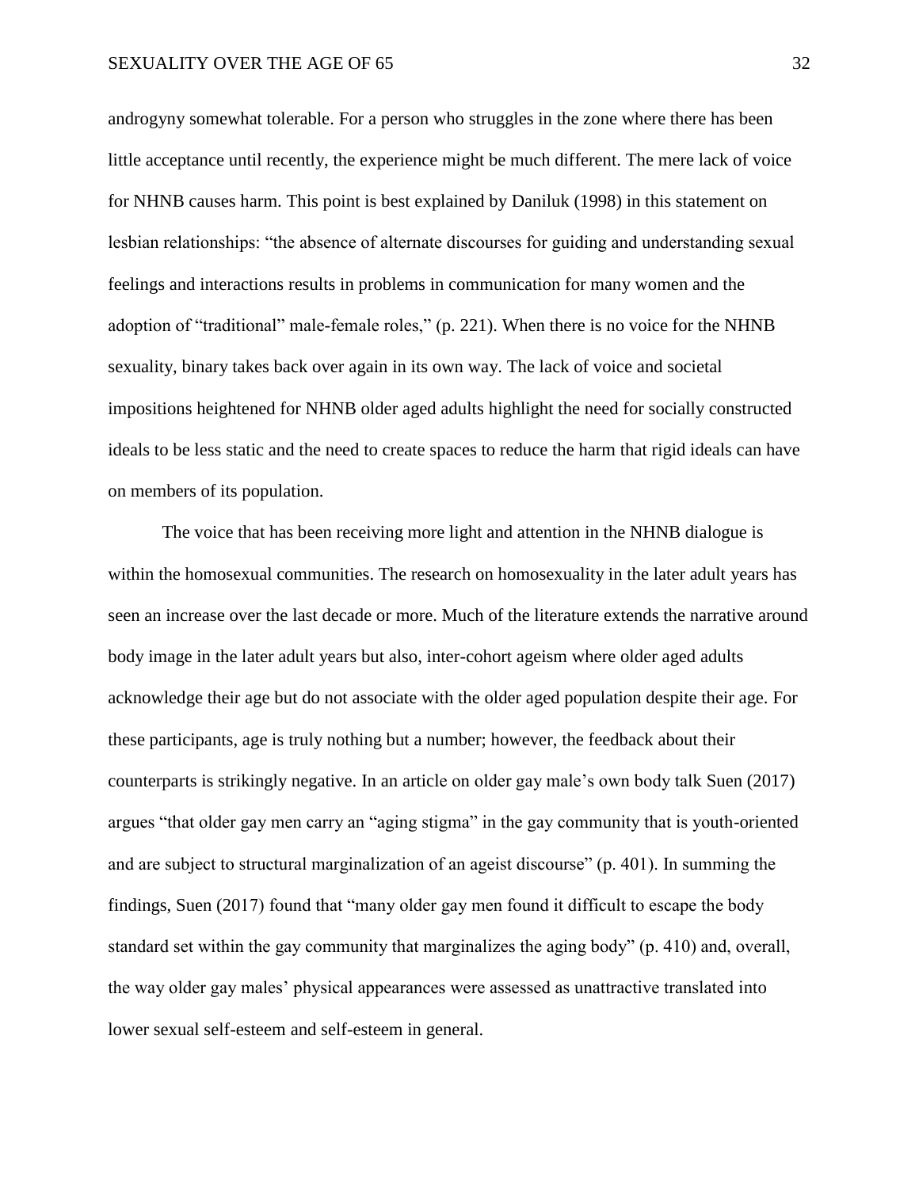androgyny somewhat tolerable. For a person who struggles in the zone where there has been little acceptance until recently, the experience might be much different. The mere lack of voice for NHNB causes harm. This point is best explained by Daniluk (1998) in this statement on lesbian relationships: "the absence of alternate discourses for guiding and understanding sexual feelings and interactions results in problems in communication for many women and the adoption of "traditional" male-female roles," (p. 221). When there is no voice for the NHNB sexuality, binary takes back over again in its own way. The lack of voice and societal impositions heightened for NHNB older aged adults highlight the need for socially constructed ideals to be less static and the need to create spaces to reduce the harm that rigid ideals can have on members of its population.

The voice that has been receiving more light and attention in the NHNB dialogue is within the homosexual communities. The research on homosexuality in the later adult years has seen an increase over the last decade or more. Much of the literature extends the narrative around body image in the later adult years but also, inter-cohort ageism where older aged adults acknowledge their age but do not associate with the older aged population despite their age. For these participants, age is truly nothing but a number; however, the feedback about their counterparts is strikingly negative. In an article on older gay male's own body talk Suen (2017) argues "that older gay men carry an "aging stigma" in the gay community that is youth-oriented and are subject to structural marginalization of an ageist discourse" (p. 401). In summing the findings, Suen (2017) found that "many older gay men found it difficult to escape the body standard set within the gay community that marginalizes the aging body" (p. 410) and, overall, the way older gay males' physical appearances were assessed as unattractive translated into lower sexual self-esteem and self-esteem in general.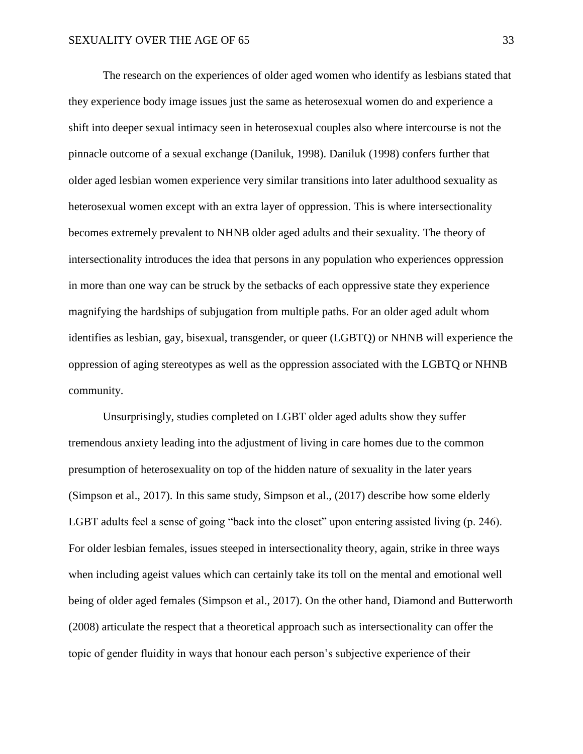The research on the experiences of older aged women who identify as lesbians stated that they experience body image issues just the same as heterosexual women do and experience a shift into deeper sexual intimacy seen in heterosexual couples also where intercourse is not the pinnacle outcome of a sexual exchange (Daniluk, 1998). Daniluk (1998) confers further that older aged lesbian women experience very similar transitions into later adulthood sexuality as heterosexual women except with an extra layer of oppression. This is where intersectionality becomes extremely prevalent to NHNB older aged adults and their sexuality. The theory of intersectionality introduces the idea that persons in any population who experiences oppression in more than one way can be struck by the setbacks of each oppressive state they experience magnifying the hardships of subjugation from multiple paths. For an older aged adult whom identifies as lesbian, gay, bisexual, transgender, or queer (LGBTQ) or NHNB will experience the oppression of aging stereotypes as well as the oppression associated with the LGBTQ or NHNB community.

Unsurprisingly, studies completed on LGBT older aged adults show they suffer tremendous anxiety leading into the adjustment of living in care homes due to the common presumption of heterosexuality on top of the hidden nature of sexuality in the later years (Simpson et al., 2017). In this same study, Simpson et al., (2017) describe how some elderly LGBT adults feel a sense of going "back into the closet" upon entering assisted living (p. 246). For older lesbian females, issues steeped in intersectionality theory, again, strike in three ways when including ageist values which can certainly take its toll on the mental and emotional well being of older aged females (Simpson et al., 2017). On the other hand, Diamond and Butterworth (2008) articulate the respect that a theoretical approach such as intersectionality can offer the topic of gender fluidity in ways that honour each person's subjective experience of their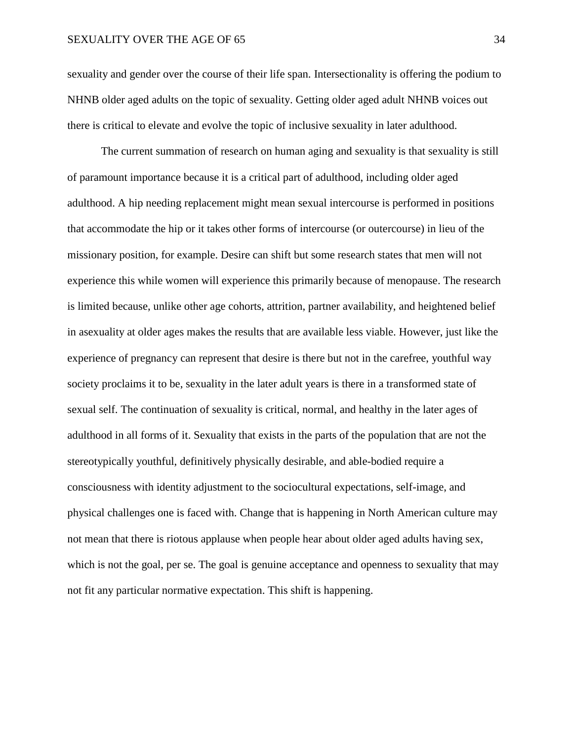sexuality and gender over the course of their life span. Intersectionality is offering the podium to NHNB older aged adults on the topic of sexuality. Getting older aged adult NHNB voices out there is critical to elevate and evolve the topic of inclusive sexuality in later adulthood.

The current summation of research on human aging and sexuality is that sexuality is still of paramount importance because it is a critical part of adulthood, including older aged adulthood. A hip needing replacement might mean sexual intercourse is performed in positions that accommodate the hip or it takes other forms of intercourse (or outercourse) in lieu of the missionary position, for example. Desire can shift but some research states that men will not experience this while women will experience this primarily because of menopause. The research is limited because, unlike other age cohorts, attrition, partner availability, and heightened belief in asexuality at older ages makes the results that are available less viable. However, just like the experience of pregnancy can represent that desire is there but not in the carefree, youthful way society proclaims it to be, sexuality in the later adult years is there in a transformed state of sexual self. The continuation of sexuality is critical, normal, and healthy in the later ages of adulthood in all forms of it. Sexuality that exists in the parts of the population that are not the stereotypically youthful, definitively physically desirable, and able-bodied require a consciousness with identity adjustment to the sociocultural expectations, self-image, and physical challenges one is faced with. Change that is happening in North American culture may not mean that there is riotous applause when people hear about older aged adults having sex, which is not the goal, per se. The goal is genuine acceptance and openness to sexuality that may not fit any particular normative expectation. This shift is happening.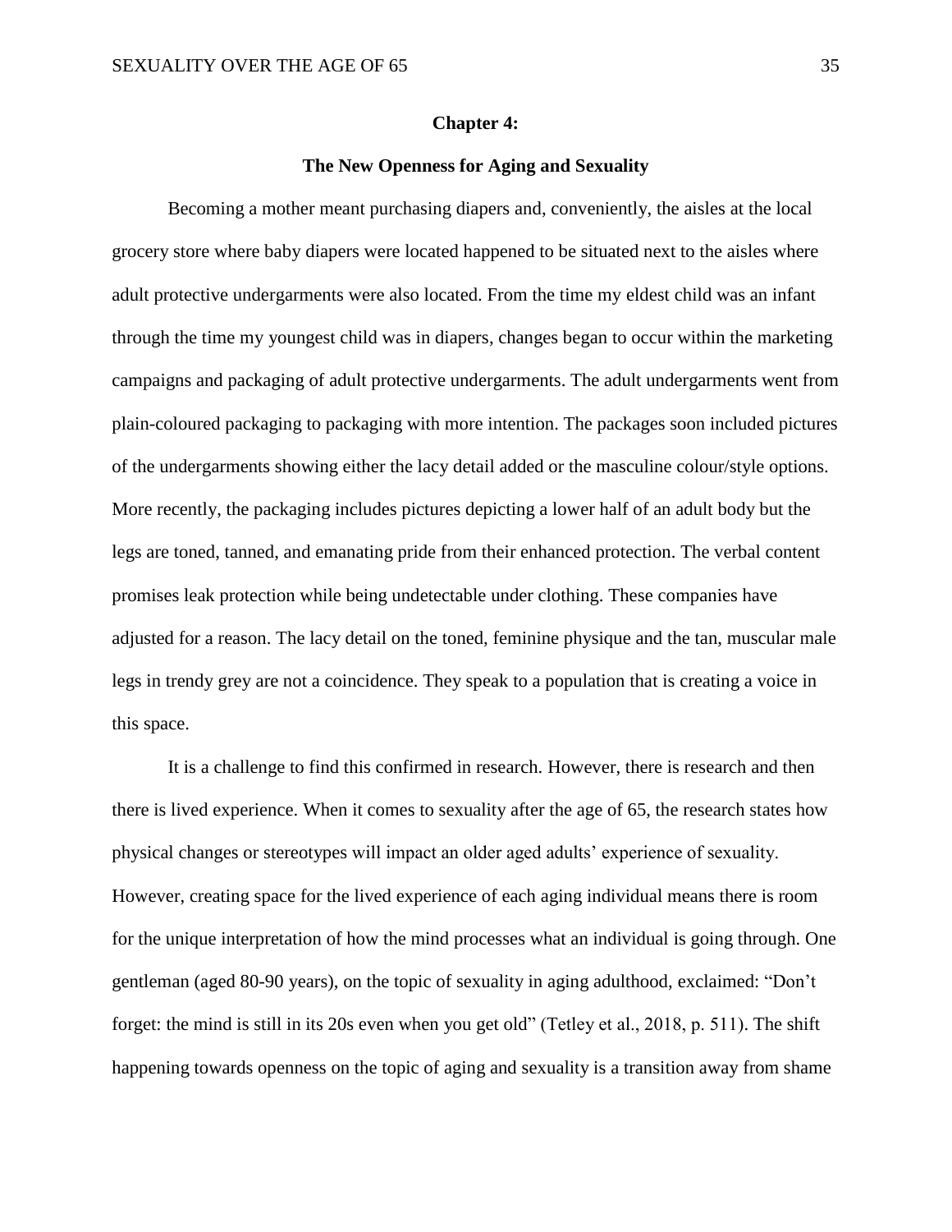# Chapter 4:

## The New Openness for Aging and Sexuality

Becoming a mother meant purchasing diapers and, conveniently, the aisles at the local grocery store where baby diapers were located happened to be situated next to the aisles where adult protective undergarments were also located. From the time my eldest child was an infant through the time my youngest child was in diapers, changes began to occur within the marketing campaigns and packaging of adult protective undergarments. The adult undergarments went from plain-coloured packaging to packaging with more intention. The packages soon included pictures of the undergarments showing either the lacy detail added or the masculine colour/style options. More recently, the packaging includes pictures depicting a lower half of an adult body but the legs are toned, tanned, and emanating pride from their enhanced protection. The verbal content promises leak protection while being undetectable under clothing. These companies have adjusted for a reason. The lacy detail on the toned, feminine physique and the tan, muscular male legs in trendy grey are not a coincidence. They speak to a population that is creating a voice in this space.

It is a challenge to find this confirmed in research. However, there is research and then there is lived experience. When it comes to sexuality after the age of 65, the research states how physical changes or stereotypes will impact an older aged adults' experience of sexuality. However, creating space for the lived experience of each aging individual means there is room for the unique interpretation of how the mind processes what an individual is going through. One gentleman (aged 80-90 years), on the topic of sexuality in aging adulthood, exclaimed: "Don't forget: the mind is still in its 20s even when you get old" (Tetley et al., 2018, p. 511). The shift happening towards openness on the topic of aging and sexuality is a transition away from shame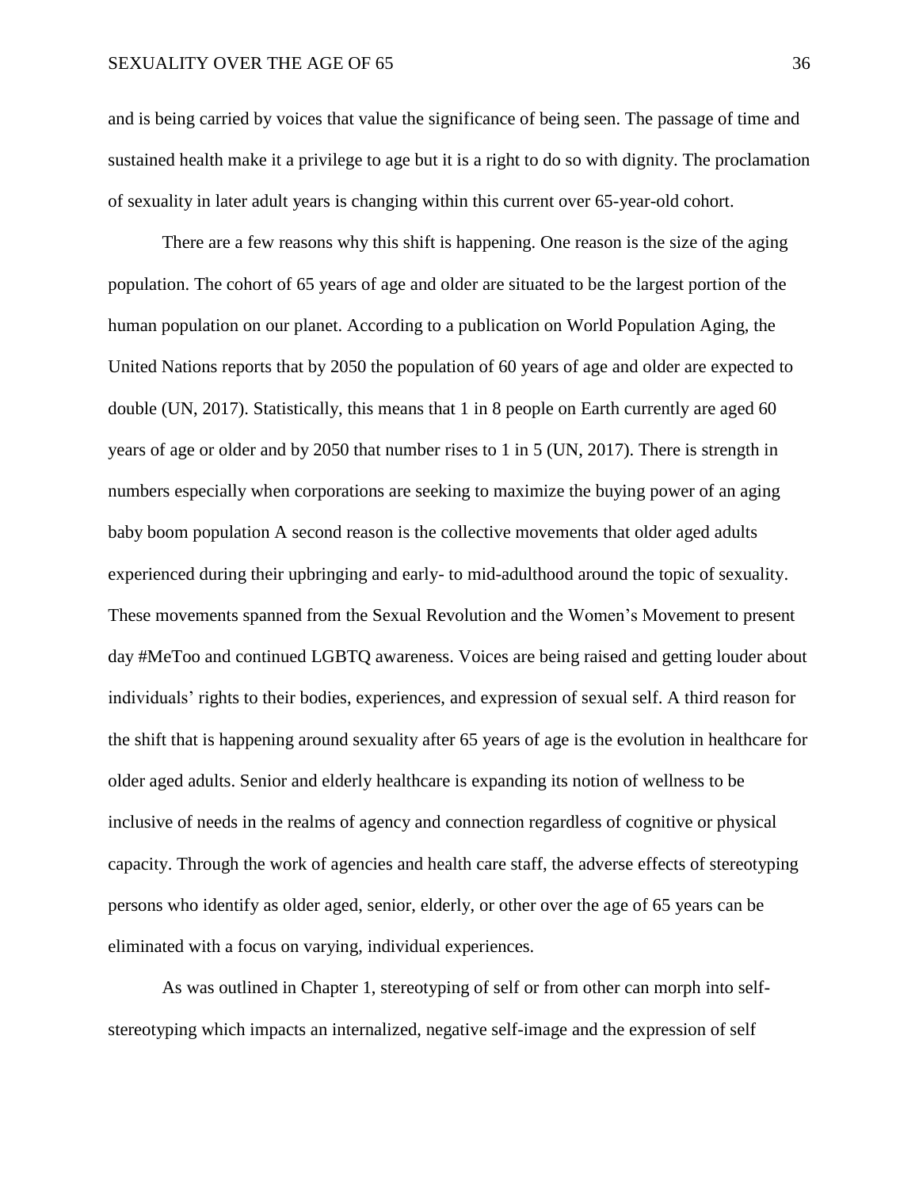and is being carried by voices that value the significance of being seen. The passage of time and sustained health make it a privilege to age but it is a right to do so with dignity. The proclamation of sexuality in later adult years is changing within this current over 65-year-old cohort.

There are a few reasons why this shift is happening. One reason is the size of the aging population. The cohort of 65 years of age and older are situated to be the largest portion of the human population on our planet. According to a publication on World Population Aging, the United Nations reports that by 2050 the population of 60 years of age and older are expected to double (UN, 2017). Statistically, this means that 1 in 8 people on Earth currently are aged 60 years of age or older and by 2050 that number rises to 1 in 5 (UN, 2017). There is strength in numbers especially when corporations are seeking to maximize the buying power of an aging baby boom population A second reason is the collective movements that older aged adults experienced during their upbringing and early- to mid-adulthood around the topic of sexuality. These movements spanned from the Sexual Revolution and the Women's Movement to present day #MeToo and continued LGBTQ awareness. Voices are being raised and getting louder about individuals' rights to their bodies, experiences, and expression of sexual self. A third reason for the shift that is happening around sexuality after 65 years of age is the evolution in healthcare for older aged adults. Senior and elderly healthcare is expanding its notion of wellness to be inclusive of needs in the realms of agency and connection regardless of cognitive or physical capacity. Through the work of agencies and health care staff, the adverse effects of stereotyping persons who identify as older aged, senior, elderly, or other over the age of 65 years can be eliminated with a focus on varying, individual experiences.

As was outlined in Chapter 1, stereotyping of self or from other can morph into self-stereotyping which impacts an internalized, negative self-image and the expression of self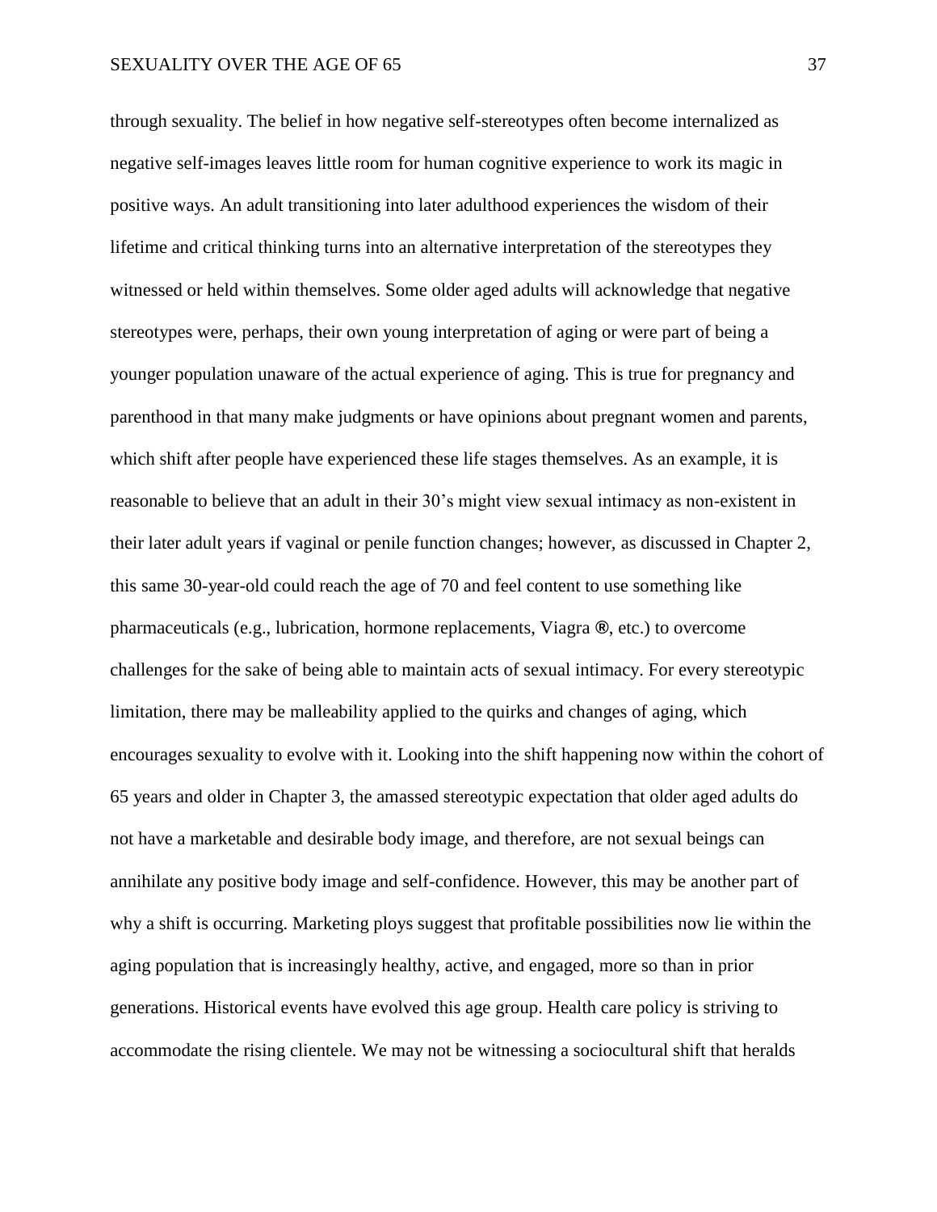through sexuality. The belief in how negative self-stereotypes often become internalized as negative self-images leaves little room for human cognitive experience to work its magic in positive ways. An adult transitioning into later adulthood experiences the wisdom of their lifetime and critical thinking turns into an alternative interpretation of the stereotypes they witnessed or held within themselves. Some older aged adults will acknowledge that negative stereotypes were, perhaps, their own young interpretation of aging or were part of being a younger population unaware of the actual experience of aging. This is true for pregnancy and parenthood in that many make judgments or have opinions about pregnant women and parents, which shift after people have experienced these life stages themselves. As an example, it is reasonable to believe that an adult in their 30's might view sexual intimacy as non-existent in their later adult years if vaginal or penile function changes; however, as discussed in Chapter 2, this same 30-year-old could reach the age of 70 and feel content to use something like pharmaceuticals (e.g., lubrication, hormone replacements, Viagra ®, etc.) to overcome challenges for the sake of being able to maintain acts of sexual intimacy. For every stereotypic limitation, there may be malleability applied to the quirks and changes of aging, which encourages sexuality to evolve with it. Looking into the shift happening now within the cohort of 65 years and older in Chapter 3, the amassed stereotypic expectation that older aged adults do not have a marketable and desirable body image, and therefore, are not sexual beings can annihilate any positive body image and self-confidence. However, this may be another part of why a shift is occurring. Marketing ploys suggest that profitable possibilities now lie within the aging population that is increasingly healthy, active, and engaged, more so than in prior generations. Historical events have evolved this age group. Health care policy is striving to accommodate the rising clientele. We may not be witnessing a sociocultural shift that heralds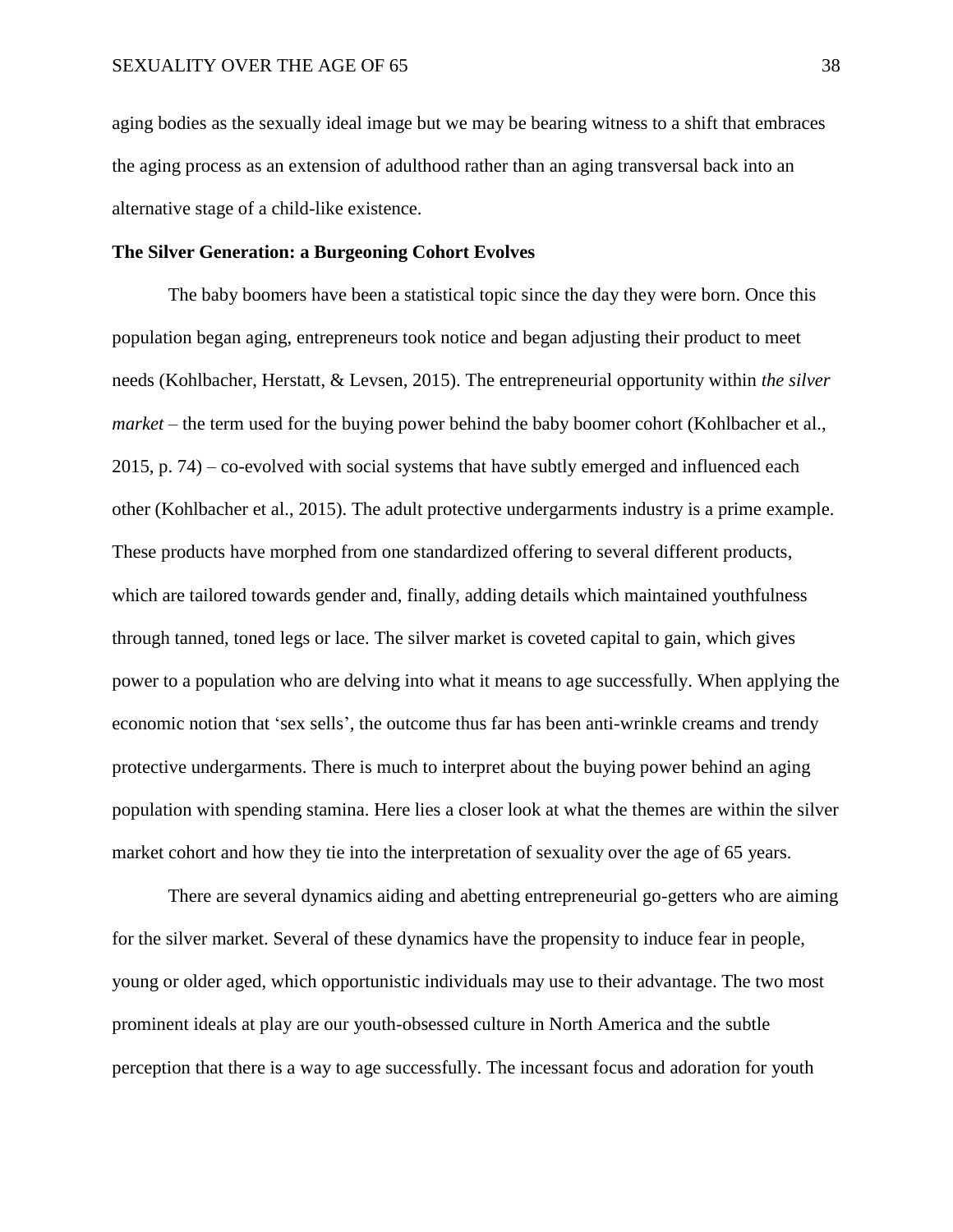aging bodies as the sexually ideal image but we may be bearing witness to a shift that embraces the aging process as an extension of adulthood rather than an aging transversal back into an alternative stage of a child-like existence.

**The Silver Generation: a Burgeoning Cohort Evolves**

The baby boomers have been a statistical topic since the day they were born. Once this population began aging, entrepreneurs took notice and began adjusting their product to meet needs (Kohlbacher, Herstatt, & Levsen, 2015). The entrepreneurial opportunity within *the silver market* – the term used for the buying power behind the baby boomer cohort (Kohlbacher et al., 2015, p. 74) – co-evolved with social systems that have subtly emerged and influenced each other (Kohlbacher et al., 2015). The adult protective undergarments industry is a prime example. These products have morphed from one standardized offering to several different products, which are tailored towards gender and, finally, adding details which maintained youthfulness through tanned, toned legs or lace. The silver market is coveted capital to gain, which gives power to a population who are delving into what it means to age successfully. When applying the economic notion that 'sex sells', the outcome thus far has been anti-wrinkle creams and trendy protective undergarments. There is much to interpret about the buying power behind an aging population with spending stamina. Here lies a closer look at what the themes are within the silver market cohort and how they tie into the interpretation of sexuality over the age of 65 years.

There are several dynamics aiding and abetting entrepreneurial go-getters who are aiming for the silver market. Several of these dynamics have the propensity to induce fear in people, young or older aged, which opportunistic individuals may use to their advantage. The two most prominent ideals at play are our youth-obsessed culture in North America and the subtle perception that there is a way to age successfully. The incessant focus and adoration for youth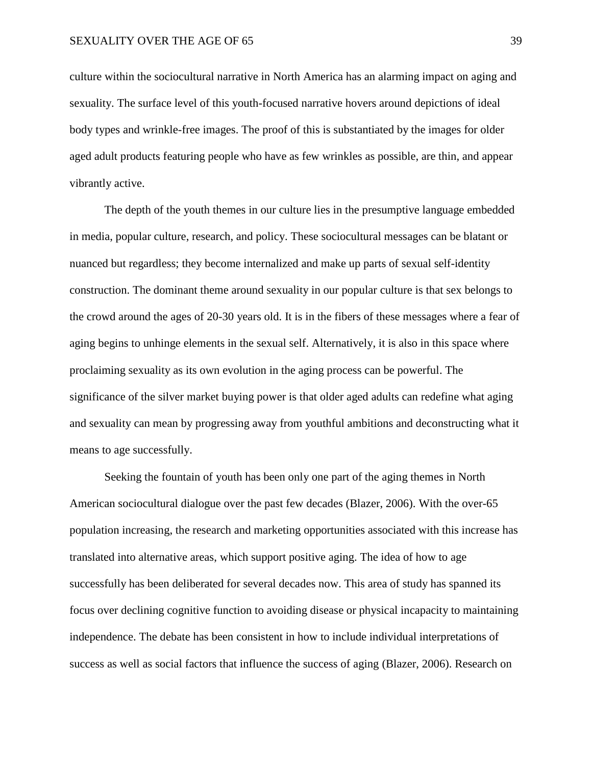culture within the sociocultural narrative in North America has an alarming impact on aging and sexuality. The surface level of this youth-focused narrative hovers around depictions of ideal body types and wrinkle-free images. The proof of this is substantiated by the images for older aged adult products featuring people who have as few wrinkles as possible, are thin, and appear vibrantly active.

The depth of the youth themes in our culture lies in the presumptive language embedded in media, popular culture, research, and policy. These sociocultural messages can be blatant or nuanced but regardless; they become internalized and make up parts of sexual self-identity construction. The dominant theme around sexuality in our popular culture is that sex belongs to the crowd around the ages of 20-30 years old. It is in the fibers of these messages where a fear of aging begins to unhinge elements in the sexual self. Alternatively, it is also in this space where proclaiming sexuality as its own evolution in the aging process can be powerful. The significance of the silver market buying power is that older aged adults can redefine what aging and sexuality can mean by progressing away from youthful ambitions and deconstructing what it means to age successfully.

Seeking the fountain of youth has been only one part of the aging themes in North American sociocultural dialogue over the past few decades (Blazer, 2006). With the over-65 population increasing, the research and marketing opportunities associated with this increase has translated into alternative areas, which support positive aging. The idea of how to age successfully has been deliberated for several decades now. This area of study has spanned its focus over declining cognitive function to avoiding disease or physical incapacity to maintaining independence. The debate has been consistent in how to include individual interpretations of success as well as social factors that influence the success of aging (Blazer, 2006). Research on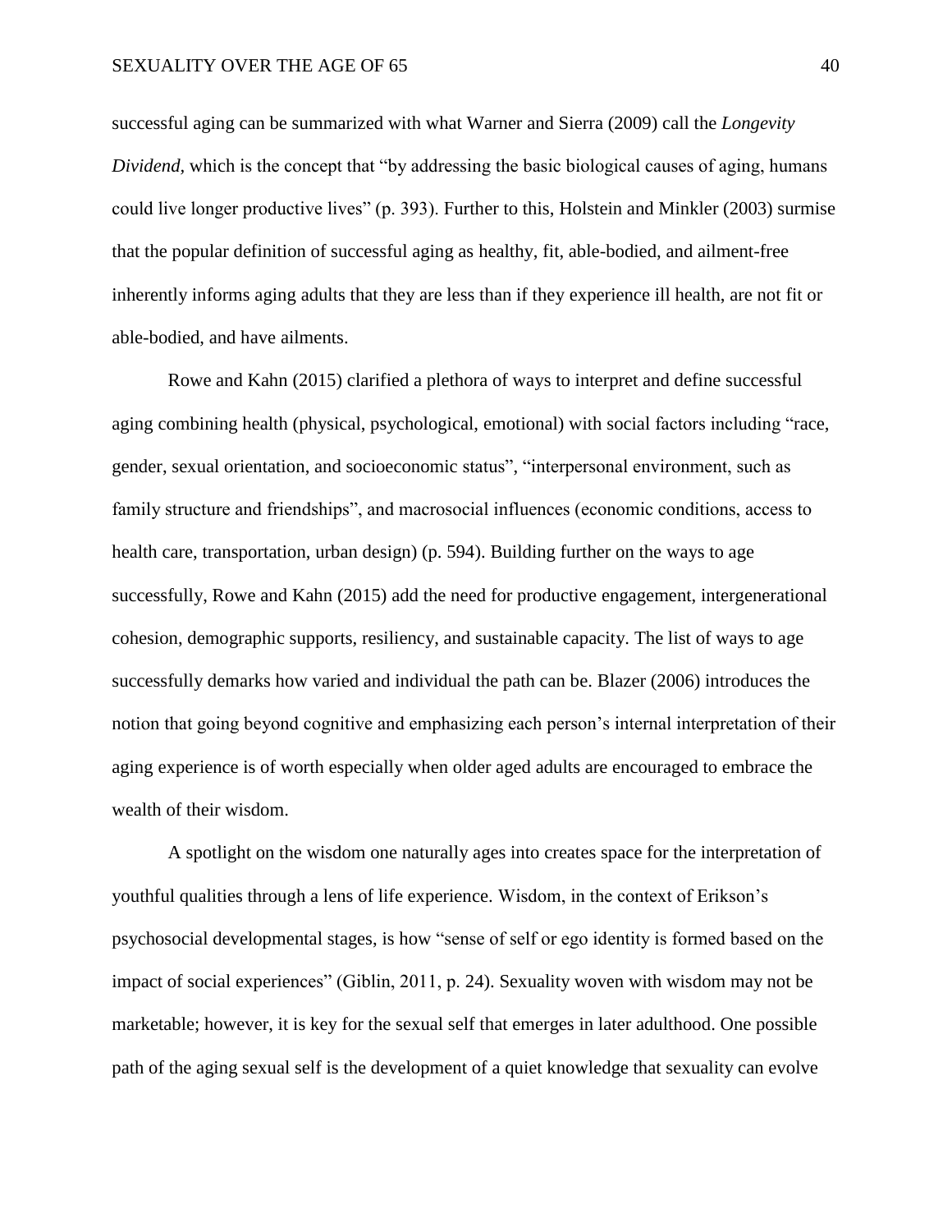successful aging can be summarized with what Warner and Sierra (2009) call the *Longevity Dividend*, which is the concept that "by addressing the basic biological causes of aging, humans could live longer productive lives" (p. 393). Further to this, Holstein and Minkler (2003) surmise that the popular definition of successful aging as healthy, fit, able-bodied, and ailment-free inherently informs aging adults that they are less than if they experience ill health, are not fit or able-bodied, and have ailments.

Rowe and Kahn (2015) clarified a plethora of ways to interpret and define successful aging combining health (physical, psychological, emotional) with social factors including "race, gender, sexual orientation, and socioeconomic status", "interpersonal environment, such as family structure and friendships", and macrosocial influences (economic conditions, access to health care, transportation, urban design) (p. 594). Building further on the ways to age successfully, Rowe and Kahn (2015) add the need for productive engagement, intergenerational cohesion, demographic supports, resiliency, and sustainable capacity. The list of ways to age successfully demarks how varied and individual the path can be. Blazer (2006) introduces the notion that going beyond cognitive and emphasizing each person's internal interpretation of their aging experience is of worth especially when older aged adults are encouraged to embrace the wealth of their wisdom.

A spotlight on the wisdom one naturally ages into creates space for the interpretation of youthful qualities through a lens of life experience. Wisdom, in the context of Erikson's psychosocial developmental stages, is how "sense of self or ego identity is formed based on the impact of social experiences" (Giblin, 2011, p. 24). Sexuality woven with wisdom may not be marketable; however, it is key for the sexual self that emerges in later adulthood. One possible path of the aging sexual self is the development of a quiet knowledge that sexuality can evolve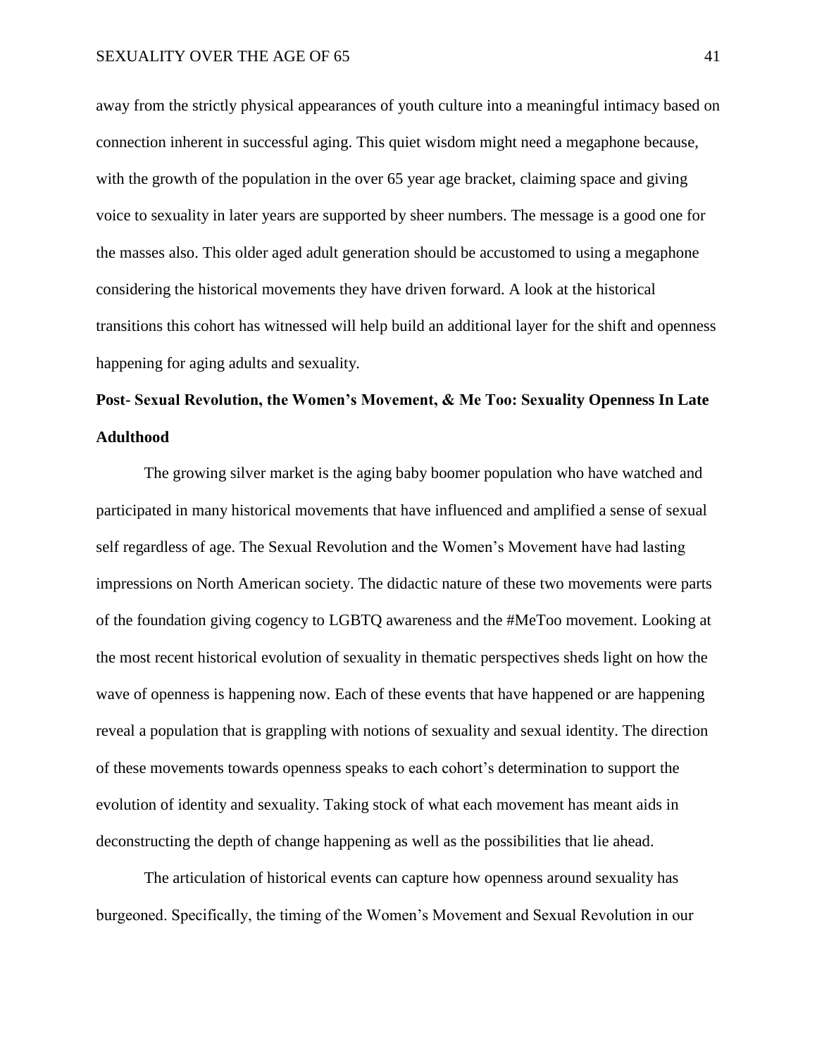away from the strictly physical appearances of youth culture into a meaningful intimacy based on connection inherent in successful aging. This quiet wisdom might need a megaphone because, with the growth of the population in the over 65 year age bracket, claiming space and giving voice to sexuality in later years are supported by sheer numbers. The message is a good one for the masses also. This older aged adult generation should be accustomed to using a megaphone considering the historical movements they have driven forward. A look at the historical transitions this cohort has witnessed will help build an additional layer for the shift and openness happening for aging adults and sexuality.

## Post- Sexual Revolution, the Women's Movement, & Me Too: Sexuality Openness In Late Adulthood

The growing silver market is the aging baby boomer population who have watched and participated in many historical movements that have influenced and amplified a sense of sexual self regardless of age. The Sexual Revolution and the Women's Movement have had lasting impressions on North American society. The didactic nature of these two movements were parts of the foundation giving cogency to LGBTQ awareness and the #MeToo movement. Looking at the most recent historical evolution of sexuality in thematic perspectives sheds light on how the wave of openness is happening now. Each of these events that have happened or are happening reveal a population that is grappling with notions of sexuality and sexual identity. The direction of these movements towards openness speaks to each cohort's determination to support the evolution of identity and sexuality. Taking stock of what each movement has meant aids in deconstructing the depth of change happening as well as the possibilities that lie ahead.

The articulation of historical events can capture how openness around sexuality has burgeoned. Specifically, the timing of the Women's Movement and Sexual Revolution in our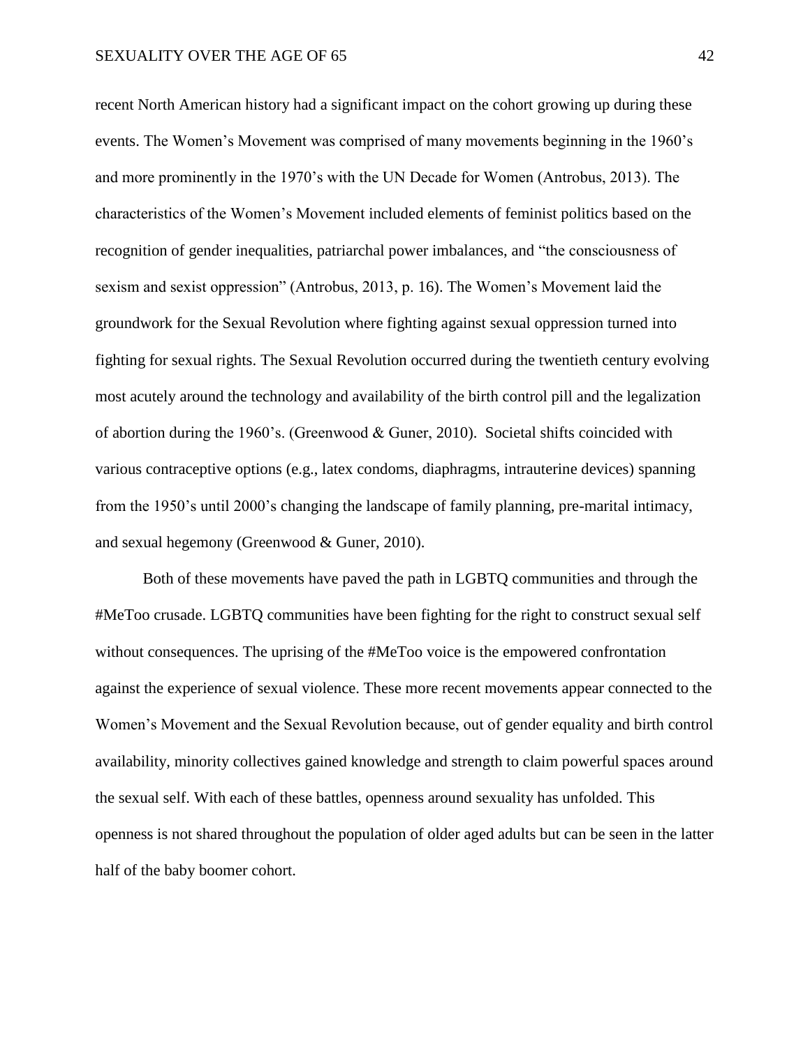recent North American history had a significant impact on the cohort growing up during these events. The Women's Movement was comprised of many movements beginning in the 1960's and more prominently in the 1970's with the UN Decade for Women (Antrobus, 2013). The characteristics of the Women's Movement included elements of feminist politics based on the recognition of gender inequalities, patriarchal power imbalances, and "the consciousness of sexism and sexist oppression" (Antrobus, 2013, p. 16). The Women's Movement laid the groundwork for the Sexual Revolution where fighting against sexual oppression turned into fighting for sexual rights. The Sexual Revolution occurred during the twentieth century evolving most acutely around the technology and availability of the birth control pill and the legalization of abortion during the 1960's. (Greenwood & Guner, 2010). Societal shifts coincided with various contraceptive options (e.g., latex condoms, diaphragms, intrauterine devices) spanning from the 1950's until 2000's changing the landscape of family planning, pre-marital intimacy, and sexual hegemony (Greenwood & Guner, 2010).

Both of these movements have paved the path in LGBTQ communities and through the #MeToo crusade. LGBTQ communities have been fighting for the right to construct sexual self without consequences. The uprising of the #MeToo voice is the empowered confrontation against the experience of sexual violence. These more recent movements appear connected to the Women's Movement and the Sexual Revolution because, out of gender equality and birth control availability, minority collectives gained knowledge and strength to claim powerful spaces around the sexual self. With each of these battles, openness around sexuality has unfolded. This openness is not shared throughout the population of older aged adults but can be seen in the latter half of the baby boomer cohort.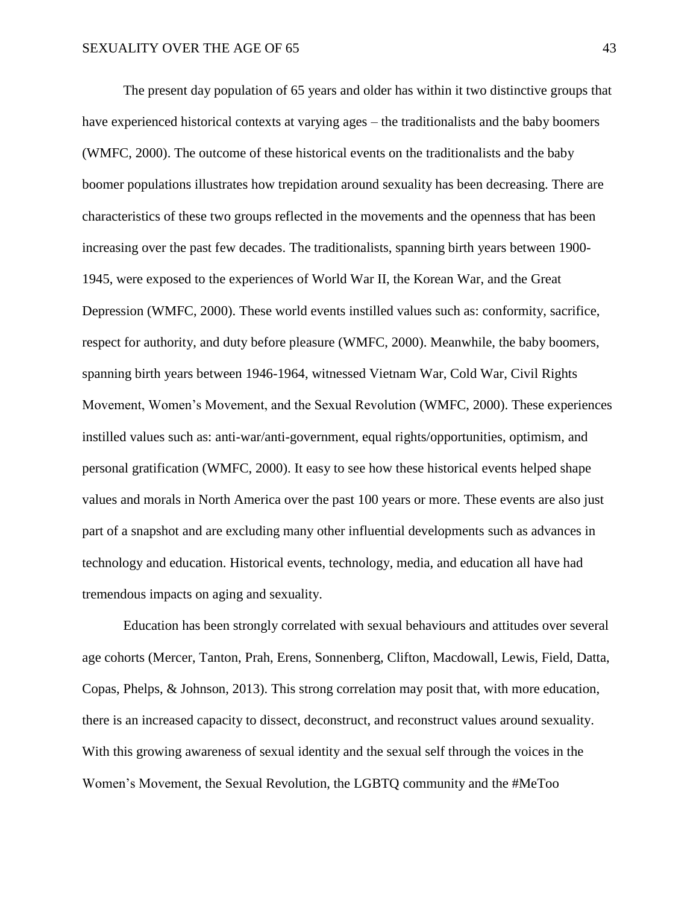The present day population of 65 years and older has within it two distinctive groups that have experienced historical contexts at varying ages – the traditionalists and the baby boomers (WMFC, 2000). The outcome of these historical events on the traditionalists and the baby boomer populations illustrates how trepidation around sexuality has been decreasing. There are characteristics of these two groups reflected in the movements and the openness that has been increasing over the past few decades. The traditionalists, spanning birth years between 1900-1945, were exposed to the experiences of World War II, the Korean War, and the Great Depression (WMFC, 2000). These world events instilled values such as: conformity, sacrifice, respect for authority, and duty before pleasure (WMFC, 2000). Meanwhile, the baby boomers, spanning birth years between 1946-1964, witnessed Vietnam War, Cold War, Civil Rights Movement, Women's Movement, and the Sexual Revolution (WMFC, 2000). These experiences instilled values such as: anti-war/anti-government, equal rights/opportunities, optimism, and personal gratification (WMFC, 2000). It easy to see how these historical events helped shape values and morals in North America over the past 100 years or more. These events are also just part of a snapshot and are excluding many other influential developments such as advances in technology and education. Historical events, technology, media, and education all have had tremendous impacts on aging and sexuality.

Education has been strongly correlated with sexual behaviours and attitudes over several age cohorts (Mercer, Tanton, Prah, Erens, Sonnenberg, Clifton, Macdowall, Lewis, Field, Datta, Copas, Phelps, & Johnson, 2013). This strong correlation may posit that, with more education, there is an increased capacity to dissect, deconstruct, and reconstruct values around sexuality. With this growing awareness of sexual identity and the sexual self through the voices in the Women's Movement, the Sexual Revolution, the LGBTQ community and the #MeToo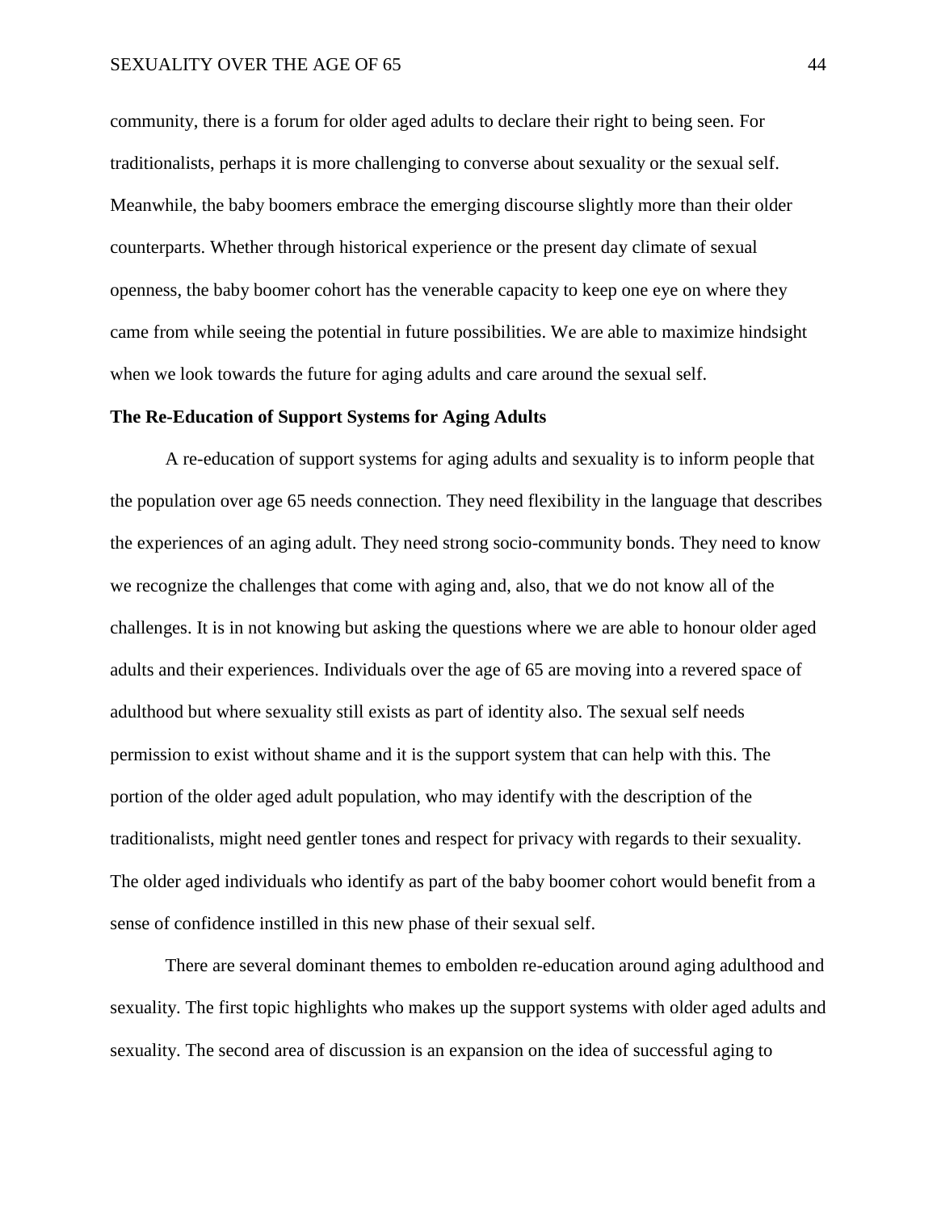community, there is a forum for older aged adults to declare their right to being seen. For traditionalists, perhaps it is more challenging to converse about sexuality or the sexual self. Meanwhile, the baby boomers embrace the emerging discourse slightly more than their older counterparts. Whether through historical experience or the present day climate of sexual openness, the baby boomer cohort has the venerable capacity to keep one eye on where they came from while seeing the potential in future possibilities. We are able to maximize hindsight when we look towards the future for aging adults and care around the sexual self.

**The Re-Education of Support Systems for Aging Adults**

A re-education of support systems for aging adults and sexuality is to inform people that the population over age 65 needs connection. They need flexibility in the language that describes the experiences of an aging adult. They need strong socio-community bonds. They need to know we recognize the challenges that come with aging and, also, that we do not know all of the challenges. It is in not knowing but asking the questions where we are able to honour older aged adults and their experiences. Individuals over the age of 65 are moving into a revered space of adulthood but where sexuality still exists as part of identity also. The sexual self needs permission to exist without shame and it is the support system that can help with this. The portion of the older aged adult population, who may identify with the description of the traditionalists, might need gentler tones and respect for privacy with regards to their sexuality. The older aged individuals who identify as part of the baby boomer cohort would benefit from a sense of confidence instilled in this new phase of their sexual self.

There are several dominant themes to embolden re-education around aging adulthood and sexuality. The first topic highlights who makes up the support systems with older aged adults and sexuality. The second area of discussion is an expansion on the idea of successful aging to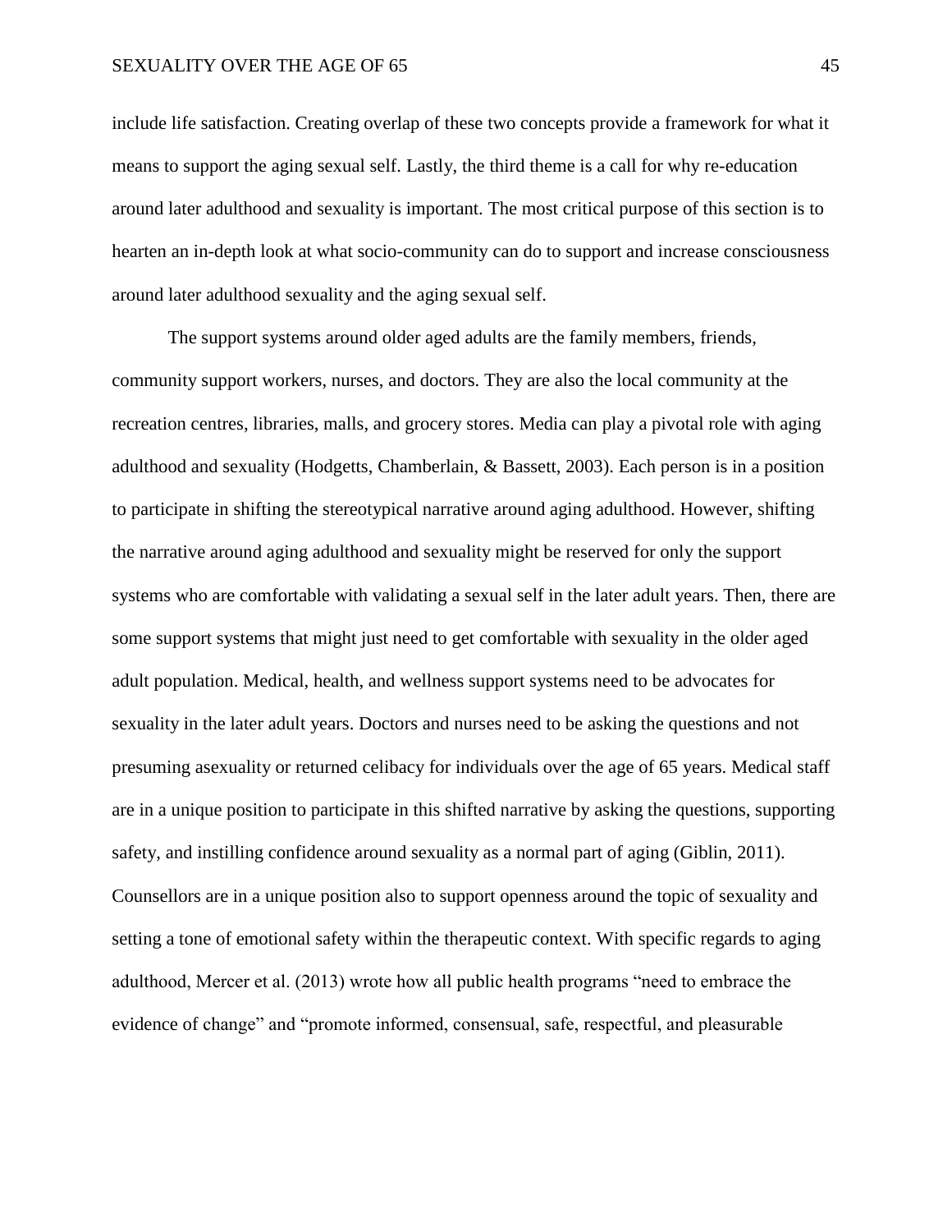include life satisfaction. Creating overlap of these two concepts provide a framework for what it means to support the aging sexual self. Lastly, the third theme is a call for why re-education around later adulthood and sexuality is important. The most critical purpose of this section is to hearten an in-depth look at what socio-community can do to support and increase consciousness around later adulthood sexuality and the aging sexual self.

The support systems around older aged adults are the family members, friends, community support workers, nurses, and doctors. They are also the local community at the recreation centres, libraries, malls, and grocery stores. Media can play a pivotal role with aging adulthood and sexuality (Hodgetts, Chamberlain, & Bassett, 2003). Each person is in a position to participate in shifting the stereotypical narrative around aging adulthood. However, shifting the narrative around aging adulthood and sexuality might be reserved for only the support systems who are comfortable with validating a sexual self in the later adult years. Then, there are some support systems that might just need to get comfortable with sexuality in the older aged adult population. Medical, health, and wellness support systems need to be advocates for sexuality in the later adult years. Doctors and nurses need to be asking the questions and not presuming asexuality or returned celibacy for individuals over the age of 65 years. Medical staff are in a unique position to participate in this shifted narrative by asking the questions, supporting safety, and instilling confidence around sexuality as a normal part of aging (Giblin, 2011). Counsellors are in a unique position also to support openness around the topic of sexuality and setting a tone of emotional safety within the therapeutic context. With specific regards to aging adulthood, Mercer et al. (2013) wrote how all public health programs "need to embrace the evidence of change" and "promote informed, consensual, safe, respectful, and pleasurable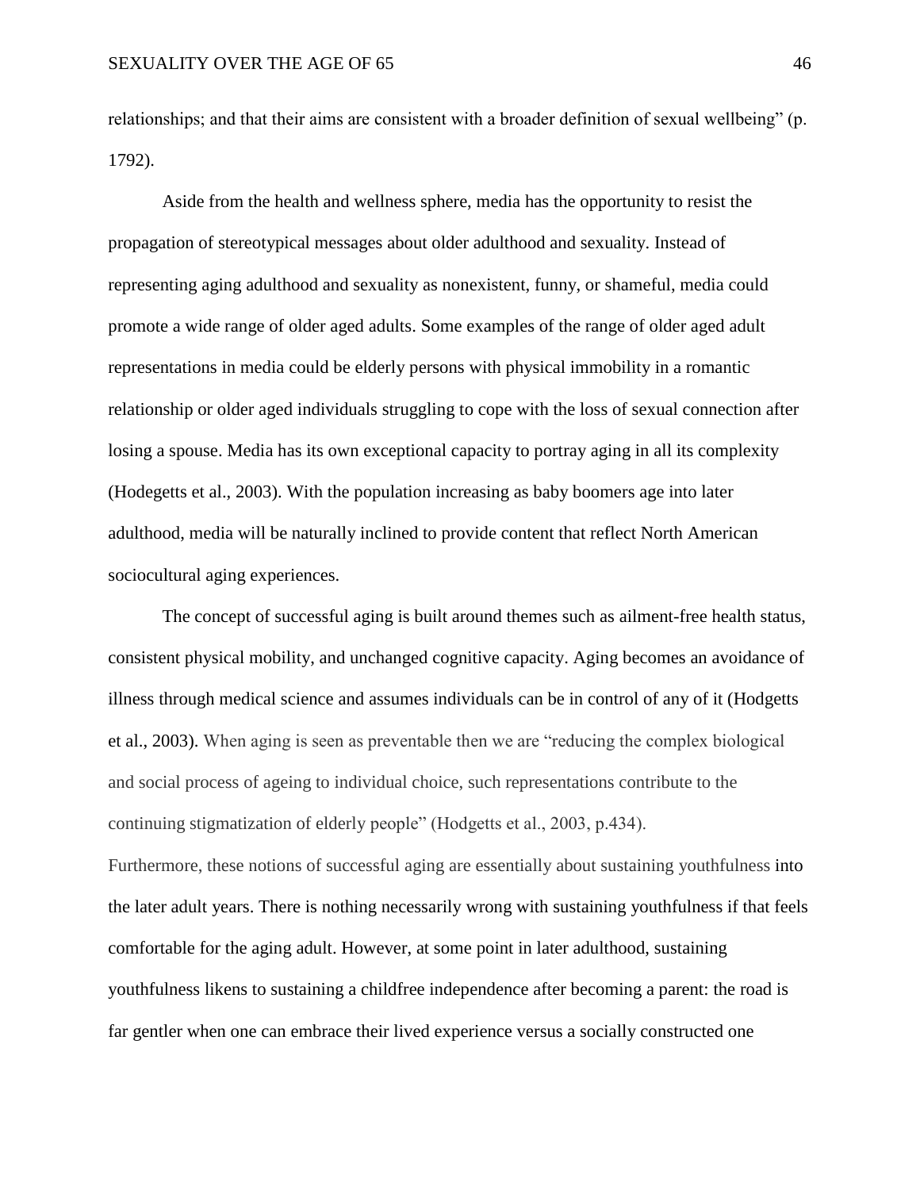relationships; and that their aims are consistent with a broader definition of sexual wellbeing" (p. 1792).

Aside from the health and wellness sphere, media has the opportunity to resist the propagation of stereotypical messages about older adulthood and sexuality. Instead of representing aging adulthood and sexuality as nonexistent, funny, or shameful, media could promote a wide range of older aged adults. Some examples of the range of older aged adult representations in media could be elderly persons with physical immobility in a romantic relationship or older aged individuals struggling to cope with the loss of sexual connection after losing a spouse. Media has its own exceptional capacity to portray aging in all its complexity (Hodegetts et al., 2003). With the population increasing as baby boomers age into later adulthood, media will be naturally inclined to provide content that reflect North American sociocultural aging experiences.

The concept of successful aging is built around themes such as ailment-free health status, consistent physical mobility, and unchanged cognitive capacity. Aging becomes an avoidance of illness through medical science and assumes individuals can be in control of any of it (Hodgetts et al., 2003). When aging is seen as preventable then we are "reducing the complex biological and social process of ageing to individual choice, such representations contribute to the continuing stigmatization of elderly people" (Hodgetts et al., 2003, p.434).

Furthermore, these notions of successful aging are essentially about sustaining youthfulness into the later adult years. There is nothing necessarily wrong with sustaining youthfulness if that feels comfortable for the aging adult. However, at some point in later adulthood, sustaining youthfulness likens to sustaining a childfree independence after becoming a parent: the road is far gentler when one can embrace their lived experience versus a socially constructed one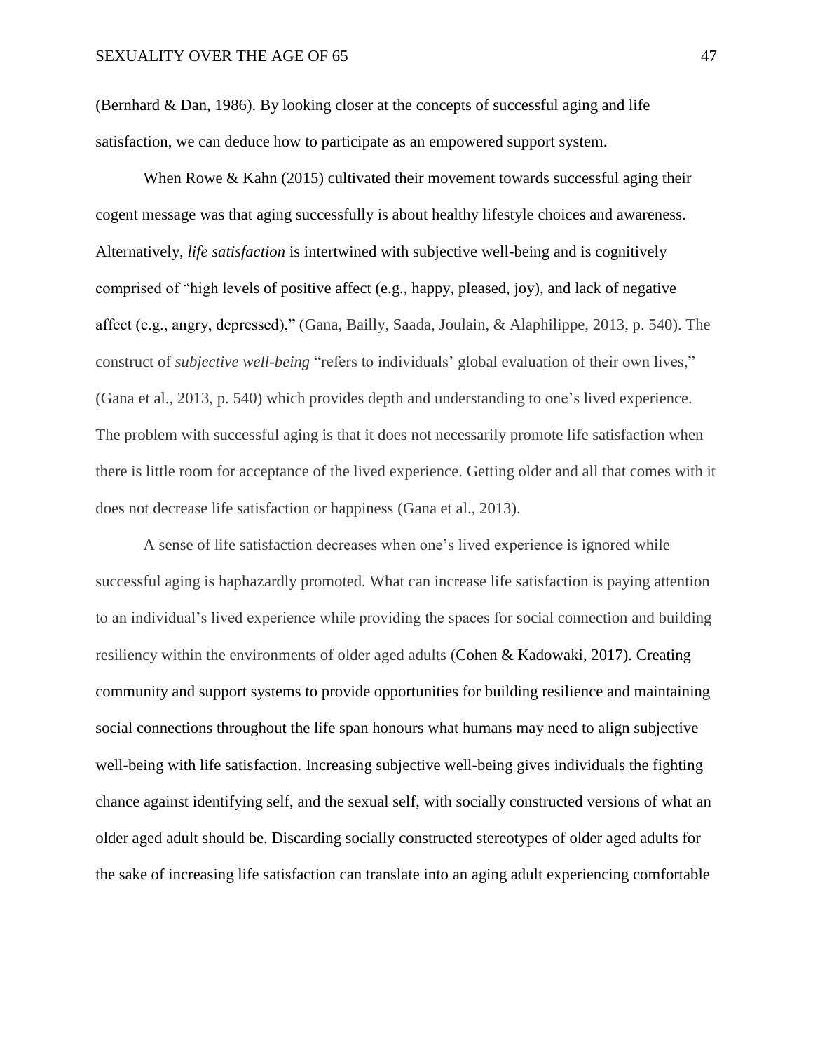(Bernhard & Dan, 1986). By looking closer at the concepts of successful aging and life satisfaction, we can deduce how to participate as an empowered support system.

When Rowe & Kahn (2015) cultivated their movement towards successful aging their cogent message was that aging successfully is about healthy lifestyle choices and awareness. Alternatively, *life satisfaction* is intertwined with subjective well-being and is cognitively comprised of "high levels of positive affect (e.g., happy, pleased, joy), and lack of negative affect (e.g., angry, depressed)," (Gana, Bailly, Saada, Joulain, & Alaphilippe, 2013, p. 540). The construct of *subjective well-being* "refers to individuals' global evaluation of their own lives," (Gana et al., 2013, p. 540) which provides depth and understanding to one's lived experience. The problem with successful aging is that it does not necessarily promote life satisfaction when there is little room for acceptance of the lived experience. Getting older and all that comes with it does not decrease life satisfaction or happiness (Gana et al., 2013).

A sense of life satisfaction decreases when one's lived experience is ignored while successful aging is haphazardly promoted. What can increase life satisfaction is paying attention to an individual's lived experience while providing the spaces for social connection and building resiliency within the environments of older aged adults (Cohen & Kadowaki, 2017). Creating community and support systems to provide opportunities for building resilience and maintaining social connections throughout the life span honours what humans may need to align subjective well-being with life satisfaction. Increasing subjective well-being gives individuals the fighting chance against identifying self, and the sexual self, with socially constructed versions of what an older aged adult should be. Discarding socially constructed stereotypes of older aged adults for the sake of increasing life satisfaction can translate into an aging adult experiencing comfortable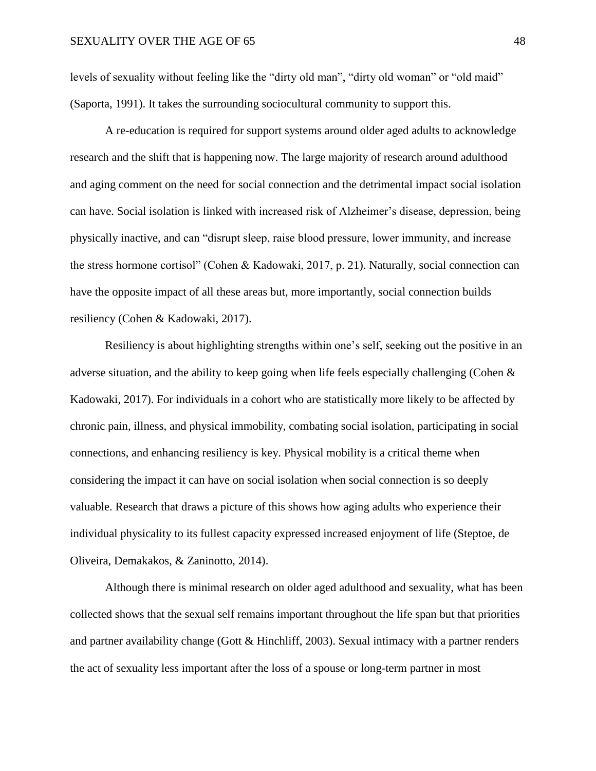levels of sexuality without feeling like the "dirty old man", "dirty old woman" or "old maid" (Saporta, 1991). It takes the surrounding sociocultural community to support this.

A re-education is required for support systems around older aged adults to acknowledge research and the shift that is happening now. The large majority of research around adulthood and aging comment on the need for social connection and the detrimental impact social isolation can have. Social isolation is linked with increased risk of Alzheimer's disease, depression, being physically inactive, and can "disrupt sleep, raise blood pressure, lower immunity, and increase the stress hormone cortisol" (Cohen & Kadowaki, 2017, p. 21). Naturally, social connection can have the opposite impact of all these areas but, more importantly, social connection builds resiliency (Cohen & Kadowaki, 2017).

Resiliency is about highlighting strengths within one's self, seeking out the positive in an adverse situation, and the ability to keep going when life feels especially challenging (Cohen & Kadowaki, 2017). For individuals in a cohort who are statistically more likely to be affected by chronic pain, illness, and physical immobility, combating social isolation, participating in social connections, and enhancing resiliency is key. Physical mobility is a critical theme when considering the impact it can have on social isolation when social connection is so deeply valuable. Research that draws a picture of this shows how aging adults who experience their individual physicality to its fullest capacity expressed increased enjoyment of life (Steptoe, de Oliveira, Demakakos, & Zaninotto, 2014).

Although there is minimal research on older aged adulthood and sexuality, what has been collected shows that the sexual self remains important throughout the life span but that priorities and partner availability change (Gott & Hinchliff, 2003). Sexual intimacy with a partner renders the act of sexuality less important after the loss of a spouse or long-term partner in most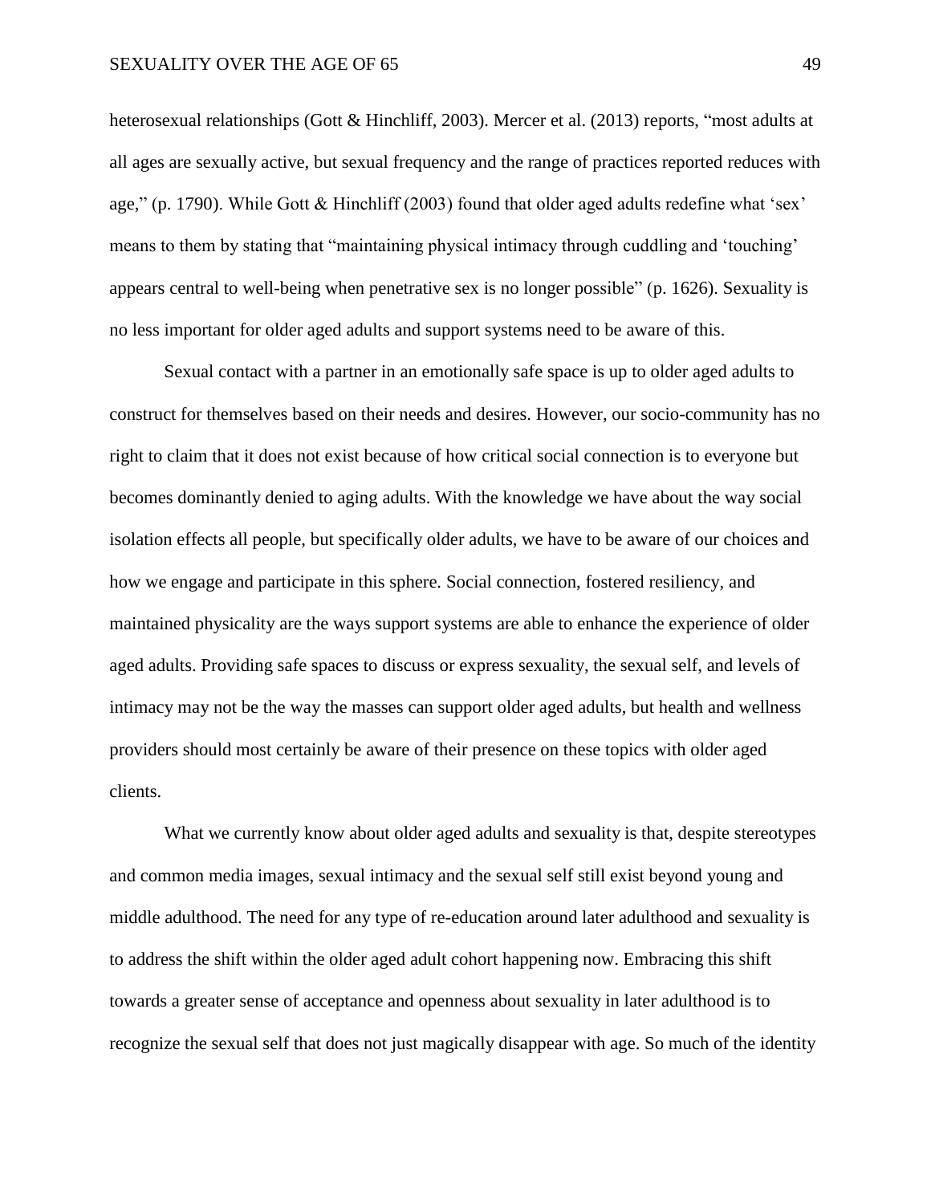heterosexual relationships (Gott & Hinchliff, 2003). Mercer et al. (2013) reports, "most adults at all ages are sexually active, but sexual frequency and the range of practices reported reduces with age," (p. 1790). While Gott & Hinchliff (2003) found that older aged adults redefine what 'sex' means to them by stating that "maintaining physical intimacy through cuddling and 'touching' appears central to well-being when penetrative sex is no longer possible" (p. 1626). Sexuality is no less important for older aged adults and support systems need to be aware of this.

Sexual contact with a partner in an emotionally safe space is up to older aged adults to construct for themselves based on their needs and desires. However, our socio-community has no right to claim that it does not exist because of how critical social connection is to everyone but becomes dominantly denied to aging adults. With the knowledge we have about the way social isolation effects all people, but specifically older adults, we have to be aware of our choices and how we engage and participate in this sphere. Social connection, fostered resiliency, and maintained physicality are the ways support systems are able to enhance the experience of older aged adults. Providing safe spaces to discuss or express sexuality, the sexual self, and levels of intimacy may not be the way the masses can support older aged adults, but health and wellness providers should most certainly be aware of their presence on these topics with older aged clients.

What we currently know about older aged adults and sexuality is that, despite stereotypes and common media images, sexual intimacy and the sexual self still exist beyond young and middle adulthood. The need for any type of re-education around later adulthood and sexuality is to address the shift within the older aged adult cohort happening now. Embracing this shift towards a greater sense of acceptance and openness about sexuality in later adulthood is to recognize the sexual self that does not just magically disappear with age. So much of the identity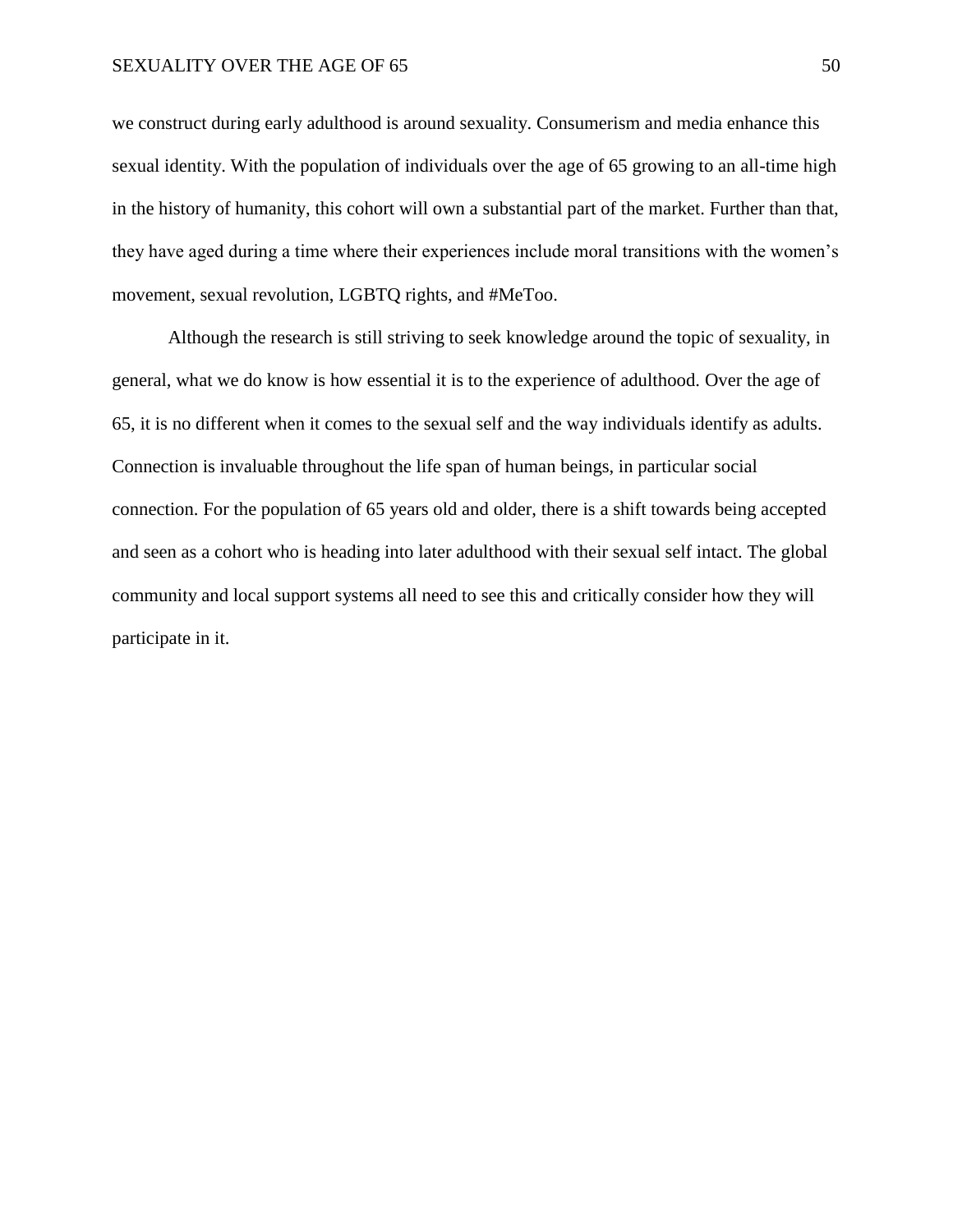we construct during early adulthood is around sexuality. Consumerism and media enhance this sexual identity. With the population of individuals over the age of 65 growing to an all-time high in the history of humanity, this cohort will own a substantial part of the market. Further than that, they have aged during a time where their experiences include moral transitions with the women's movement, sexual revolution, LGBTQ rights, and #MeToo.

Although the research is still striving to seek knowledge around the topic of sexuality, in general, what we do know is how essential it is to the experience of adulthood. Over the age of 65, it is no different when it comes to the sexual self and the way individuals identify as adults. Connection is invaluable throughout the life span of human beings, in particular social connection. For the population of 65 years old and older, there is a shift towards being accepted and seen as a cohort who is heading into later adulthood with their sexual self intact. The global community and local support systems all need to see this and critically consider how they will participate in it.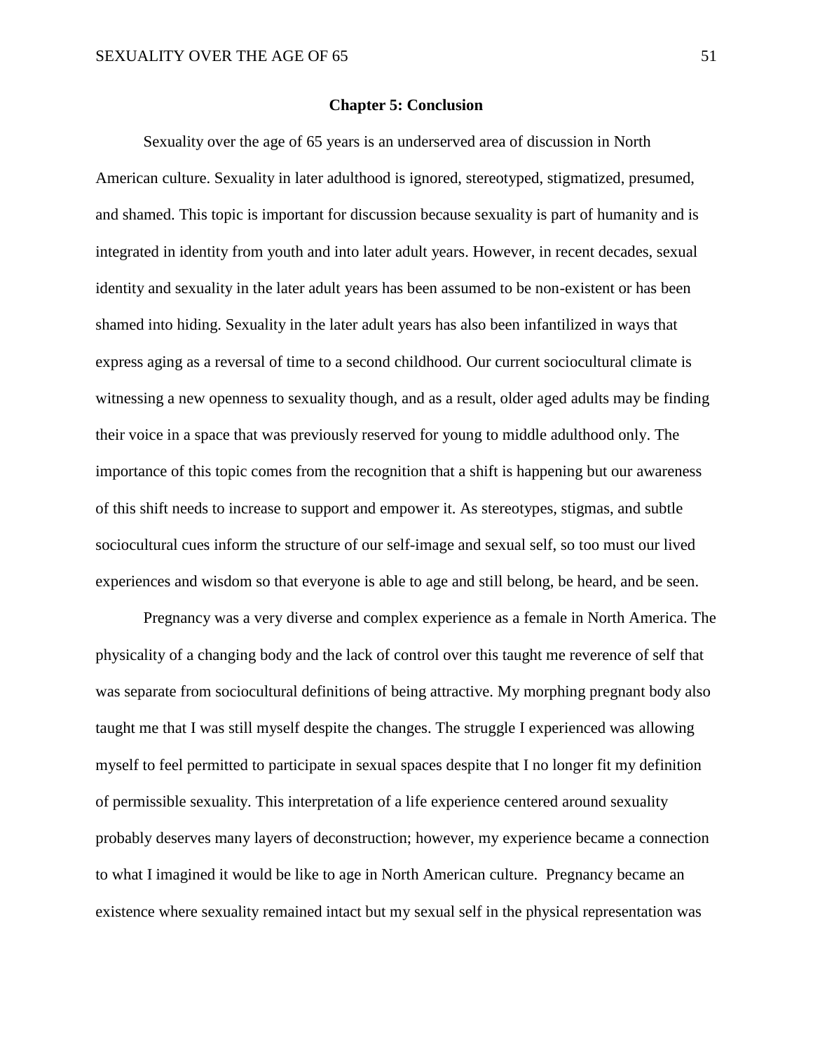## Chapter 5: Conclusion

Sexuality over the age of 65 years is an underserved area of discussion in North American culture. Sexuality in later adulthood is ignored, stereotyped, stigmatized, presumed, and shamed. This topic is important for discussion because sexuality is part of humanity and is integrated in identity from youth and into later adult years. However, in recent decades, sexual identity and sexuality in the later adult years has been assumed to be non-existent or has been shamed into hiding. Sexuality in the later adult years has also been infantilized in ways that express aging as a reversal of time to a second childhood. Our current sociocultural climate is witnessing a new openness to sexuality though, and as a result, older aged adults may be finding their voice in a space that was previously reserved for young to middle adulthood only. The importance of this topic comes from the recognition that a shift is happening but our awareness of this shift needs to increase to support and empower it. As stereotypes, stigmas, and subtle sociocultural cues inform the structure of our self-image and sexual self, so too must our lived experiences and wisdom so that everyone is able to age and still belong, be heard, and be seen.

Pregnancy was a very diverse and complex experience as a female in North America. The physicality of a changing body and the lack of control over this taught me reverence of self that was separate from sociocultural definitions of being attractive. My morphing pregnant body also taught me that I was still myself despite the changes. The struggle I experienced was allowing myself to feel permitted to participate in sexual spaces despite that I no longer fit my definition of permissible sexuality. This interpretation of a life experience centered around sexuality probably deserves many layers of deconstruction; however, my experience became a connection to what I imagined it would be like to age in North American culture. Pregnancy became an existence where sexuality remained intact but my sexual self in the physical representation was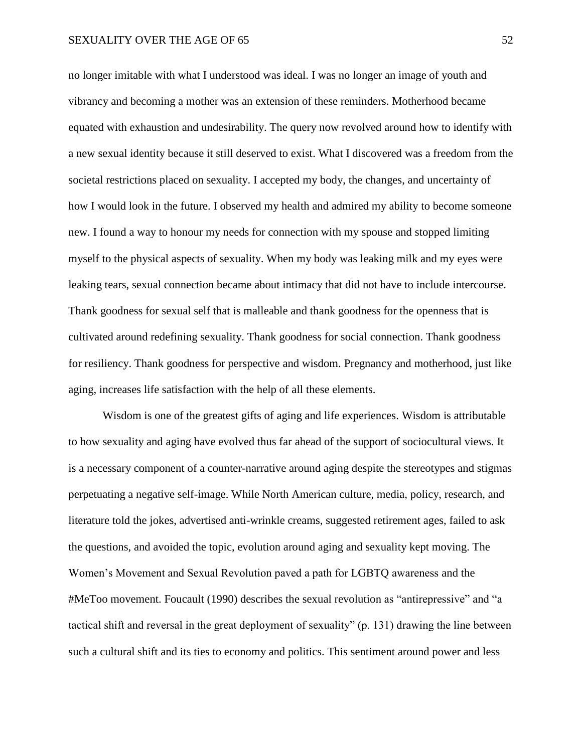no longer imitable with what I understood was ideal. I was no longer an image of youth and vibrancy and becoming a mother was an extension of these reminders. Motherhood became equated with exhaustion and undesirability. The query now revolved around how to identify with a new sexual identity because it still deserved to exist. What I discovered was a freedom from the societal restrictions placed on sexuality. I accepted my body, the changes, and uncertainty of how I would look in the future. I observed my health and admired my ability to become someone new. I found a way to honour my needs for connection with my spouse and stopped limiting myself to the physical aspects of sexuality. When my body was leaking milk and my eyes were leaking tears, sexual connection became about intimacy that did not have to include intercourse. Thank goodness for sexual self that is malleable and thank goodness for the openness that is cultivated around redefining sexuality. Thank goodness for social connection. Thank goodness for resiliency. Thank goodness for perspective and wisdom. Pregnancy and motherhood, just like aging, increases life satisfaction with the help of all these elements.

Wisdom is one of the greatest gifts of aging and life experiences. Wisdom is attributable to how sexuality and aging have evolved thus far ahead of the support of sociocultural views. It is a necessary component of a counter-narrative around aging despite the stereotypes and stigmas perpetuating a negative self-image. While North American culture, media, policy, research, and literature told the jokes, advertised anti-wrinkle creams, suggested retirement ages, failed to ask the questions, and avoided the topic, evolution around aging and sexuality kept moving. The Women's Movement and Sexual Revolution paved a path for LGBTQ awareness and the #MeToo movement. Foucault (1990) describes the sexual revolution as "antirepressive" and "a tactical shift and reversal in the great deployment of sexuality" (p. 131) drawing the line between such a cultural shift and its ties to economy and politics. This sentiment around power and less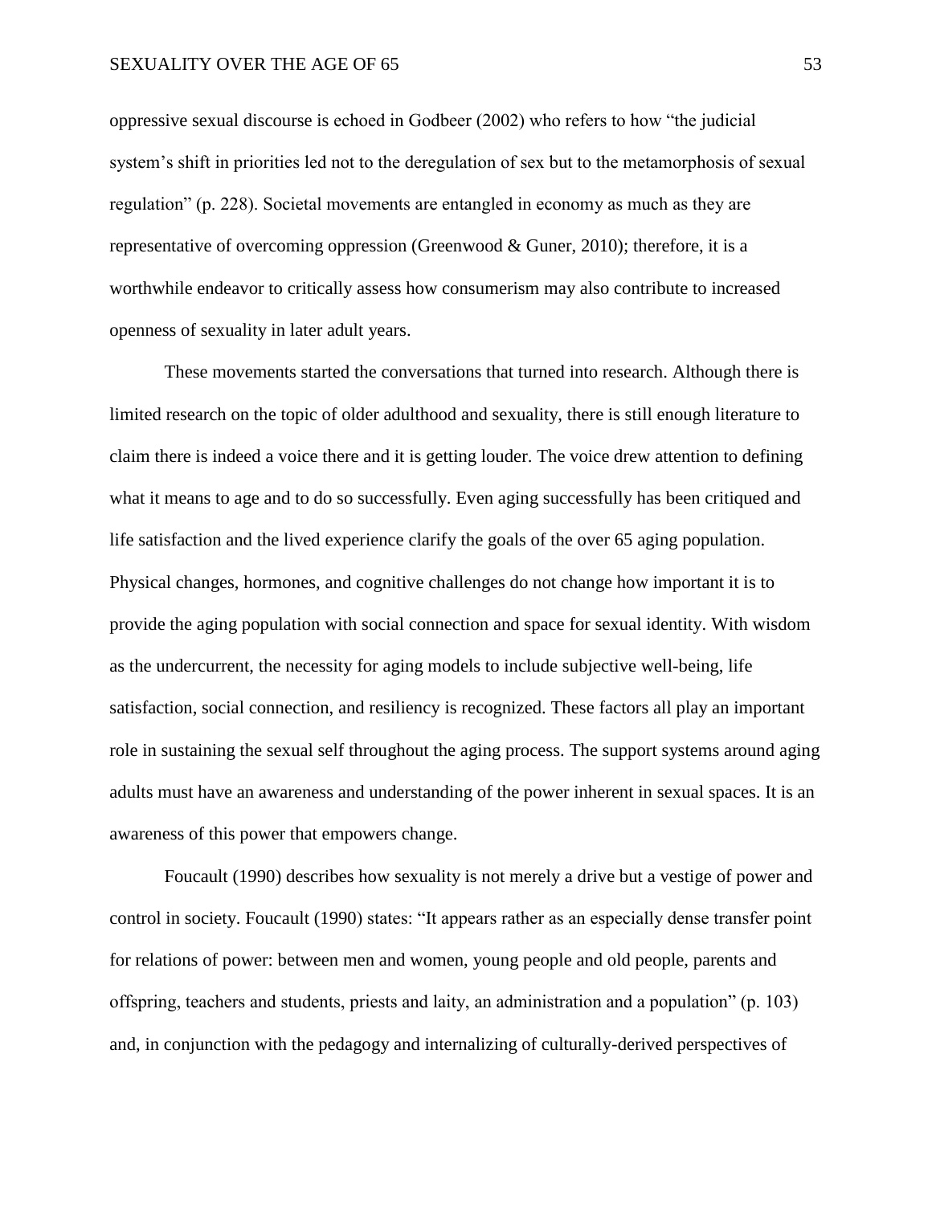oppressive sexual discourse is echoed in Godbeer (2002) who refers to how "the judicial system's shift in priorities led not to the deregulation of sex but to the metamorphosis of sexual regulation" (p. 228). Societal movements are entangled in economy as much as they are representative of overcoming oppression (Greenwood & Guner, 2010); therefore, it is a worthwhile endeavor to critically assess how consumerism may also contribute to increased openness of sexuality in later adult years.

These movements started the conversations that turned into research. Although there is limited research on the topic of older adulthood and sexuality, there is still enough literature to claim there is indeed a voice there and it is getting louder. The voice drew attention to defining what it means to age and to do so successfully. Even aging successfully has been critiqued and life satisfaction and the lived experience clarify the goals of the over 65 aging population. Physical changes, hormones, and cognitive challenges do not change how important it is to provide the aging population with social connection and space for sexual identity. With wisdom as the undercurrent, the necessity for aging models to include subjective well-being, life satisfaction, social connection, and resiliency is recognized. These factors all play an important role in sustaining the sexual self throughout the aging process. The support systems around aging adults must have an awareness and understanding of the power inherent in sexual spaces. It is an awareness of this power that empowers change.

Foucault (1990) describes how sexuality is not merely a drive but a vestige of power and control in society. Foucault (1990) states: "It appears rather as an especially dense transfer point for relations of power: between men and women, young people and old people, parents and offspring, teachers and students, priests and laity, an administration and a population" (p. 103) and, in conjunction with the pedagogy and internalizing of culturally-derived perspectives of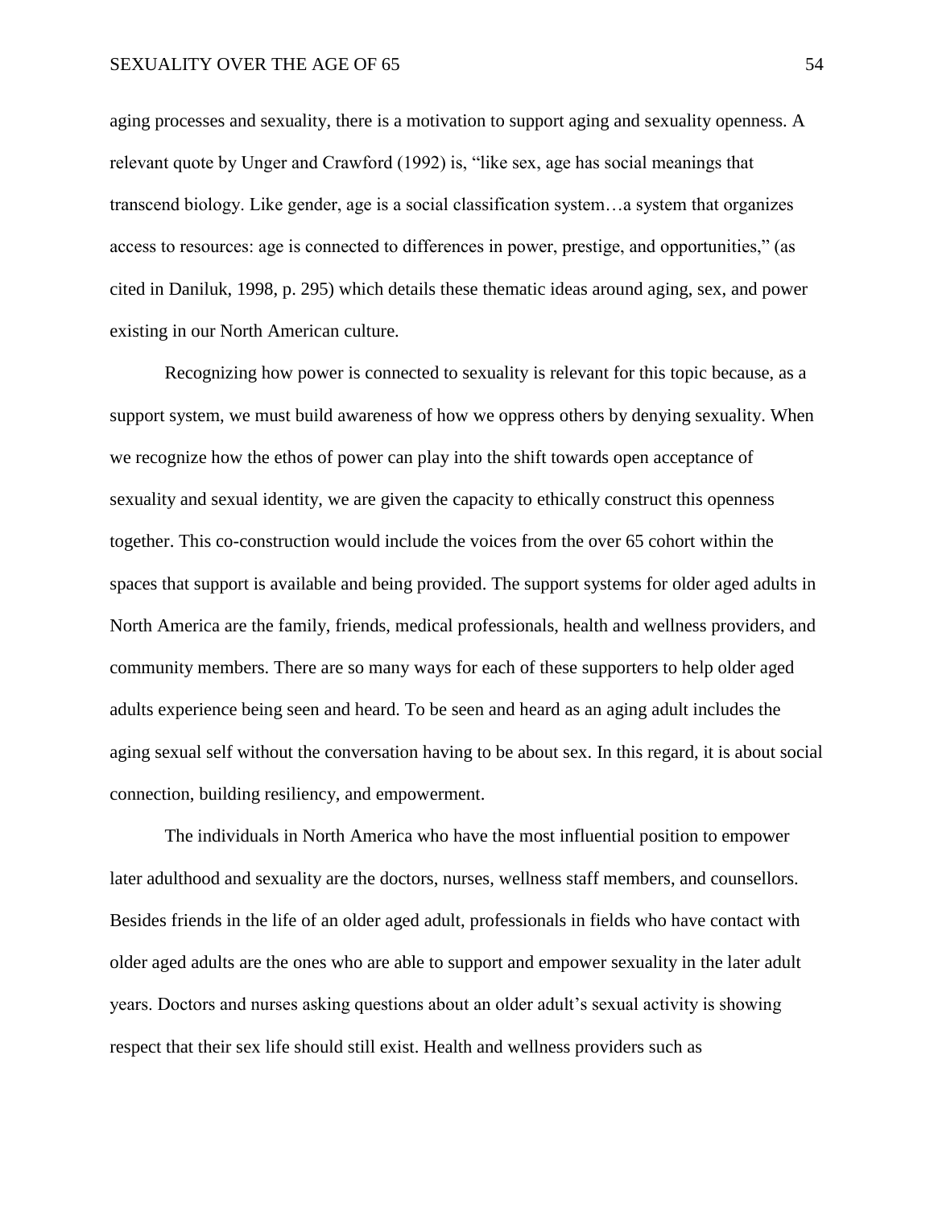aging processes and sexuality, there is a motivation to support aging and sexuality openness. A relevant quote by Unger and Crawford (1992) is, "like sex, age has social meanings that transcend biology. Like gender, age is a social classification system…a system that organizes access to resources: age is connected to differences in power, prestige, and opportunities," (as cited in Daniluk, 1998, p. 295) which details these thematic ideas around aging, sex, and power existing in our North American culture.

Recognizing how power is connected to sexuality is relevant for this topic because, as a support system, we must build awareness of how we oppress others by denying sexuality. When we recognize how the ethos of power can play into the shift towards open acceptance of sexuality and sexual identity, we are given the capacity to ethically construct this openness together. This co-construction would include the voices from the over 65 cohort within the spaces that support is available and being provided. The support systems for older aged adults in North America are the family, friends, medical professionals, health and wellness providers, and community members. There are so many ways for each of these supporters to help older aged adults experience being seen and heard. To be seen and heard as an aging adult includes the aging sexual self without the conversation having to be about sex. In this regard, it is about social connection, building resiliency, and empowerment.

The individuals in North America who have the most influential position to empower later adulthood and sexuality are the doctors, nurses, wellness staff members, and counsellors. Besides friends in the life of an older aged adult, professionals in fields who have contact with older aged adults are the ones who are able to support and empower sexuality in the later adult years. Doctors and nurses asking questions about an older adult's sexual activity is showing respect that their sex life should still exist. Health and wellness providers such as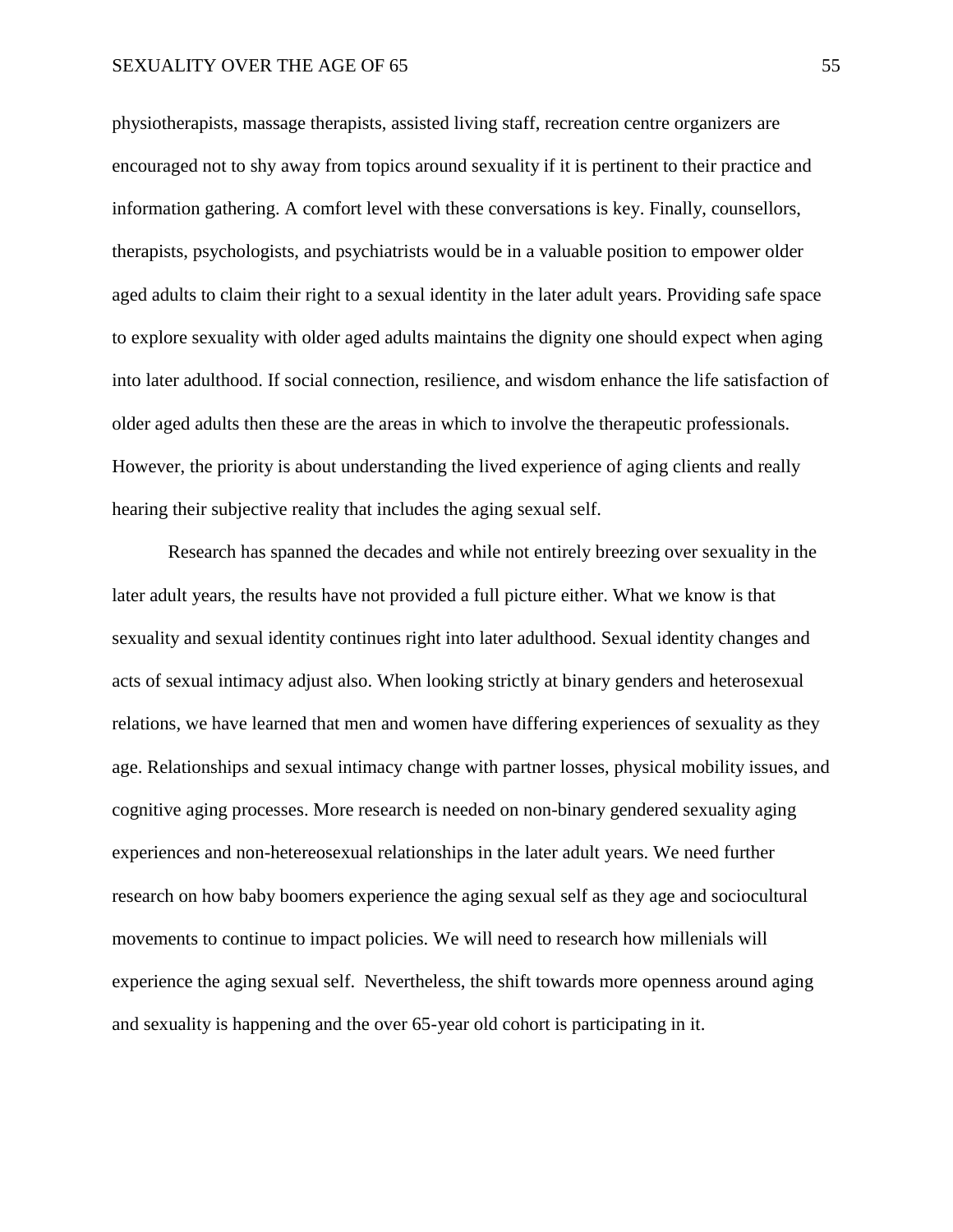physiotherapists, massage therapists, assisted living staff, recreation centre organizers are encouraged not to shy away from topics around sexuality if it is pertinent to their practice and information gathering. A comfort level with these conversations is key. Finally, counsellors, therapists, psychologists, and psychiatrists would be in a valuable position to empower older aged adults to claim their right to a sexual identity in the later adult years. Providing safe space to explore sexuality with older aged adults maintains the dignity one should expect when aging into later adulthood. If social connection, resilience, and wisdom enhance the life satisfaction of older aged adults then these are the areas in which to involve the therapeutic professionals. However, the priority is about understanding the lived experience of aging clients and really hearing their subjective reality that includes the aging sexual self.

Research has spanned the decades and while not entirely breezing over sexuality in the later adult years, the results have not provided a full picture either. What we know is that sexuality and sexual identity continues right into later adulthood. Sexual identity changes and acts of sexual intimacy adjust also. When looking strictly at binary genders and heterosexual relations, we have learned that men and women have differing experiences of sexuality as they age. Relationships and sexual intimacy change with partner losses, physical mobility issues, and cognitive aging processes. More research is needed on non-binary gendered sexuality aging experiences and non-hetereosexual relationships in the later adult years. We need further research on how baby boomers experience the aging sexual self as they age and sociocultural movements to continue to impact policies. We will need to research how millenials will experience the aging sexual self. Nevertheless, the shift towards more openness around aging and sexuality is happening and the over 65-year old cohort is participating in it.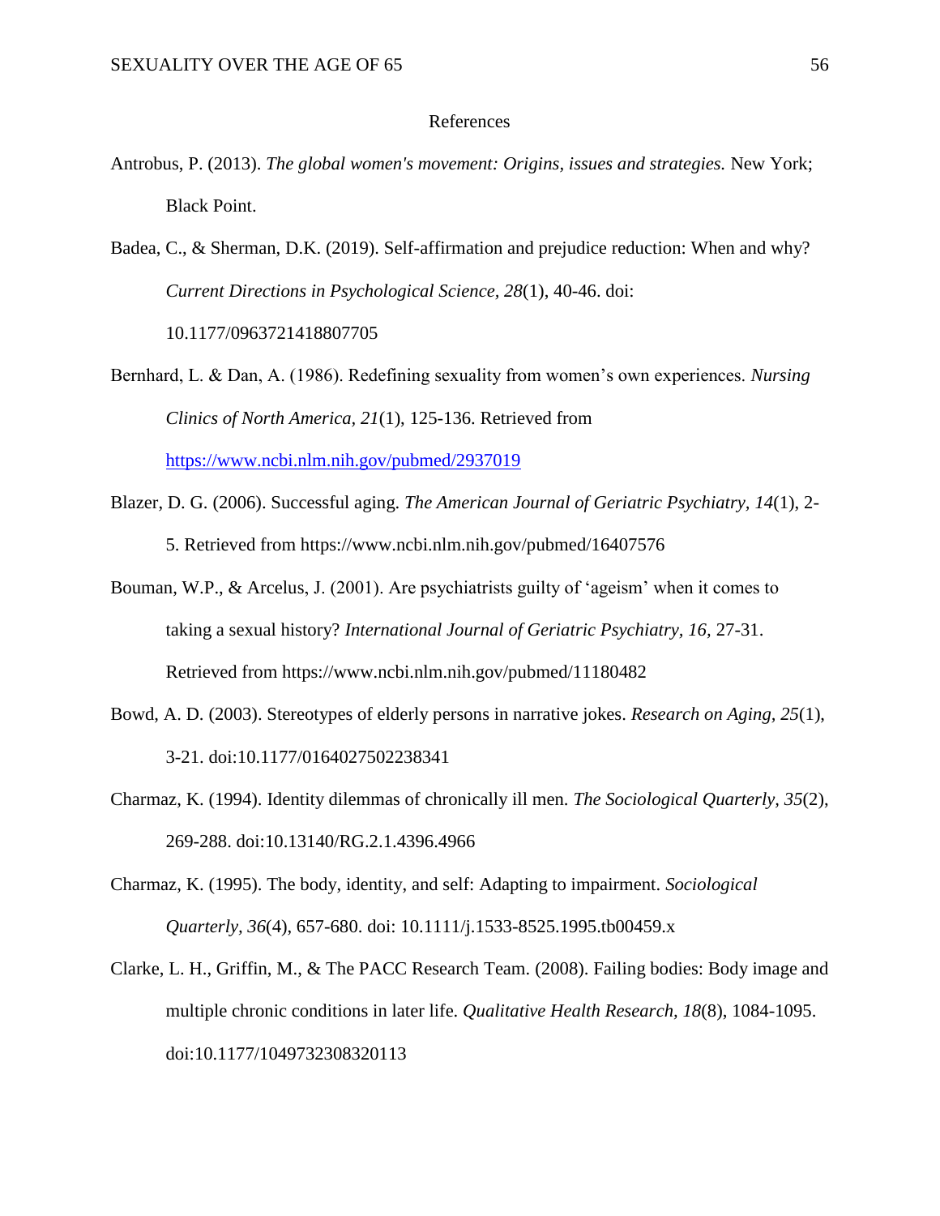# References

Antrobus, P. (2013). *The global women's movement: Origins, issues and strategies.* New York; Black Point.

Badea, C., & Sherman, D.K. (2019). Self-affirmation and prejudice reduction: When and why? *Current Directions in Psychological Science, 28*(1), 40-46. doi: 10.1177/0963721418807705

Bernhard, L. & Dan, A. (1986). Redefining sexuality from women's own experiences. *Nursing Clinics of North America, 21*(1), 125-136. Retrieved from https://www.ncbi.nlm.nih.gov/pubmed/2937019

Blazer, D. G. (2006). Successful aging. *The American Journal of Geriatric Psychiatry, 14*(1), 2-5. Retrieved from https://www.ncbi.nlm.nih.gov/pubmed/16407576

Bouman, W.P., & Arcelus, J. (2001). Are psychiatrists guilty of 'ageism' when it comes to taking a sexual history? *International Journal of Geriatric Psychiatry, 16,* 27-31. Retrieved from https://www.ncbi.nlm.nih.gov/pubmed/11180482

Bowd, A. D. (2003). Stereotypes of elderly persons in narrative jokes. *Research on Aging, 25*(1), 3-21. doi:10.1177/0164027502238341

Charmaz, K. (1994). Identity dilemmas of chronically ill men. *The Sociological Quarterly, 35*(2), 269-288. doi:10.13140/RG.2.1.4396.4966

Charmaz, K. (1995). The body, identity, and self: Adapting to impairment. *Sociological Quarterly, 36*(4), 657-680. doi: 10.1111/j.1533-8525.1995.tb00459.x

Clarke, L. H., Griffin, M., & The PACC Research Team. (2008). Failing bodies: Body image and multiple chronic conditions in later life. *Qualitative Health Research, 18*(8), 1084-1095. doi:10.1177/1049732308320113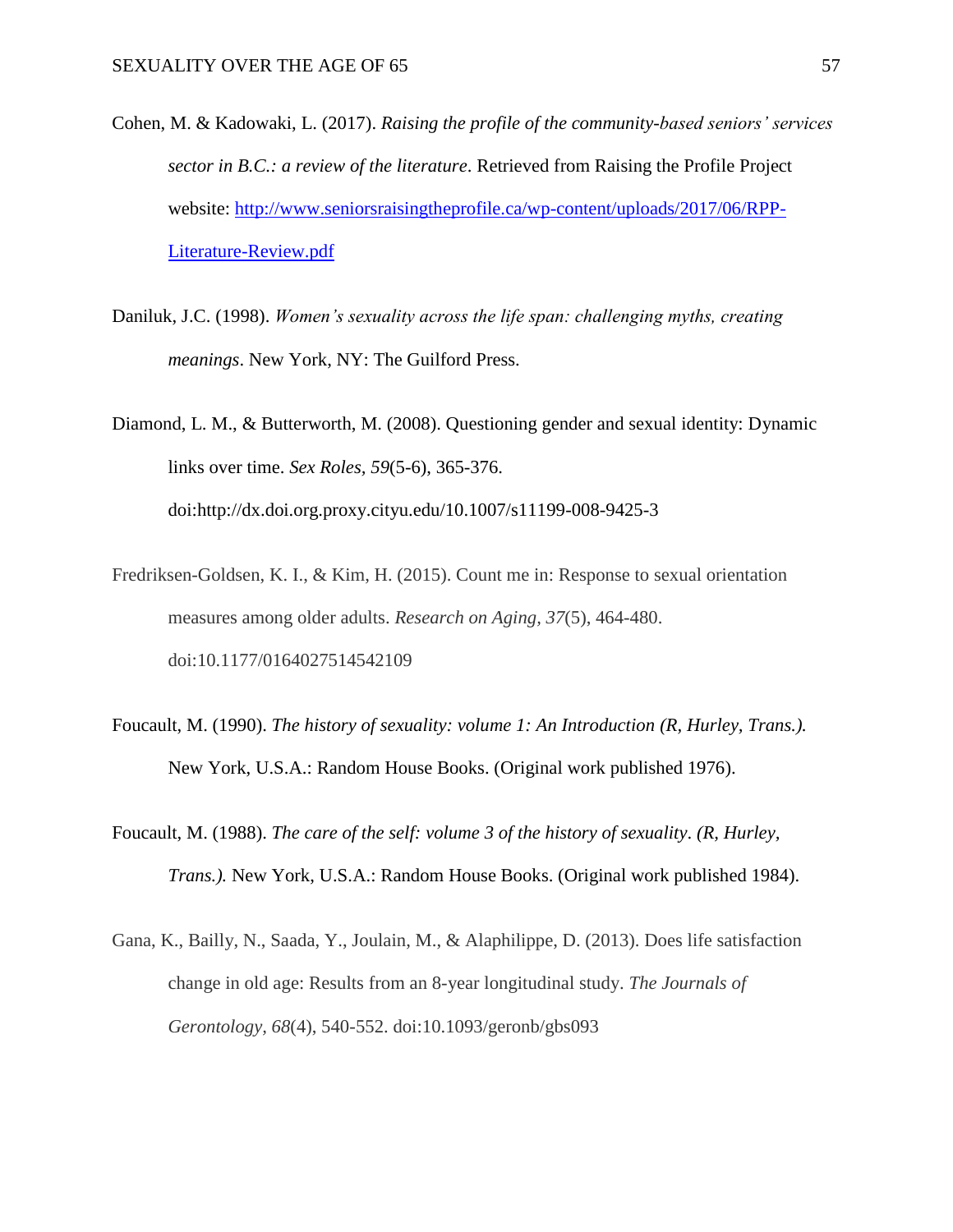Cohen, M. & Kadowaki, L. (2017). *Raising the profile of the community-based seniors' services sector in B.C.: a review of the literature*. Retrieved from Raising the Profile Project website: [http://www.seniorsraisingtheprofile.ca/wp-content/uploads/2017/06/RPP-Literature-Review.pdf](http://www.seniorsraisingtheprofile.ca/wp-content/uploads/2017/06/RPP-Literature-Review.pdf)

Daniluk, J.C. (1998). *Women's sexuality across the life span: challenging myths, creating meanings*. New York, NY: The Guilford Press.

Diamond, L. M., & Butterworth, M. (2008). Questioning gender and sexual identity: Dynamic links over time. *Sex Roles*, *59*(5-6), 365-376. doi:http://dx.doi.org.proxy.cityu.edu/10.1007/s11199-008-9425-3

Fredriksen-Goldsen, K. I., & Kim, H. (2015). Count me in: Response to sexual orientation measures among older adults. *Research on Aging*, *37*(5), 464-480. doi:10.1177/0164027514542109

Foucault, M. (1990). *The history of sexuality: volume 1: An Introduction (R, Hurley, Trans.).* New York, U.S.A.: Random House Books. (Original work published 1976).

Foucault, M. (1988). *The care of the self: volume 3 of the history of sexuality*. *(R, Hurley, Trans.).* New York, U.S.A.: Random House Books. (Original work published 1984).

Gana, K., Bailly, N., Saada, Y., Joulain, M., & Alaphilippe, D. (2013). Does life satisfaction change in old age: Results from an 8-year longitudinal study. *The Journals of Gerontology*, *68*(4), 540-552. doi:10.1093/geronb/gbs093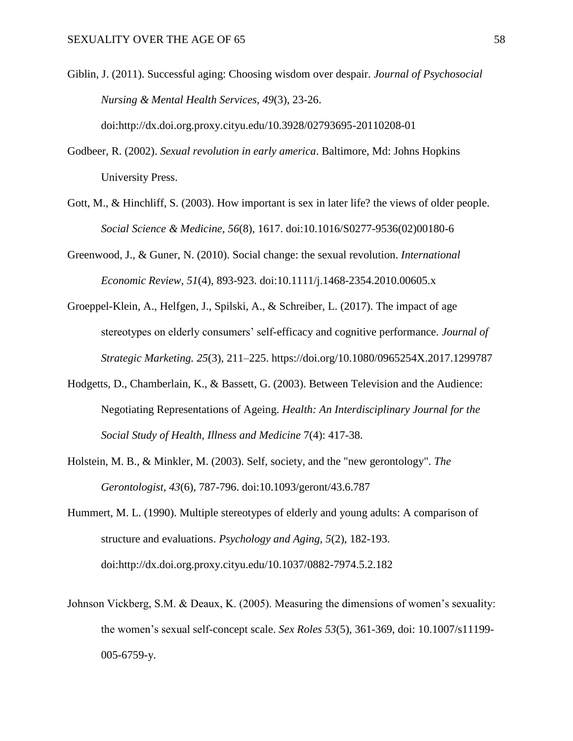Giblin, J. (2011). Successful aging: Choosing wisdom over despair. *Journal of Psychosocial Nursing & Mental Health Services, 49*(3), 23-26. doi:http://dx.doi.org.proxy.cityu.edu/10.3928/02793695-20110208-01

Godbeer, R. (2002). *Sexual revolution in early america*. Baltimore, Md: Johns Hopkins University Press.

Gott, M., & Hinchliff, S. (2003). How important is sex in later life? the views of older people. *Social Science & Medicine, 56*(8), 1617. doi:10.1016/S0277-9536(02)00180-6

Greenwood, J., & Guner, N. (2010). Social change: the sexual revolution. *International Economic Review, 51*(4), 893-923. doi:10.1111/j.1468-2354.2010.00605.x

Groeppel-Klein, A., Helfgen, J., Spilski, A., & Schreiber, L. (2017). The impact of age stereotypes on elderly consumers' self-efficacy and cognitive performance. *Journal of Strategic Marketing. 25*(3), 211–225. https://doi.org/10.1080/0965254X.2017.1299787

Hodgetts, D., Chamberlain, K., & Bassett, G. (2003). Between Television and the Audience: Negotiating Representations of Ageing. *Health: An Interdisciplinary Journal for the Social Study of Health, Illness and Medicine* 7(4): 417-38.

Holstein, M. B., & Minkler, M. (2003). Self, society, and the "new gerontology". *The Gerontologist, 43*(6), 787-796. doi:10.1093/geront/43.6.787

Hummert, M. L. (1990). Multiple stereotypes of elderly and young adults: A comparison of structure and evaluations. *Psychology and Aging, 5*(2), 182-193. doi:http://dx.doi.org.proxy.cityu.edu/10.1037/0882-7974.5.2.182

Johnson Vickberg, S.M. & Deaux, K. (2005). Measuring the dimensions of women's sexuality: the women's sexual self-concept scale. *Sex Roles 53*(5), 361-369, doi: 10.1007/s11199-005-6759-y.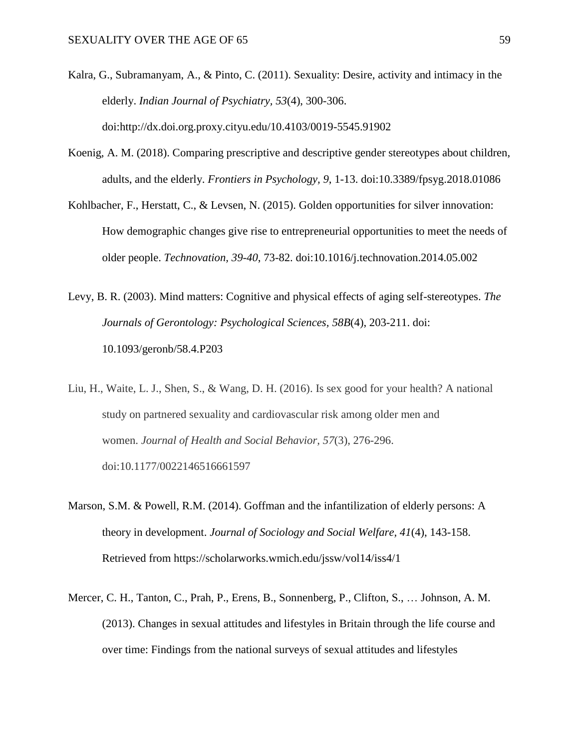Kalra, G., Subramanyam, A., & Pinto, C. (2011). Sexuality: Desire, activity and intimacy in the elderly. *Indian Journal of Psychiatry, 53*(4), 300-306. doi:http://dx.doi.org.proxy.cityu.edu/10.4103/0019-5545.91902

Koenig, A. M. (2018). Comparing prescriptive and descriptive gender stereotypes about children, adults, and the elderly. *Frontiers in Psychology, 9*, 1-13. doi:10.3389/fpsyg.2018.01086

Kohlbacher, F., Herstatt, C., & Levsen, N. (2015). Golden opportunities for silver innovation: How demographic changes give rise to entrepreneurial opportunities to meet the needs of older people. *Technovation, 39-40*, 73-82. doi:10.1016/j.technovation.2014.05.002

Levy, B. R. (2003). Mind matters: Cognitive and physical effects of aging self-stereotypes. *The Journals of Gerontology: Psychological Sciences, 58B*(4), 203-211. doi: 10.1093/geronb/58.4.P203

Liu, H., Waite, L. J., Shen, S., & Wang, D. H. (2016). Is sex good for your health? A national study on partnered sexuality and cardiovascular risk among older men and women. *Journal of Health and Social Behavior, 57*(3), 276-296. doi:10.1177/0022146516661597

Marson, S.M. & Powell, R.M. (2014). Goffman and the infantilization of elderly persons: A theory in development. *Journal of Sociology and Social Welfare, 41*(4), 143-158. Retrieved from https://scholarworks.wmich.edu/jssw/vol14/iss4/1

Mercer, C. H., Tanton, C., Prah, P., Erens, B., Sonnenberg, P., Clifton, S., … Johnson, A. M. (2013). Changes in sexual attitudes and lifestyles in Britain through the life course and over time: Findings from the national surveys of sexual attitudes and lifestyles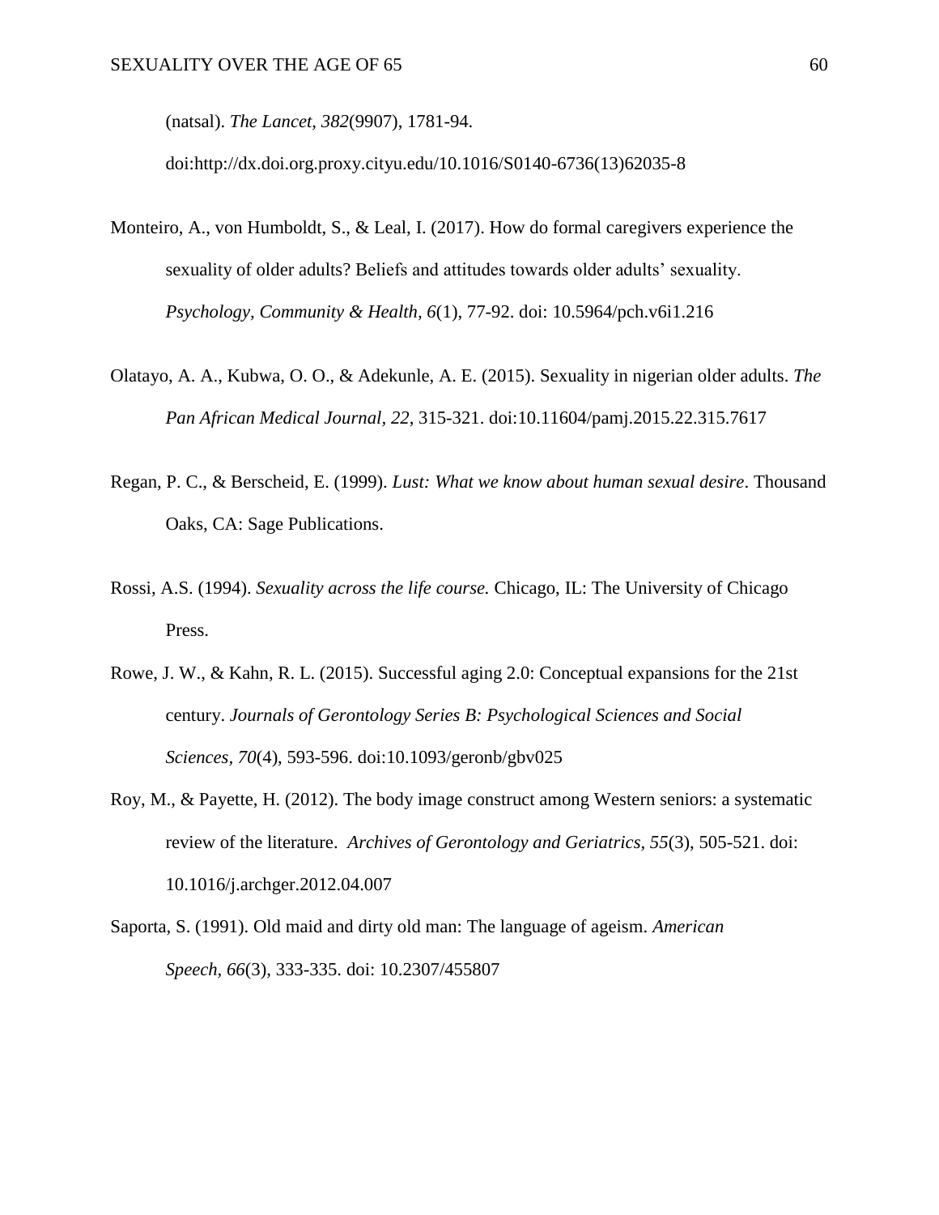(natsal). *The Lancet, 382*(9907), 1781-94. doi:http://dx.doi.org.proxy.cityu.edu/10.1016/S0140-6736(13)62035-8

Monteiro, A., von Humboldt, S., & Leal, I. (2017). How do formal caregivers experience the sexuality of older adults? Beliefs and attitudes towards older adults' sexuality. *Psychology, Community & Health, 6*(1), 77-92. doi: 10.5964/pch.v6i1.216

Olatayo, A. A., Kubwa, O. O., & Adekunle, A. E. (2015). Sexuality in nigerian older adults. *The Pan African Medical Journal, 22*, 315-321. doi:10.11604/pamj.2015.22.315.7617

Regan, P. C., & Berscheid, E. (1999). *Lust: What we know about human sexual desire*. Thousand Oaks, CA: Sage Publications.

Rossi, A.S. (1994). *Sexuality across the life course.* Chicago, IL: The University of Chicago Press.

Rowe, J. W., & Kahn, R. L. (2015). Successful aging 2.0: Conceptual expansions for the 21st century. *Journals of Gerontology Series B: Psychological Sciences and Social Sciences, 70*(4), 593-596. doi:10.1093/geronb/gbv025

Roy, M., & Payette, H. (2012). The body image construct among Western seniors: a systematic review of the literature. *Archives of Gerontology and Geriatrics, 55*(3), 505-521. doi: 10.1016/j.archger.2012.04.007

Saporta, S. (1991). Old maid and dirty old man: The language of ageism. *American Speech, 66*(3), 333-335. doi: 10.2307/455807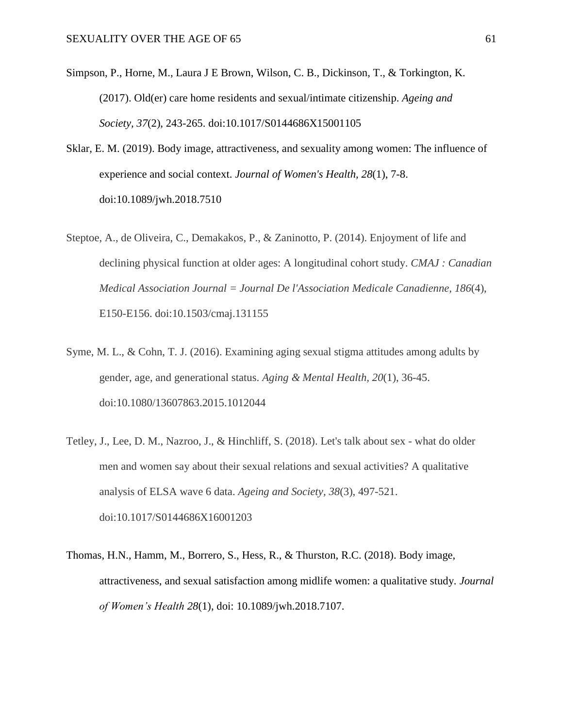Simpson, P., Horne, M., Laura J E Brown, Wilson, C. B., Dickinson, T., & Torkington, K. (2017). Old(er) care home residents and sexual/intimate citizenship. *Ageing and Society, 37*(2), 243-265. doi:10.1017/S0144686X15001105

Sklar, E. M. (2019). Body image, attractiveness, and sexuality among women: The influence of experience and social context. *Journal of Women's Health, 28*(1), 7-8. doi:10.1089/jwh.2018.7510

Steptoe, A., de Oliveira, C., Demakakos, P., & Zaninotto, P. (2014). Enjoyment of life and declining physical function at older ages: A longitudinal cohort study. *CMAJ : Canadian Medical Association Journal = Journal De l'Association Medicale Canadienne, 186*(4), E150-E156. doi:10.1503/cmaj.131155

Syme, M. L., & Cohn, T. J. (2016). Examining aging sexual stigma attitudes among adults by gender, age, and generational status. *Aging & Mental Health, 20*(1), 36-45. doi:10.1080/13607863.2015.1012044

Tetley, J., Lee, D. M., Nazroo, J., & Hinchliff, S. (2018). Let's talk about sex - what do older men and women say about their sexual relations and sexual activities? A qualitative analysis of ELSA wave 6 data. *Ageing and Society, 38*(3), 497-521. doi:10.1017/S0144686X16001203

Thomas, H.N., Hamm, M., Borrero, S., Hess, R., & Thurston, R.C. (2018). Body image, attractiveness, and sexual satisfaction among midlife women: a qualitative study. *Journal of Women's Health 28*(1), doi: 10.1089/jwh.2018.7107.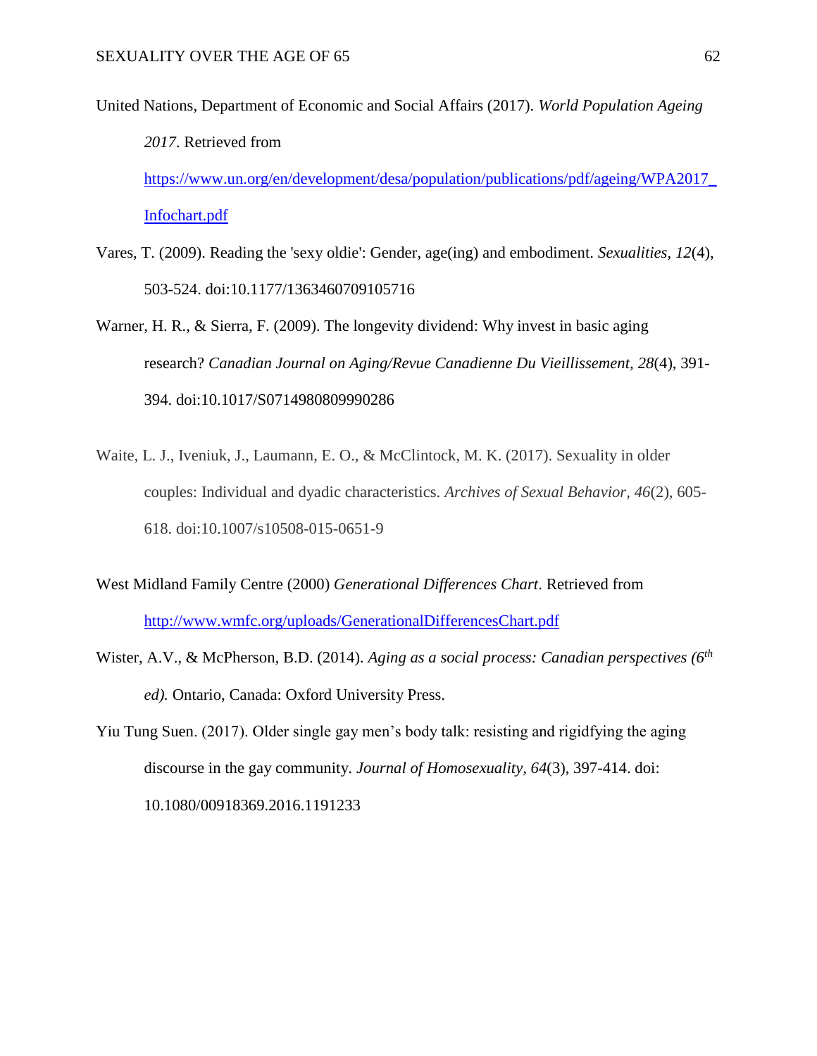United Nations, Department of Economic and Social Affairs (2017). *World Population Ageing 2017*. Retrieved from https://www.un.org/en/development/desa/population/publications/pdf/ageing/WPA2017_Infochart.pdf

Vares, T. (2009). Reading the 'sexy oldie': Gender, age(ing) and embodiment. *Sexualities, 12*(4), 503-524. doi:10.1177/1363460709105716

Warner, H. R., & Sierra, F. (2009). The longevity dividend: Why invest in basic aging research? *Canadian Journal on Aging/Revue Canadienne Du Vieillissement, 28*(4), 391-394. doi:10.1017/S0714980809990286

Waite, L. J., Iveniuk, J., Laumann, E. O., & McClintock, M. K. (2017). Sexuality in older couples: Individual and dyadic characteristics. *Archives of Sexual Behavior*, *46*(2), 605-618. doi:10.1007/s10508-015-0651-9

West Midland Family Centre (2000) *Generational Differences Chart*. Retrieved from http://www.wmfc.org/uploads/GenerationalDifferencesChart.pdf

Wister, A.V., & McPherson, B.D. (2014). *Aging as a social process: Canadian perspectives (6th ed).* Ontario, Canada: Oxford University Press.

Yiu Tung Suen. (2017). Older single gay men's body talk: resisting and rigidfying the aging discourse in the gay community. *Journal of Homosexuality, 64*(3), 397-414. doi: 10.1080/00918369.2016.1191233